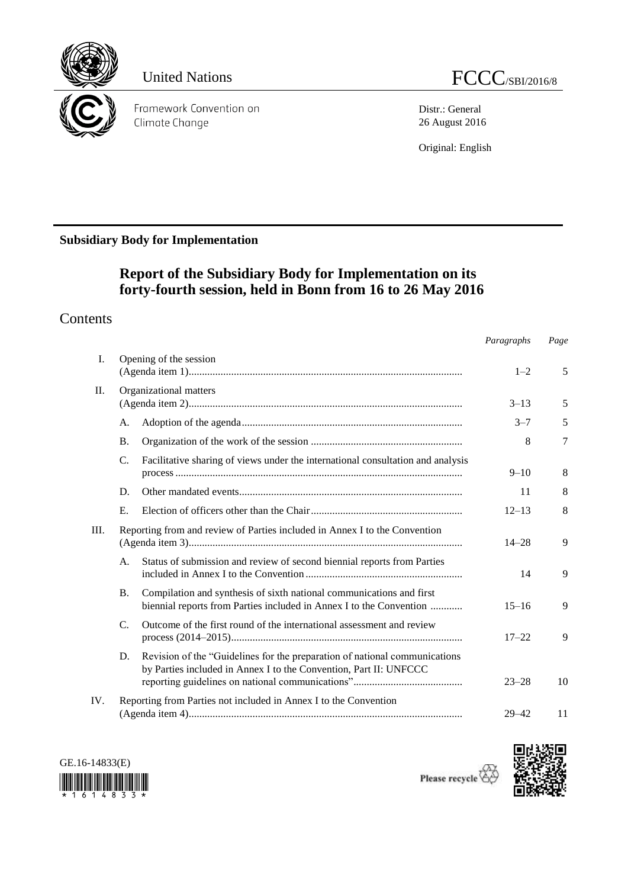United Nations

FCCC/SBI/2016/8

Framework Convention on Climate Change

Distr.: General
26 August 2016

Original: English

**Subsidiary Body for Implementation**

# Report of the Subsidiary Body for Implementation on its forty-fourth session, held in Bonn from 16 to 26 May 2016

## Contents

| | | | *Paragraphs* | *Page* |
|---|---|---|---|---|
| I. | | Opening of the session (Agenda item 1) | 1–2 | 5 |
| II. | | Organizational matters (Agenda item 2) | 3–13 | 5 |
| | A. | Adoption of the agenda | 3–7 | 5 |
| | B. | Organization of the work of the session | 8 | 7 |
| | C. | Facilitative sharing of views under the international consultation and analysis process | 9–10 | 8 |
| | D. | Other mandated events | 11 | 8 |
| | E. | Election of officers other than the Chair | 12–13 | 8 |
| III. | | Reporting from and review of Parties included in Annex I to the Convention (Agenda item 3) | 14–28 | 9 |
| | A. | Status of submission and review of second biennial reports from Parties included in Annex I to the Convention | 14 | 9 |
| | B. | Compilation and synthesis of sixth national communications and first biennial reports from Parties included in Annex I to the Convention | 15–16 | 9 |
| | C. | Outcome of the first round of the international assessment and review process (2014–2015) | 17–22 | 9 |
| | D. | Revision of the "Guidelines for the preparation of national communications by Parties included in Annex I to the Convention, Part II: UNFCCC reporting guidelines on national communications" | 23–28 | 10 |
| IV. | | Reporting from Parties not included in Annex I to the Convention (Agenda item 4) | 29–42 | 11 |

GE.16-14833(E)

Please recycle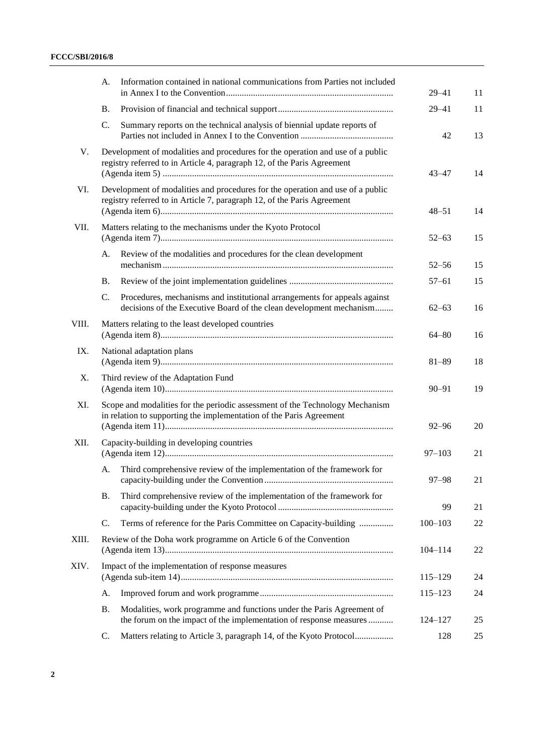| | | | Paragraphs | Page |
|---|---|---|---|---|
| | A. | Information contained in national communications from Parties not included in Annex I to the Convention | 29–41 | 11 |
| | B. | Provision of financial and technical support | 29–41 | 11 |
| | C. | Summary reports on the technical analysis of biennial update reports of Parties not included in Annex I to the Convention | 42 | 13 |
| V. | | Development of modalities and procedures for the operation and use of a public registry referred to in Article 4, paragraph 12, of the Paris Agreement (Agenda item 5) | 43–47 | 14 |
| VI. | | Development of modalities and procedures for the operation and use of a public registry referred to in Article 7, paragraph 12, of the Paris Agreement (Agenda item 6) | 48–51 | 14 |
| VII. | | Matters relating to the mechanisms under the Kyoto Protocol (Agenda item 7) | 52–63 | 15 |
| | A. | Review of the modalities and procedures for the clean development mechanism | 52–56 | 15 |
| | B. | Review of the joint implementation guidelines | 57–61 | 15 |
| | C. | Procedures, mechanisms and institutional arrangements for appeals against decisions of the Executive Board of the clean development mechanism | 62–63 | 16 |
| VIII. | | Matters relating to the least developed countries (Agenda item 8) | 64–80 | 16 |
| IX. | | National adaptation plans (Agenda item 9) | 81–89 | 18 |
| X. | | Third review of the Adaptation Fund (Agenda item 10) | 90–91 | 19 |
| XI. | | Scope and modalities for the periodic assessment of the Technology Mechanism in relation to supporting the implementation of the Paris Agreement (Agenda item 11) | 92–96 | 20 |
| XII. | | Capacity-building in developing countries (Agenda item 12) | 97–103 | 21 |
| | A. | Third comprehensive review of the implementation of the framework for capacity-building under the Convention | 97–98 | 21 |
| | B. | Third comprehensive review of the implementation of the framework for capacity-building under the Kyoto Protocol | 99 | 21 |
| | C. | Terms of reference for the Paris Committee on Capacity-building | 100–103 | 22 |
| XIII. | | Review of the Doha work programme on Article 6 of the Convention (Agenda item 13) | 104–114 | 22 |
| XIV. | | Impact of the implementation of response measures (Agenda sub-item 14) | 115–129 | 24 |
| | A. | Improved forum and work programme | 115–123 | 24 |
| | B. | Modalities, work programme and functions under the Paris Agreement of the forum on the impact of the implementation of response measures | 124–127 | 25 |
| | C. | Matters relating to Article 3, paragraph 14, of the Kyoto Protocol | 128 | 25 |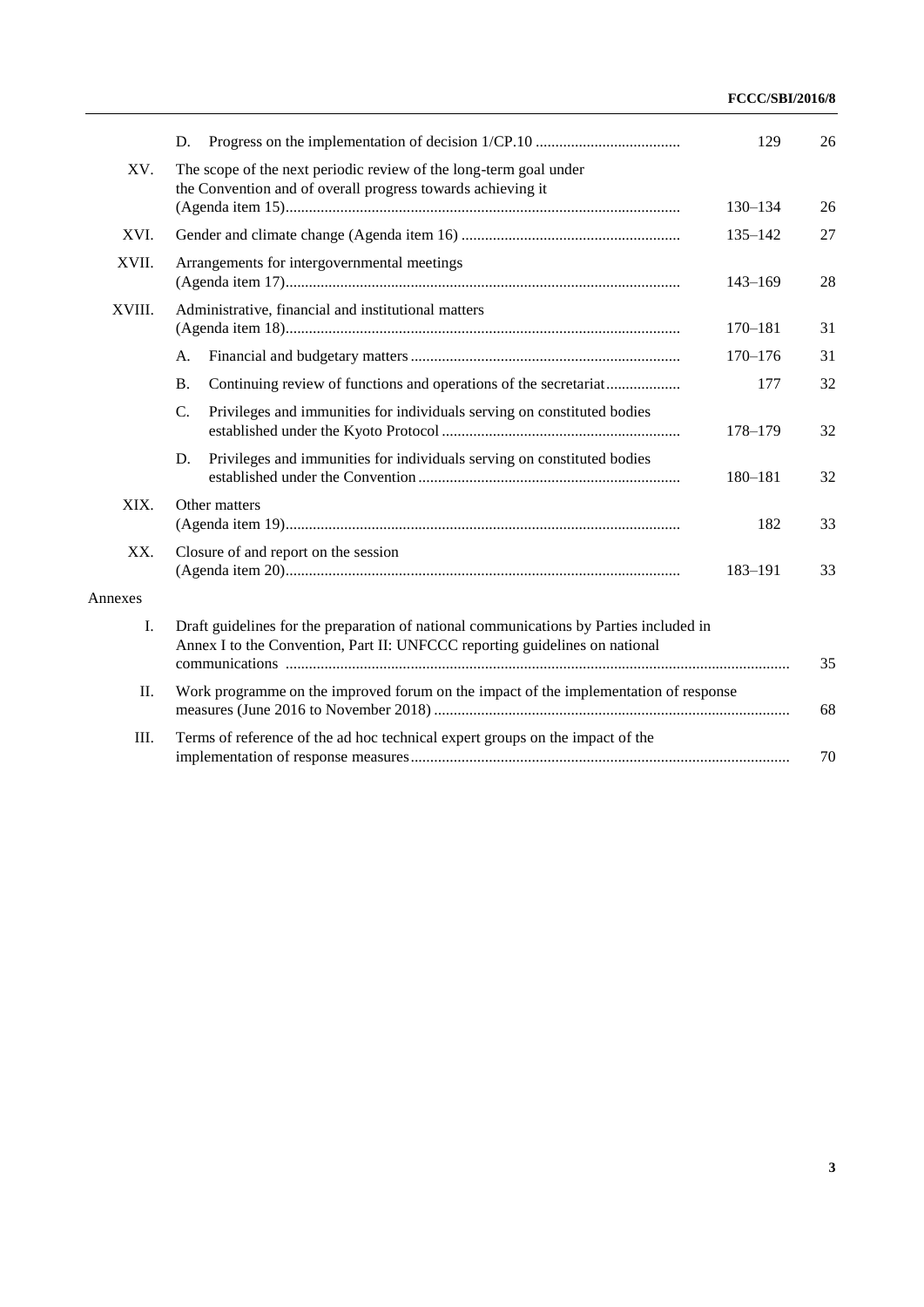| | | Paragraphs | Page |
|---|---|---|---|
| | D. Progress on the implementation of decision 1/CP.10 | 129 | 26 |
| XV. | The scope of the next periodic review of the long-term goal under the Convention and of overall progress towards achieving it (Agenda item 15) | 130–134 | 26 |
| XVI. | Gender and climate change (Agenda item 16) | 135–142 | 27 |
| XVII. | Arrangements for intergovernmental meetings (Agenda item 17) | 143–169 | 28 |
| XVIII. | Administrative, financial and institutional matters (Agenda item 18) | 170–181 | 31 |
| | A. Financial and budgetary matters | 170–176 | 31 |
| | B. Continuing review of functions and operations of the secretariat | 177 | 32 |
| | C. Privileges and immunities for individuals serving on constituted bodies established under the Kyoto Protocol | 178–179 | 32 |
| | D. Privileges and immunities for individuals serving on constituted bodies established under the Convention | 180–181 | 32 |
| XIX. | Other matters (Agenda item 19) | 182 | 33 |
| XX. | Closure of and report on the session (Agenda item 20) | 183–191 | 33 |
| Annexes | | | |
| I. | Draft guidelines for the preparation of national communications by Parties included in Annex I to the Convention, Part II: UNFCCC reporting guidelines on national communications | | 35 |
| II. | Work programme on the improved forum on the impact of the implementation of response measures (June 2016 to November 2018) | | 68 |
| III. | Terms of reference of the ad hoc technical expert groups on the impact of the implementation of response measures | | 70 |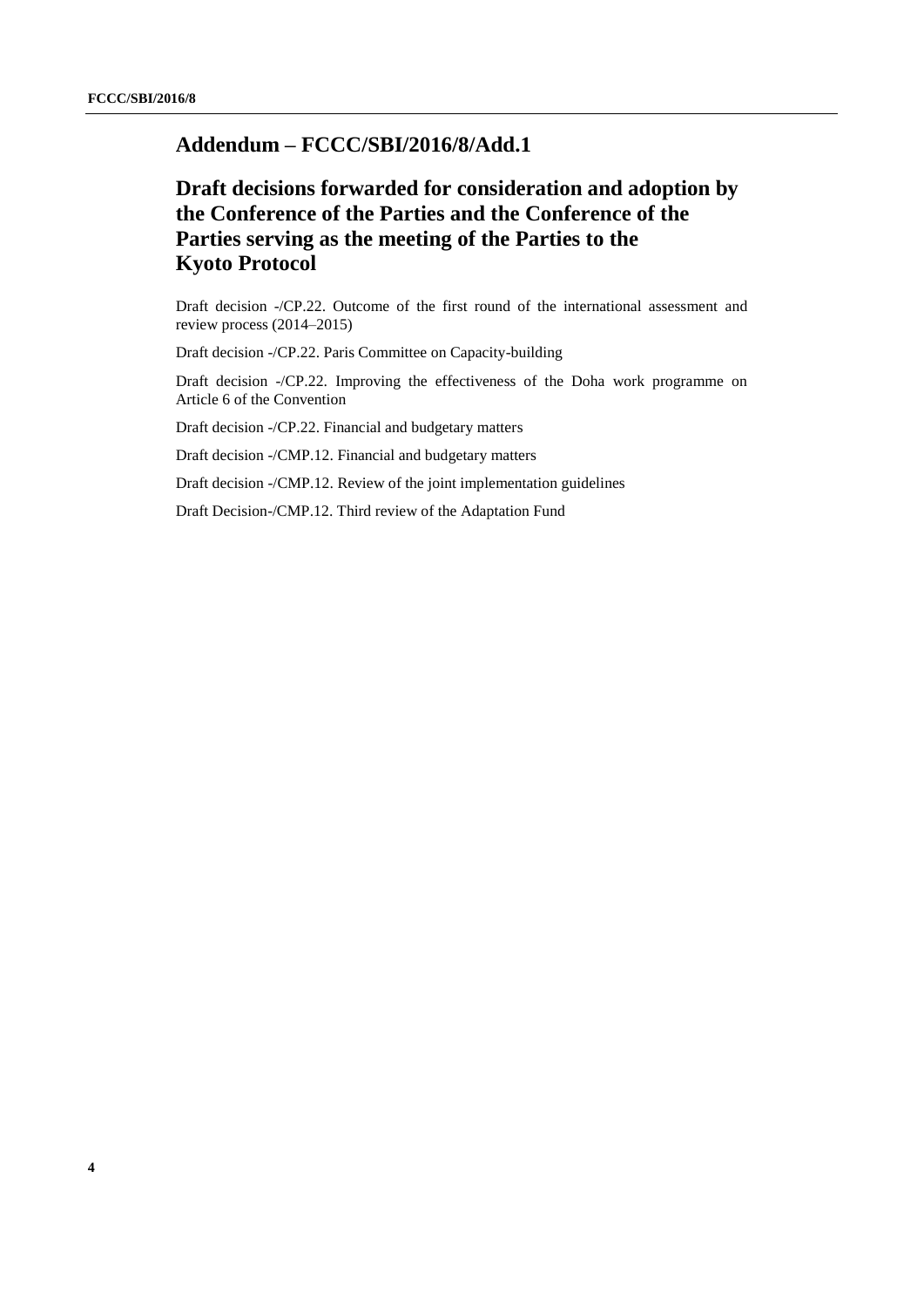## Addendum – FCCC/SBI/2016/8/Add.1

## Draft decisions forwarded for consideration and adoption by the Conference of the Parties and the Conference of the Parties serving as the meeting of the Parties to the Kyoto Protocol

Draft decision -/CP.22. Outcome of the first round of the international assessment and review process (2014–2015)

Draft decision -/CP.22. Paris Committee on Capacity-building

Draft decision -/CP.22. Improving the effectiveness of the Doha work programme on Article 6 of the Convention

Draft decision -/CP.22. Financial and budgetary matters

Draft decision -/CMP.12. Financial and budgetary matters

Draft decision -/CMP.12. Review of the joint implementation guidelines

Draft Decision-/CMP.12. Third review of the Adaptation Fund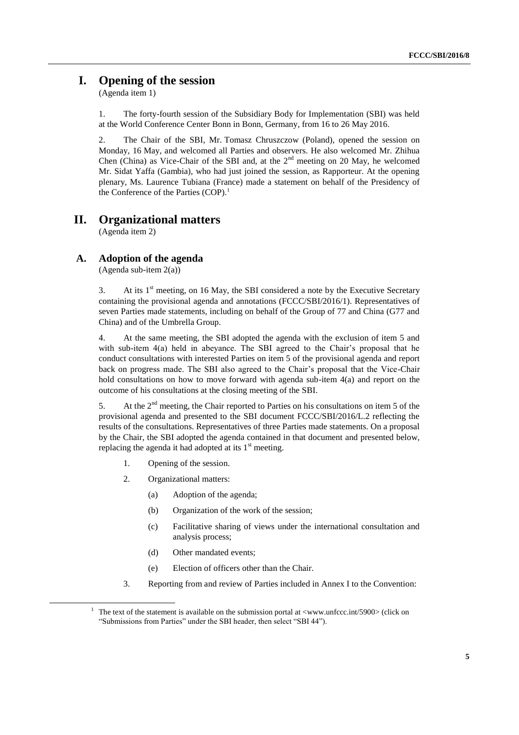# I. Opening of the session

(Agenda item 1)

1. The forty-fourth session of the Subsidiary Body for Implementation (SBI) was held at the World Conference Center Bonn in Bonn, Germany, from 16 to 26 May 2016.

2. The Chair of the SBI, Mr. Tomasz Chruszczow (Poland), opened the session on Monday, 16 May, and welcomed all Parties and observers. He also welcomed Mr. Zhihua Chen (China) as Vice-Chair of the SBI and, at the 2nd meeting on 20 May, he welcomed Mr. Sidat Yaffa (Gambia), who had just joined the session, as Rapporteur. At the opening plenary, Ms. Laurence Tubiana (France) made a statement on behalf of the Presidency of the Conference of the Parties (COP).[1]

# II. Organizational matters

(Agenda item 2)

## A. Adoption of the agenda

(Agenda sub-item 2(a))

3. At its 1st meeting, on 16 May, the SBI considered a note by the Executive Secretary containing the provisional agenda and annotations (FCCC/SBI/2016/1). Representatives of seven Parties made statements, including on behalf of the Group of 77 and China (G77 and China) and of the Umbrella Group.

4. At the same meeting, the SBI adopted the agenda with the exclusion of item 5 and with sub-item 4(a) held in abeyance. The SBI agreed to the Chair's proposal that he conduct consultations with interested Parties on item 5 of the provisional agenda and report back on progress made. The SBI also agreed to the Chair's proposal that the Vice-Chair hold consultations on how to move forward with agenda sub-item 4(a) and report on the outcome of his consultations at the closing meeting of the SBI.

5. At the 2nd meeting, the Chair reported to Parties on his consultations on item 5 of the provisional agenda and presented to the SBI document FCCC/SBI/2016/L.2 reflecting the results of the consultations. Representatives of three Parties made statements. On a proposal by the Chair, the SBI adopted the agenda contained in that document and presented below, replacing the agenda it had adopted at its 1st meeting.

1. Opening of the session.
2. Organizational matters:
   (a) Adoption of the agenda;
   (b) Organization of the work of the session;
   (c) Facilitative sharing of views under the international consultation and analysis process;
   (d) Other mandated events;
   (e) Election of officers other than the Chair.
3. Reporting from and review of Parties included in Annex I to the Convention:

[1] The text of the statement is available on the submission portal at <www.unfccc.int/5900> (click on "Submissions from Parties" under the SBI header, then select "SBI 44").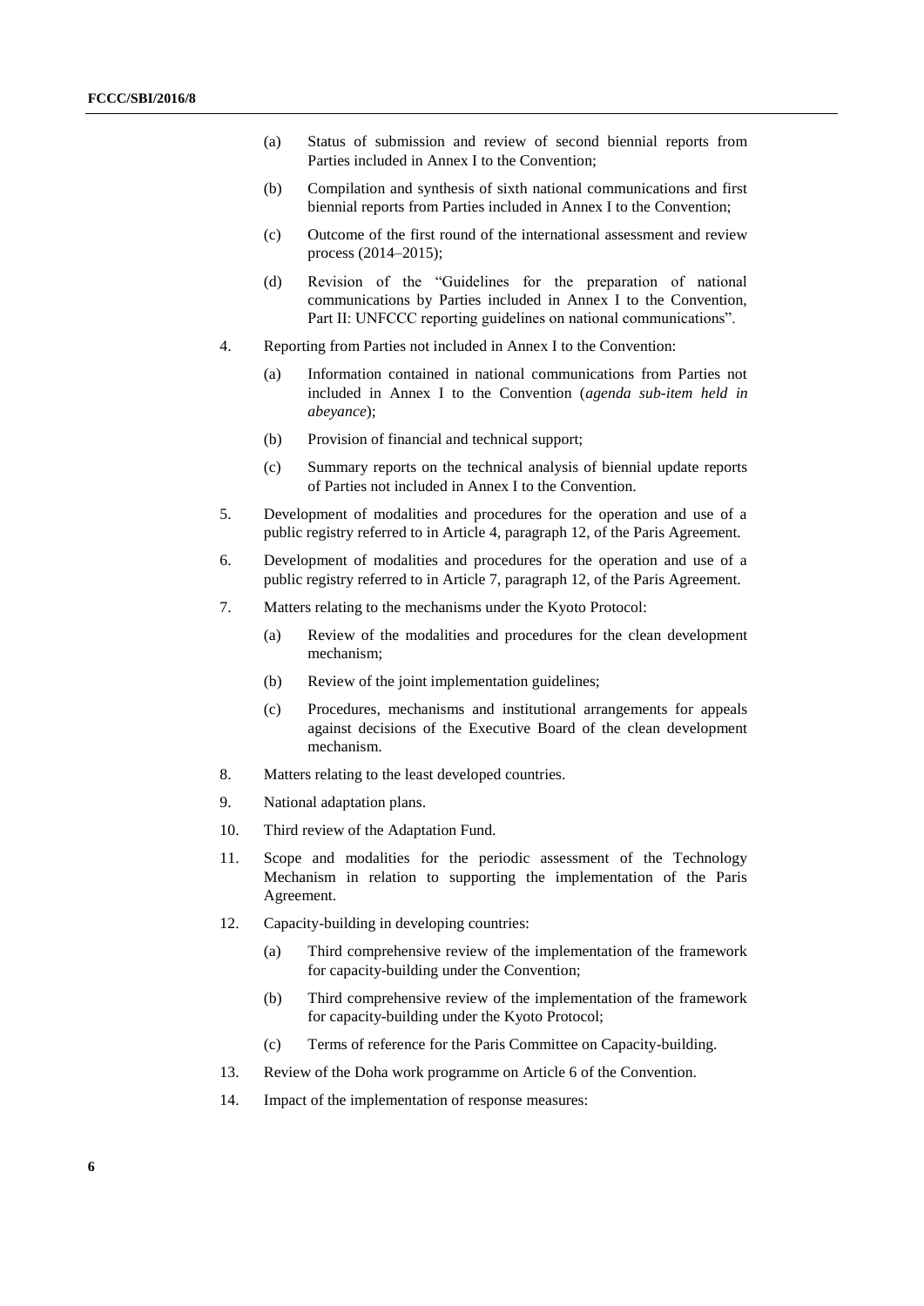(a) Status of submission and review of second biennial reports from Parties included in Annex I to the Convention;

(b) Compilation and synthesis of sixth national communications and first biennial reports from Parties included in Annex I to the Convention;

(c) Outcome of the first round of the international assessment and review process (2014–2015);

(d) Revision of the "Guidelines for the preparation of national communications by Parties included in Annex I to the Convention, Part II: UNFCCC reporting guidelines on national communications".

4. Reporting from Parties not included in Annex I to the Convention:

   (a) Information contained in national communications from Parties not included in Annex I to the Convention (*agenda sub-item held in abeyance*);

   (b) Provision of financial and technical support;

   (c) Summary reports on the technical analysis of biennial update reports of Parties not included in Annex I to the Convention.

5. Development of modalities and procedures for the operation and use of a public registry referred to in Article 4, paragraph 12, of the Paris Agreement.

6. Development of modalities and procedures for the operation and use of a public registry referred to in Article 7, paragraph 12, of the Paris Agreement.

7. Matters relating to the mechanisms under the Kyoto Protocol:

   (a) Review of the modalities and procedures for the clean development mechanism;

   (b) Review of the joint implementation guidelines;

   (c) Procedures, mechanisms and institutional arrangements for appeals against decisions of the Executive Board of the clean development mechanism.

8. Matters relating to the least developed countries.

9. National adaptation plans.

10. Third review of the Adaptation Fund.

11. Scope and modalities for the periodic assessment of the Technology Mechanism in relation to supporting the implementation of the Paris Agreement.

12. Capacity-building in developing countries:

    (a) Third comprehensive review of the implementation of the framework for capacity-building under the Convention;

    (b) Third comprehensive review of the implementation of the framework for capacity-building under the Kyoto Protocol;

    (c) Terms of reference for the Paris Committee on Capacity-building.

13. Review of the Doha work programme on Article 6 of the Convention.

14. Impact of the implementation of response measures: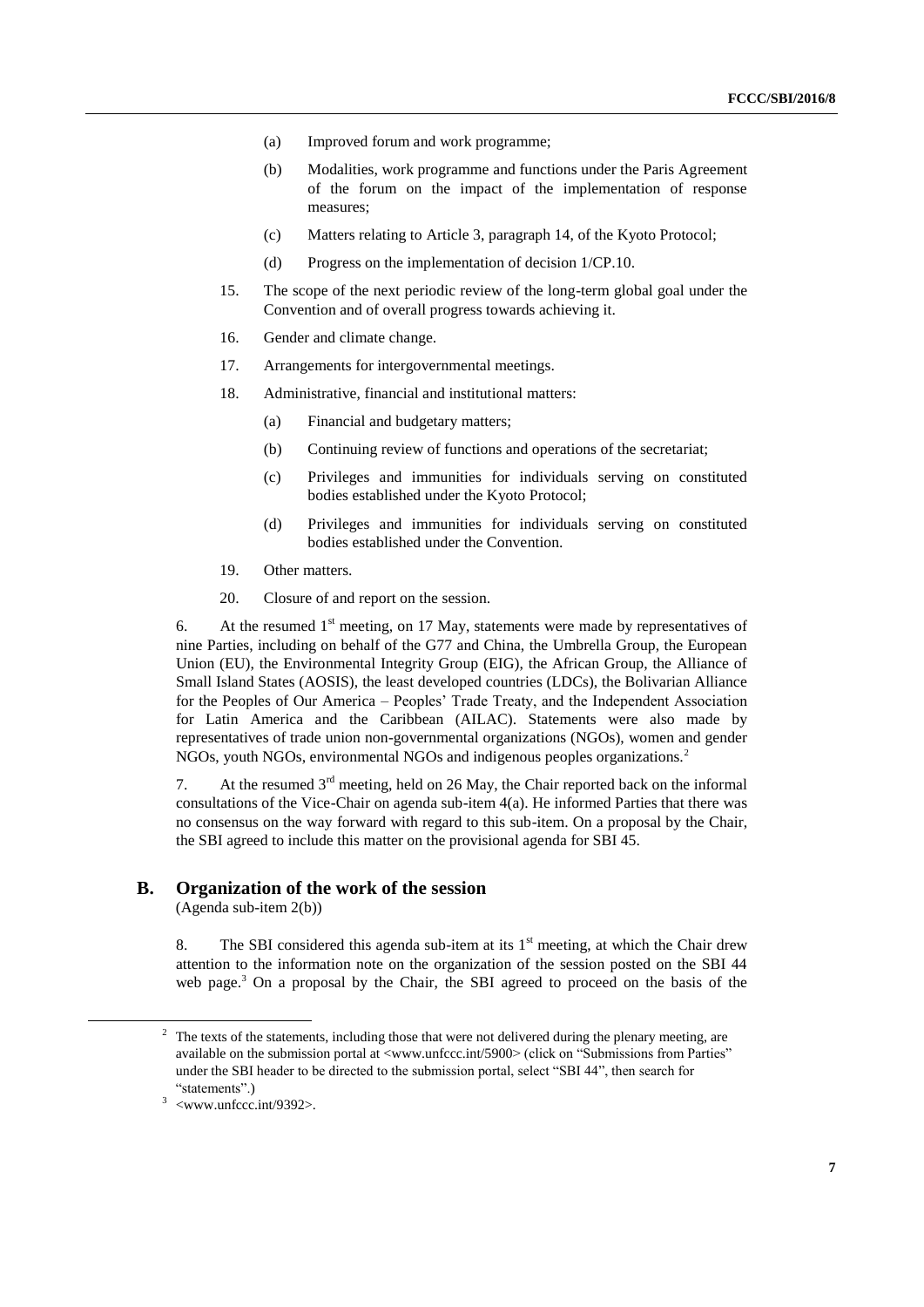(a) Improved forum and work programme;

(b) Modalities, work programme and functions under the Paris Agreement of the forum on the impact of the implementation of response measures;

(c) Matters relating to Article 3, paragraph 14, of the Kyoto Protocol;

(d) Progress on the implementation of decision 1/CP.10.

15. The scope of the next periodic review of the long-term global goal under the Convention and of overall progress towards achieving it.

16. Gender and climate change.

17. Arrangements for intergovernmental meetings.

18. Administrative, financial and institutional matters:

(a) Financial and budgetary matters;

(b) Continuing review of functions and operations of the secretariat;

(c) Privileges and immunities for individuals serving on constituted bodies established under the Kyoto Protocol;

(d) Privileges and immunities for individuals serving on constituted bodies established under the Convention.

19. Other matters.

20. Closure of and report on the session.

6. At the resumed 1st meeting, on 17 May, statements were made by representatives of nine Parties, including on behalf of the G77 and China, the Umbrella Group, the European Union (EU), the Environmental Integrity Group (EIG), the African Group, the Alliance of Small Island States (AOSIS), the least developed countries (LDCs), the Bolivarian Alliance for the Peoples of Our America – Peoples' Trade Treaty, and the Independent Association for Latin America and the Caribbean (AILAC). Statements were also made by representatives of trade union non-governmental organizations (NGOs), women and gender NGOs, youth NGOs, environmental NGOs and indigenous peoples organizations.[2]

7. At the resumed 3rd meeting, held on 26 May, the Chair reported back on the informal consultations of the Vice-Chair on agenda sub-item 4(a). He informed Parties that there was no consensus on the way forward with regard to this sub-item. On a proposal by the Chair, the SBI agreed to include this matter on the provisional agenda for SBI 45.

## B. Organization of the work of the session

(Agenda sub-item 2(b))

8. The SBI considered this agenda sub-item at its 1st meeting, at which the Chair drew attention to the information note on the organization of the session posted on the SBI 44 web page.[3] On a proposal by the Chair, the SBI agreed to proceed on the basis of the

[2] The texts of the statements, including those that were not delivered during the plenary meeting, are available on the submission portal at <www.unfccc.int/5900> (click on "Submissions from Parties" under the SBI header to be directed to the submission portal, select "SBI 44", then search for "statements".)

[3] <www.unfccc.int/9392>.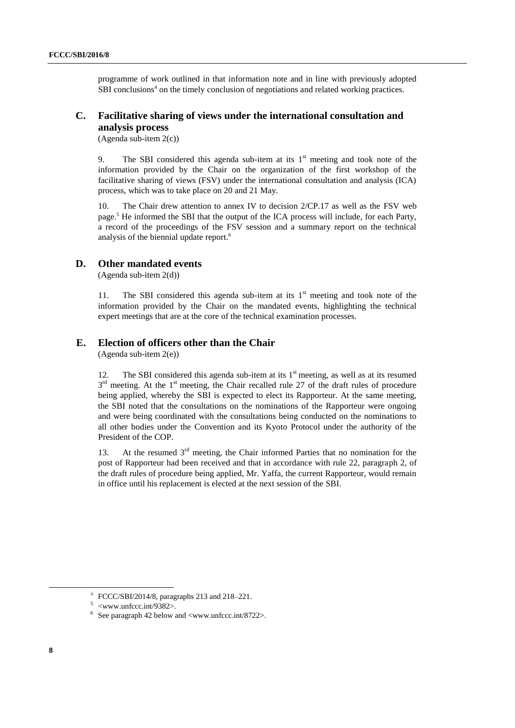programme of work outlined in that information note and in line with previously adopted SBI conclusions[4] on the timely conclusion of negotiations and related working practices.

## C. Facilitative sharing of views under the international consultation and analysis process

(Agenda sub-item 2(c))

9. The SBI considered this agenda sub-item at its 1st meeting and took note of the information provided by the Chair on the organization of the first workshop of the facilitative sharing of views (FSV) under the international consultation and analysis (ICA) process, which was to take place on 20 and 21 May.

10. The Chair drew attention to annex IV to decision 2/CP.17 as well as the FSV web page.[5] He informed the SBI that the output of the ICA process will include, for each Party, a record of the proceedings of the FSV session and a summary report on the technical analysis of the biennial update report.[6]

## D. Other mandated events

(Agenda sub-item 2(d))

11. The SBI considered this agenda sub-item at its 1st meeting and took note of the information provided by the Chair on the mandated events, highlighting the technical expert meetings that are at the core of the technical examination processes.

## E. Election of officers other than the Chair

(Agenda sub-item 2(e))

12. The SBI considered this agenda sub-item at its 1st meeting, as well as at its resumed 3rd meeting. At the 1st meeting, the Chair recalled rule 27 of the draft rules of procedure being applied, whereby the SBI is expected to elect its Rapporteur. At the same meeting, the SBI noted that the consultations on the nominations of the Rapporteur were ongoing and were being coordinated with the consultations being conducted on the nominations to all other bodies under the Convention and its Kyoto Protocol under the authority of the President of the COP.

13. At the resumed 3rd meeting, the Chair informed Parties that no nomination for the post of Rapporteur had been received and that in accordance with rule 22, paragraph 2, of the draft rules of procedure being applied, Mr. Yaffa, the current Rapporteur, would remain in office until his replacement is elected at the next session of the SBI.

---

[4] FCCC/SBI/2014/8, paragraphs 213 and 218–221.

[5] <www.unfccc.int/9382>.

[6] See paragraph 42 below and <www.unfccc.int/8722>.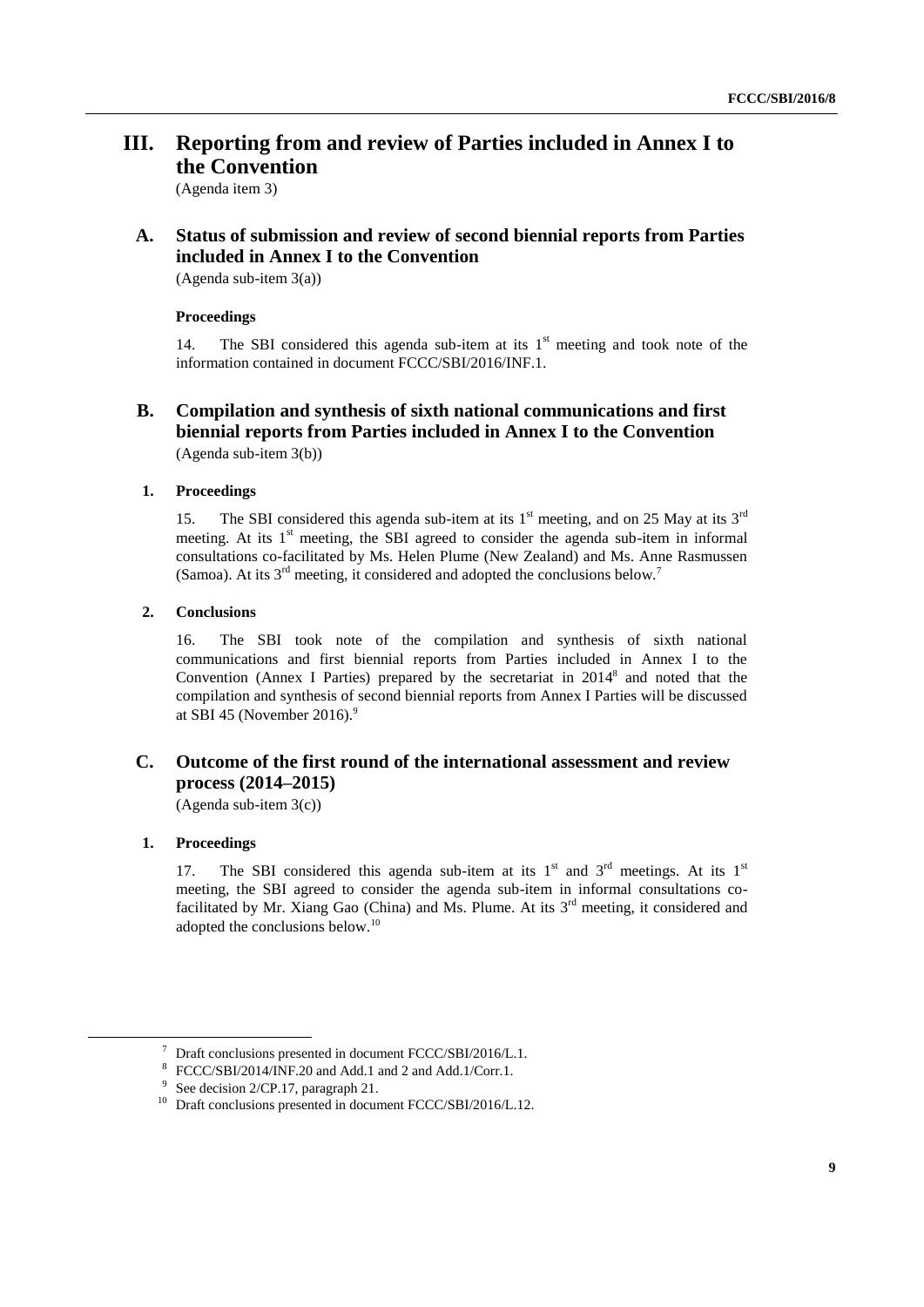# III. Reporting from and review of Parties included in Annex I to the Convention

(Agenda item 3)

## A. Status of submission and review of second biennial reports from Parties included in Annex I to the Convention

(Agenda sub-item 3(a))

#### Proceedings

14. The SBI considered this agenda sub-item at its 1st meeting and took note of the information contained in document FCCC/SBI/2016/INF.1.

## B. Compilation and synthesis of sixth national communications and first biennial reports from Parties included in Annex I to the Convention

(Agenda sub-item 3(b))

### 1. Proceedings

15. The SBI considered this agenda sub-item at its 1st meeting, and on 25 May at its 3rd meeting. At its 1st meeting, the SBI agreed to consider the agenda sub-item in informal consultations co-facilitated by Ms. Helen Plume (New Zealand) and Ms. Anne Rasmussen (Samoa). At its 3rd meeting, it considered and adopted the conclusions below.[7]

### 2. Conclusions

16. The SBI took note of the compilation and synthesis of sixth national communications and first biennial reports from Parties included in Annex I to the Convention (Annex I Parties) prepared by the secretariat in 2014[8] and noted that the compilation and synthesis of second biennial reports from Annex I Parties will be discussed at SBI 45 (November 2016).[9]

## C. Outcome of the first round of the international assessment and review process (2014–2015)

(Agenda sub-item 3(c))

### 1. Proceedings

17. The SBI considered this agenda sub-item at its 1st and 3rd meetings. At its 1st meeting, the SBI agreed to consider the agenda sub-item in informal consultations co-facilitated by Mr. Xiang Gao (China) and Ms. Plume. At its 3rd meeting, it considered and adopted the conclusions below.[10]

---

[7] Draft conclusions presented in document FCCC/SBI/2016/L.1.

[8] FCCC/SBI/2014/INF.20 and Add.1 and 2 and Add.1/Corr.1.

[9] See decision 2/CP.17, paragraph 21.

[10] Draft conclusions presented in document FCCC/SBI/2016/L.12.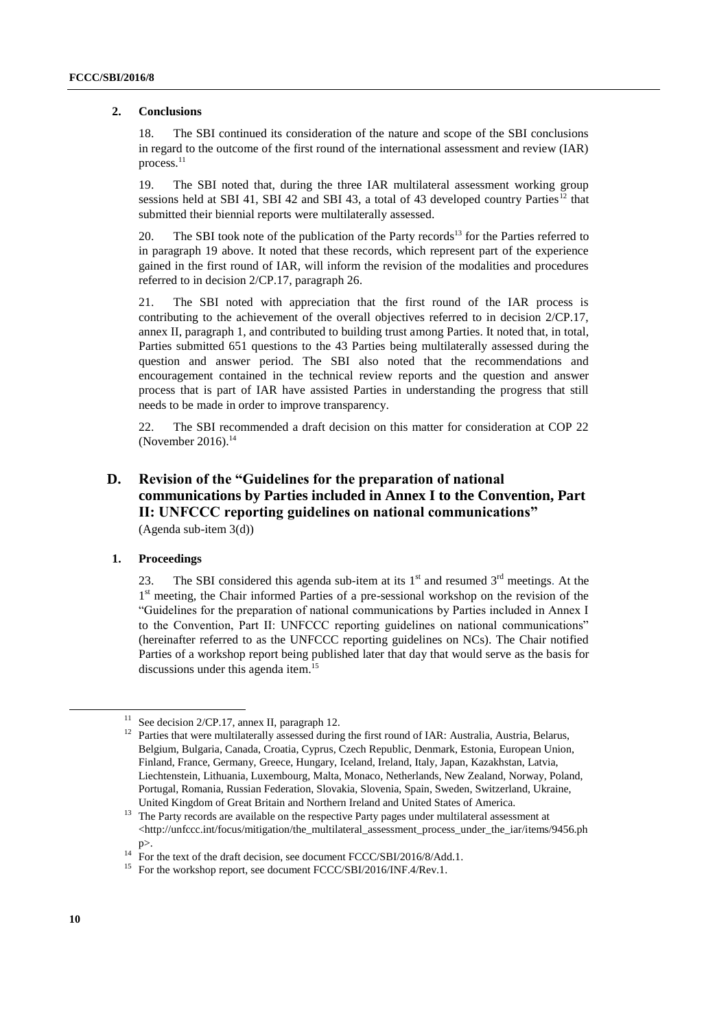### 2. Conclusions

18. The SBI continued its consideration of the nature and scope of the SBI conclusions in regard to the outcome of the first round of the international assessment and review (IAR) process.[11]

19. The SBI noted that, during the three IAR multilateral assessment working group sessions held at SBI 41, SBI 42 and SBI 43, a total of 43 developed country Parties[12] that submitted their biennial reports were multilaterally assessed.

20. The SBI took note of the publication of the Party records[13] for the Parties referred to in paragraph 19 above. It noted that these records, which represent part of the experience gained in the first round of IAR, will inform the revision of the modalities and procedures referred to in decision 2/CP.17, paragraph 26.

21. The SBI noted with appreciation that the first round of the IAR process is contributing to the achievement of the overall objectives referred to in decision 2/CP.17, annex II, paragraph 1, and contributed to building trust among Parties. It noted that, in total, Parties submitted 651 questions to the 43 Parties being multilaterally assessed during the question and answer period. The SBI also noted that the recommendations and encouragement contained in the technical review reports and the question and answer process that is part of IAR have assisted Parties in understanding the progress that still needs to be made in order to improve transparency.

22. The SBI recommended a draft decision on this matter for consideration at COP 22 (November 2016).[14]

## D. Revision of the "Guidelines for the preparation of national communications by Parties included in Annex I to the Convention, Part II: UNFCCC reporting guidelines on national communications"

(Agenda sub-item 3(d))

### 1. Proceedings

23. The SBI considered this agenda sub-item at its 1st and resumed 3rd meetings. At the 1st meeting, the Chair informed Parties of a pre-sessional workshop on the revision of the "Guidelines for the preparation of national communications by Parties included in Annex I to the Convention, Part II: UNFCCC reporting guidelines on national communications" (hereinafter referred to as the UNFCCC reporting guidelines on NCs). The Chair notified Parties of a workshop report being published later that day that would serve as the basis for discussions under this agenda item.[15]

---

[11] See decision 2/CP.17, annex II, paragraph 12.

[12] Parties that were multilaterally assessed during the first round of IAR: Australia, Austria, Belarus, Belgium, Bulgaria, Canada, Croatia, Cyprus, Czech Republic, Denmark, Estonia, European Union, Finland, France, Germany, Greece, Hungary, Iceland, Ireland, Italy, Japan, Kazakhstan, Latvia, Liechtenstein, Lithuania, Luxembourg, Malta, Monaco, Netherlands, New Zealand, Norway, Poland, Portugal, Romania, Russian Federation, Slovakia, Slovenia, Spain, Sweden, Switzerland, Ukraine, United Kingdom of Great Britain and Northern Ireland and United States of America.

[13] The Party records are available on the respective Party pages under multilateral assessment at <http://unfccc.int/focus/mitigation/the_multilateral_assessment_process_under_the_iar/items/9456.php>.

[14] For the text of the draft decision, see document FCCC/SBI/2016/8/Add.1.

[15] For the workshop report, see document FCCC/SBI/2016/INF.4/Rev.1.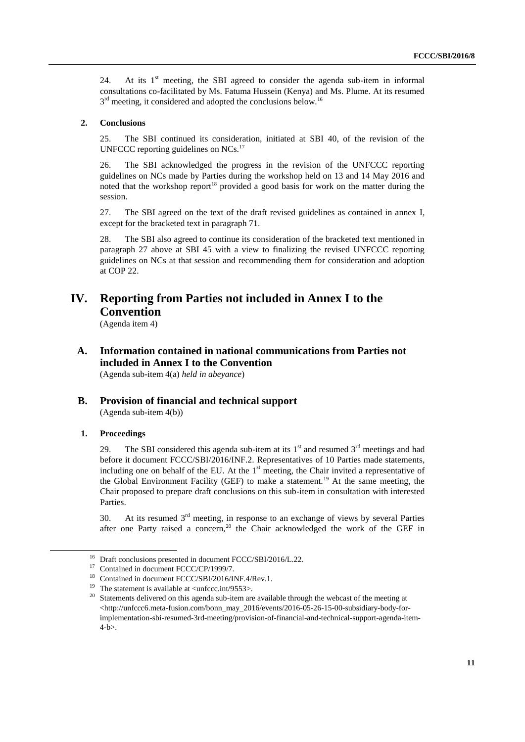24. At its 1st meeting, the SBI agreed to consider the agenda sub-item in informal consultations co-facilitated by Ms. Fatuma Hussein (Kenya) and Ms. Plume. At its resumed 3rd meeting, it considered and adopted the conclusions below.[16]

### 2. Conclusions

25. The SBI continued its consideration, initiated at SBI 40, of the revision of the UNFCCC reporting guidelines on NCs.[17]

26. The SBI acknowledged the progress in the revision of the UNFCCC reporting guidelines on NCs made by Parties during the workshop held on 13 and 14 May 2016 and noted that the workshop report[18] provided a good basis for work on the matter during the session.

27. The SBI agreed on the text of the draft revised guidelines as contained in annex I, except for the bracketed text in paragraph 71.

28. The SBI also agreed to continue its consideration of the bracketed text mentioned in paragraph 27 above at SBI 45 with a view to finalizing the revised UNFCCC reporting guidelines on NCs at that session and recommending them for consideration and adoption at COP 22.

# IV. Reporting from Parties not included in Annex I to the Convention

(Agenda item 4)

## A. Information contained in national communications from Parties not included in Annex I to the Convention

(Agenda sub-item 4(a) *held in abeyance*)

## B. Provision of financial and technical support

(Agenda sub-item 4(b))

### 1. Proceedings

29. The SBI considered this agenda sub-item at its 1st and resumed 3rd meetings and had before it document FCCC/SBI/2016/INF.2. Representatives of 10 Parties made statements, including one on behalf of the EU. At the 1st meeting, the Chair invited a representative of the Global Environment Facility (GEF) to make a statement.[19] At the same meeting, the Chair proposed to prepare draft conclusions on this sub-item in consultation with interested Parties.

30. At its resumed 3rd meeting, in response to an exchange of views by several Parties after one Party raised a concern,[20] the Chair acknowledged the work of the GEF in

---

[16] Draft conclusions presented in document FCCC/SBI/2016/L.22.

[17] Contained in document FCCC/CP/1999/7.

[18] Contained in document FCCC/SBI/2016/INF.4/Rev.1.

[19] The statement is available at <unfccc.int/9553>.

[20] Statements delivered on this agenda sub-item are available through the webcast of the meeting at <http://unfccc6.meta-fusion.com/bonn_may_2016/events/2016-05-26-15-00-subsidiary-body-for-implementation-sbi-resumed-3rd-meeting/provision-of-financial-and-technical-support-agenda-item-4-b>.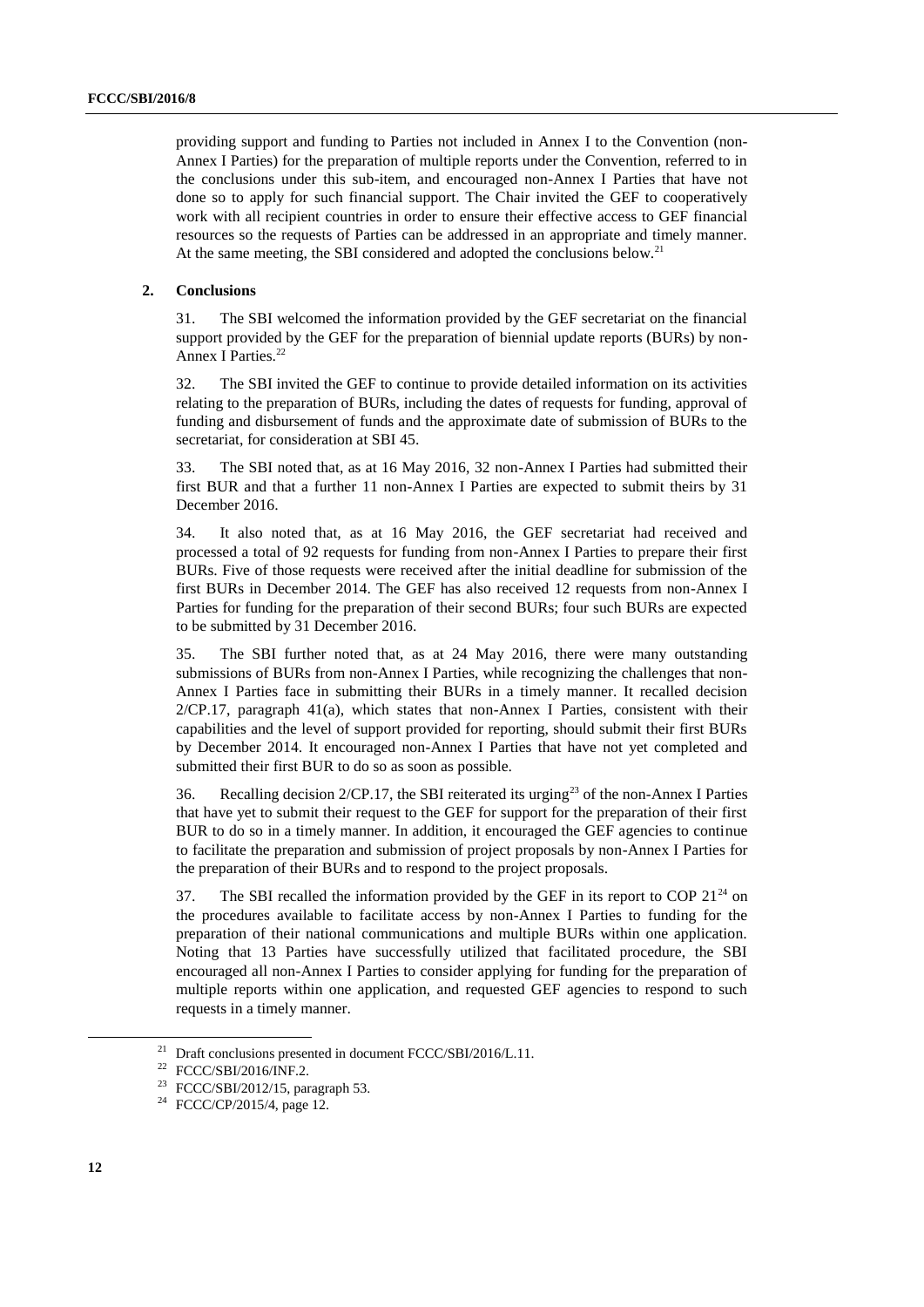providing support and funding to Parties not included in Annex I to the Convention (non-Annex I Parties) for the preparation of multiple reports under the Convention, referred to in the conclusions under this sub-item, and encouraged non-Annex I Parties that have not done so to apply for such financial support. The Chair invited the GEF to cooperatively work with all recipient countries in order to ensure their effective access to GEF financial resources so the requests of Parties can be addressed in an appropriate and timely manner. At the same meeting, the SBI considered and adopted the conclusions below.[21]

### 2. Conclusions

31. The SBI welcomed the information provided by the GEF secretariat on the financial support provided by the GEF for the preparation of biennial update reports (BURs) by non-Annex I Parties.[22]

32. The SBI invited the GEF to continue to provide detailed information on its activities relating to the preparation of BURs, including the dates of requests for funding, approval of funding and disbursement of funds and the approximate date of submission of BURs to the secretariat, for consideration at SBI 45.

33. The SBI noted that, as at 16 May 2016, 32 non-Annex I Parties had submitted their first BUR and that a further 11 non-Annex I Parties are expected to submit theirs by 31 December 2016.

34. It also noted that, as at 16 May 2016, the GEF secretariat had received and processed a total of 92 requests for funding from non-Annex I Parties to prepare their first BURs. Five of those requests were received after the initial deadline for submission of the first BURs in December 2014. The GEF has also received 12 requests from non-Annex I Parties for funding for the preparation of their second BURs; four such BURs are expected to be submitted by 31 December 2016.

35. The SBI further noted that, as at 24 May 2016, there were many outstanding submissions of BURs from non-Annex I Parties, while recognizing the challenges that non-Annex I Parties face in submitting their BURs in a timely manner. It recalled decision 2/CP.17, paragraph 41(a), which states that non-Annex I Parties, consistent with their capabilities and the level of support provided for reporting, should submit their first BURs by December 2014. It encouraged non-Annex I Parties that have not yet completed and submitted their first BUR to do so as soon as possible.

36. Recalling decision 2/CP.17, the SBI reiterated its urging[23] of the non-Annex I Parties that have yet to submit their request to the GEF for support for the preparation of their first BUR to do so in a timely manner. In addition, it encouraged the GEF agencies to continue to facilitate the preparation and submission of project proposals by non-Annex I Parties for the preparation of their BURs and to respond to the project proposals.

37. The SBI recalled the information provided by the GEF in its report to COP 21[24] on the procedures available to facilitate access by non-Annex I Parties to funding for the preparation of their national communications and multiple BURs within one application. Noting that 13 Parties have successfully utilized that facilitated procedure, the SBI encouraged all non-Annex I Parties to consider applying for funding for the preparation of multiple reports within one application, and requested GEF agencies to respond to such requests in a timely manner.

---

[21] Draft conclusions presented in document FCCC/SBI/2016/L.11.

[22] FCCC/SBI/2016/INF.2.

[23] FCCC/SBI/2012/15, paragraph 53.

[24] FCCC/CP/2015/4, page 12.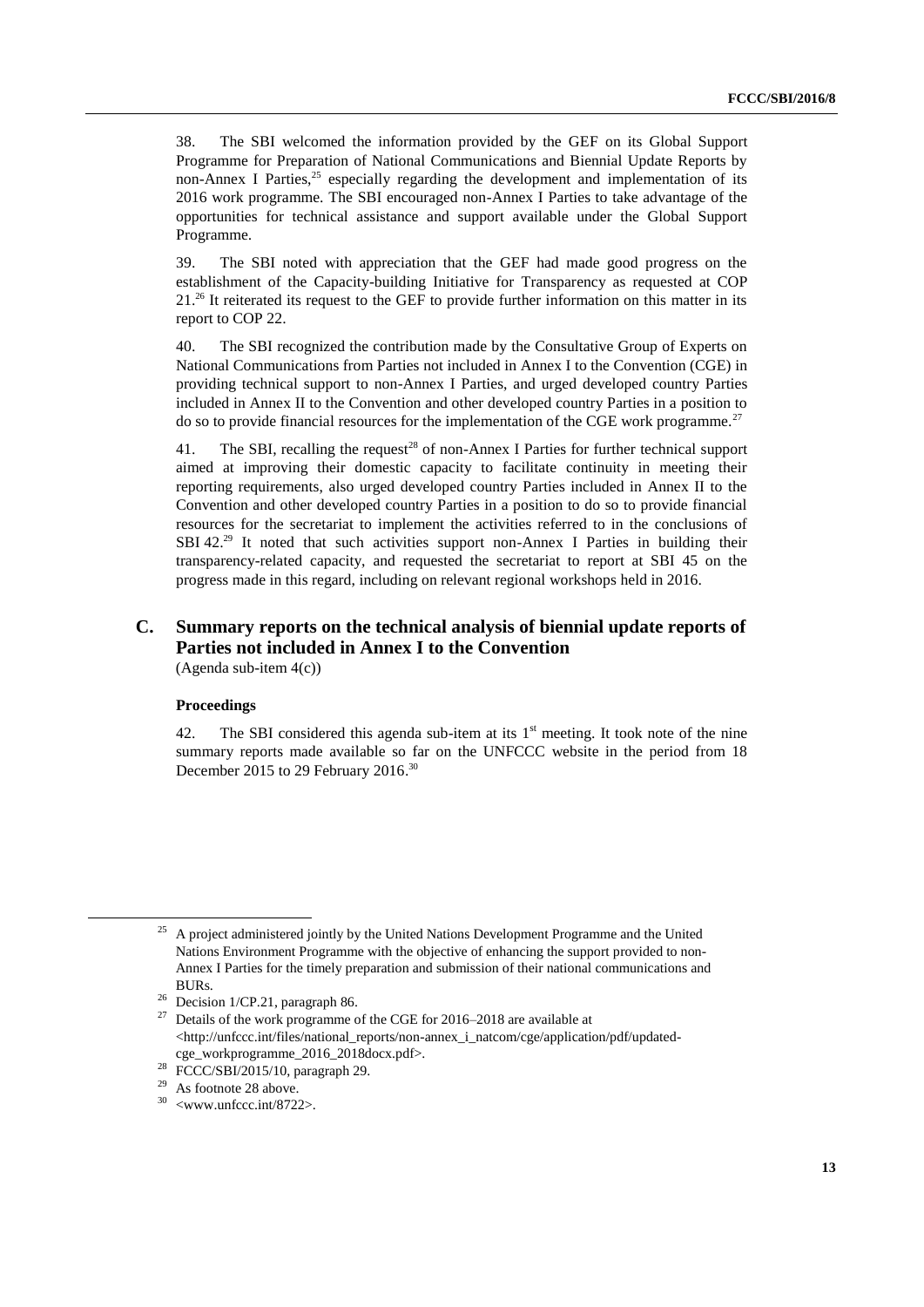38. The SBI welcomed the information provided by the GEF on its Global Support Programme for Preparation of National Communications and Biennial Update Reports by non-Annex I Parties,[25] especially regarding the development and implementation of its 2016 work programme. The SBI encouraged non-Annex I Parties to take advantage of the opportunities for technical assistance and support available under the Global Support Programme.

39. The SBI noted with appreciation that the GEF had made good progress on the establishment of the Capacity-building Initiative for Transparency as requested at COP 21.[26] It reiterated its request to the GEF to provide further information on this matter in its report to COP 22.

40. The SBI recognized the contribution made by the Consultative Group of Experts on National Communications from Parties not included in Annex I to the Convention (CGE) in providing technical support to non-Annex I Parties, and urged developed country Parties included in Annex II to the Convention and other developed country Parties in a position to do so to provide financial resources for the implementation of the CGE work programme.[27]

41. The SBI, recalling the request[28] of non-Annex I Parties for further technical support aimed at improving their domestic capacity to facilitate continuity in meeting their reporting requirements, also urged developed country Parties included in Annex II to the Convention and other developed country Parties in a position to do so to provide financial resources for the secretariat to implement the activities referred to in the conclusions of SBI 42.[29] It noted that such activities support non-Annex I Parties in building their transparency-related capacity, and requested the secretariat to report at SBI 45 on the progress made in this regard, including on relevant regional workshops held in 2016.

## C. Summary reports on the technical analysis of biennial update reports of Parties not included in Annex I to the Convention

(Agenda sub-item 4(c))

### Proceedings

42. The SBI considered this agenda sub-item at its 1st meeting. It took note of the nine summary reports made available so far on the UNFCCC website in the period from 18 December 2015 to 29 February 2016.[30]

---

[25] A project administered jointly by the United Nations Development Programme and the United Nations Environment Programme with the objective of enhancing the support provided to non-Annex I Parties for the timely preparation and submission of their national communications and BURs.

[26] Decision 1/CP.21, paragraph 86.

[27] Details of the work programme of the CGE for 2016–2018 are available at <http://unfccc.int/files/national_reports/non-annex_i_natcom/cge/application/pdf/updated-cge_workprogramme_2016_2018docx.pdf>.

[28] FCCC/SBI/2015/10, paragraph 29.

[29] As footnote 28 above.

[30] <www.unfccc.int/8722>.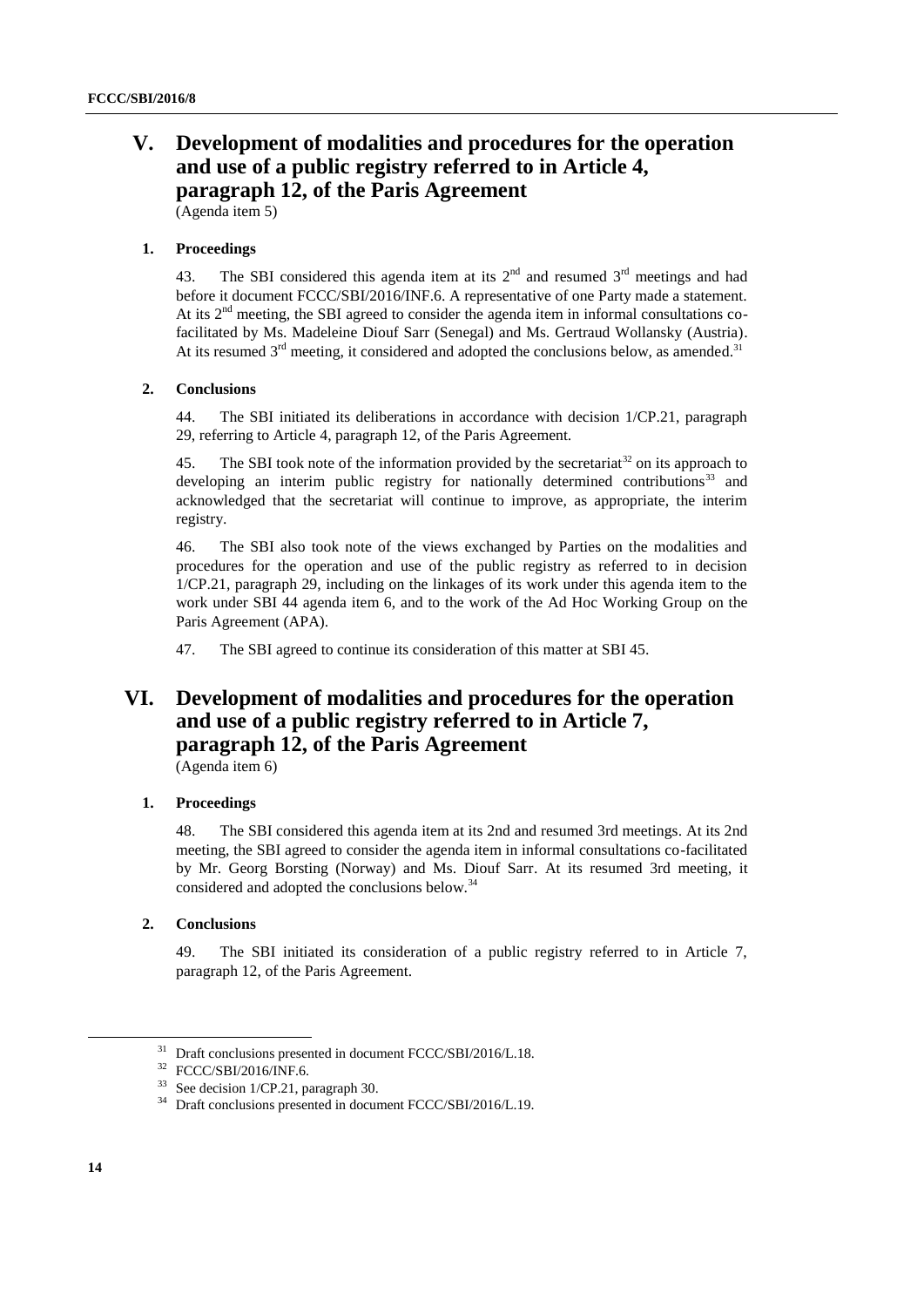## V. Development of modalities and procedures for the operation and use of a public registry referred to in Article 4, paragraph 12, of the Paris Agreement

(Agenda item 5)

### 1. Proceedings

43. The SBI considered this agenda item at its 2nd and resumed 3rd meetings and had before it document FCCC/SBI/2016/INF.6. A representative of one Party made a statement. At its 2nd meeting, the SBI agreed to consider the agenda item in informal consultations co-facilitated by Ms. Madeleine Diouf Sarr (Senegal) and Ms. Gertraud Wollansky (Austria). At its resumed 3rd meeting, it considered and adopted the conclusions below, as amended.[31]

### 2. Conclusions

44. The SBI initiated its deliberations in accordance with decision 1/CP.21, paragraph 29, referring to Article 4, paragraph 12, of the Paris Agreement.

45. The SBI took note of the information provided by the secretariat[32] on its approach to developing an interim public registry for nationally determined contributions[33] and acknowledged that the secretariat will continue to improve, as appropriate, the interim registry.

46. The SBI also took note of the views exchanged by Parties on the modalities and procedures for the operation and use of the public registry as referred to in decision 1/CP.21, paragraph 29, including on the linkages of its work under this agenda item to the work under SBI 44 agenda item 6, and to the work of the Ad Hoc Working Group on the Paris Agreement (APA).

47. The SBI agreed to continue its consideration of this matter at SBI 45.

## VI. Development of modalities and procedures for the operation and use of a public registry referred to in Article 7, paragraph 12, of the Paris Agreement

(Agenda item 6)

### 1. Proceedings

48. The SBI considered this agenda item at its 2nd and resumed 3rd meetings. At its 2nd meeting, the SBI agreed to consider the agenda item in informal consultations co-facilitated by Mr. Georg Borsting (Norway) and Ms. Diouf Sarr. At its resumed 3rd meeting, it considered and adopted the conclusions below.[34]

### 2. Conclusions

49. The SBI initiated its consideration of a public registry referred to in Article 7, paragraph 12, of the Paris Agreement.

---

[31] Draft conclusions presented in document FCCC/SBI/2016/L.18.

[32] FCCC/SBI/2016/INF.6.

[33] See decision 1/CP.21, paragraph 30.

[34] Draft conclusions presented in document FCCC/SBI/2016/L.19.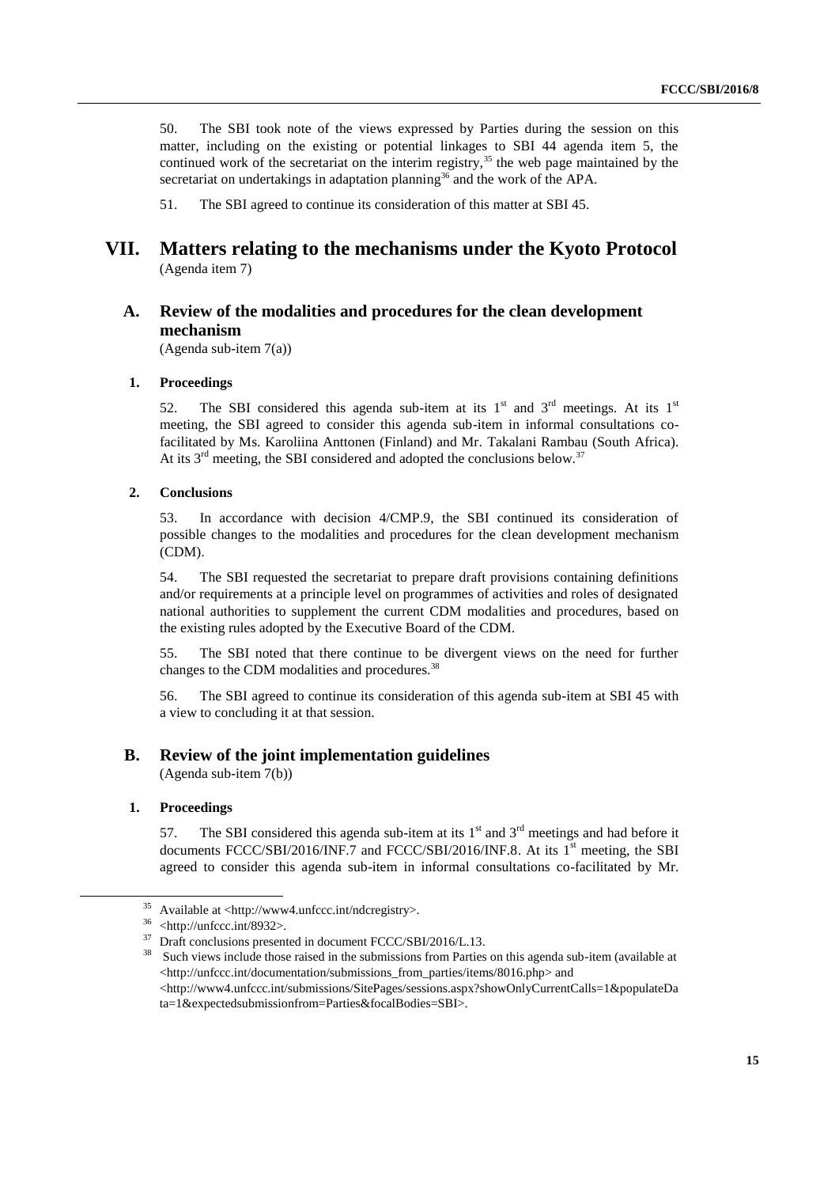50. The SBI took note of the views expressed by Parties during the session on this matter, including on the existing or potential linkages to SBI 44 agenda item 5, the continued work of the secretariat on the interim registry,[35] the web page maintained by the secretariat on undertakings in adaptation planning[36] and the work of the APA.

51. The SBI agreed to continue its consideration of this matter at SBI 45.

# VII. Matters relating to the mechanisms under the Kyoto Protocol

(Agenda item 7)

## A. Review of the modalities and procedures for the clean development mechanism

(Agenda sub-item 7(a))

### 1. Proceedings

52. The SBI considered this agenda sub-item at its 1st and 3rd meetings. At its 1st meeting, the SBI agreed to consider this agenda sub-item in informal consultations co-facilitated by Ms. Karoliina Anttonen (Finland) and Mr. Takalani Rambau (South Africa). At its 3rd meeting, the SBI considered and adopted the conclusions below.[37]

### 2. Conclusions

53. In accordance with decision 4/CMP.9, the SBI continued its consideration of possible changes to the modalities and procedures for the clean development mechanism (CDM).

54. The SBI requested the secretariat to prepare draft provisions containing definitions and/or requirements at a principle level on programmes of activities and roles of designated national authorities to supplement the current CDM modalities and procedures, based on the existing rules adopted by the Executive Board of the CDM.

55. The SBI noted that there continue to be divergent views on the need for further changes to the CDM modalities and procedures.[38]

56. The SBI agreed to continue its consideration of this agenda sub-item at SBI 45 with a view to concluding it at that session.

## B. Review of the joint implementation guidelines

(Agenda sub-item 7(b))

### 1. Proceedings

57. The SBI considered this agenda sub-item at its 1st and 3rd meetings and had before it documents FCCC/SBI/2016/INF.7 and FCCC/SBI/2016/INF.8. At its 1st meeting, the SBI agreed to consider this agenda sub-item in informal consultations co-facilitated by Mr.

---

[35] Available at <http://www4.unfccc.int/ndcregistry>.

[36] <http://unfccc.int/8932>.

[37] Draft conclusions presented in document FCCC/SBI/2016/L.13.

[38] Such views include those raised in the submissions from Parties on this agenda sub-item (available at <http://unfccc.int/documentation/submissions_from_parties/items/8016.php> and <http://www4.unfccc.int/submissions/SitePages/sessions.aspx?showOnlyCurrentCalls=1&populateData=1&expectedsubmissionfrom=Parties&focalBodies=SBI>.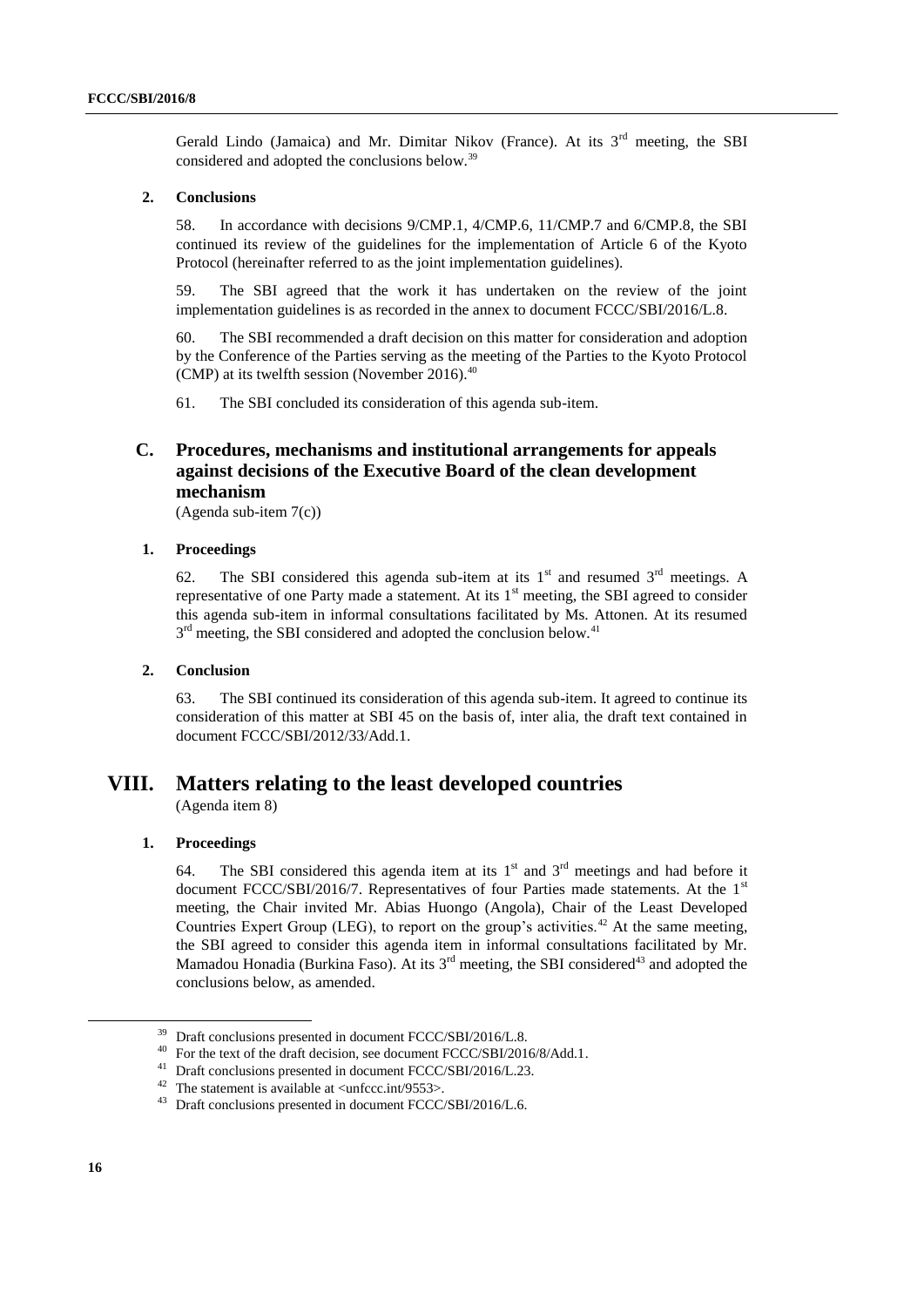Gerald Lindo (Jamaica) and Mr. Dimitar Nikov (France). At its 3rd meeting, the SBI considered and adopted the conclusions below.[39]

### 2. Conclusions

58. In accordance with decisions 9/CMP.1, 4/CMP.6, 11/CMP.7 and 6/CMP.8, the SBI continued its review of the guidelines for the implementation of Article 6 of the Kyoto Protocol (hereinafter referred to as the joint implementation guidelines).

59. The SBI agreed that the work it has undertaken on the review of the joint implementation guidelines is as recorded in the annex to document FCCC/SBI/2016/L.8.

60. The SBI recommended a draft decision on this matter for consideration and adoption by the Conference of the Parties serving as the meeting of the Parties to the Kyoto Protocol (CMP) at its twelfth session (November 2016).[40]

61. The SBI concluded its consideration of this agenda sub-item.

## C. Procedures, mechanisms and institutional arrangements for appeals against decisions of the Executive Board of the clean development mechanism

(Agenda sub-item 7(c))

### 1. Proceedings

62. The SBI considered this agenda sub-item at its 1st and resumed 3rd meetings. A representative of one Party made a statement. At its 1st meeting, the SBI agreed to consider this agenda sub-item in informal consultations facilitated by Ms. Attonen. At its resumed 3rd meeting, the SBI considered and adopted the conclusion below.[41]

### 2. Conclusion

63. The SBI continued its consideration of this agenda sub-item. It agreed to continue its consideration of this matter at SBI 45 on the basis of, inter alia, the draft text contained in document FCCC/SBI/2012/33/Add.1.

# VIII. Matters relating to the least developed countries

(Agenda item 8)

### 1. Proceedings

64. The SBI considered this agenda item at its 1st and 3rd meetings and had before it document FCCC/SBI/2016/7. Representatives of four Parties made statements. At the 1st meeting, the Chair invited Mr. Abias Huongo (Angola), Chair of the Least Developed Countries Expert Group (LEG), to report on the group's activities.[42] At the same meeting, the SBI agreed to consider this agenda item in informal consultations facilitated by Mr. Mamadou Honadia (Burkina Faso). At its 3rd meeting, the SBI considered[43] and adopted the conclusions below, as amended.

---

[39] Draft conclusions presented in document FCCC/SBI/2016/L.8.

[40] For the text of the draft decision, see document FCCC/SBI/2016/8/Add.1.

[41] Draft conclusions presented in document FCCC/SBI/2016/L.23.

[42] The statement is available at <unfccc.int/9553>.

[43] Draft conclusions presented in document FCCC/SBI/2016/L.6.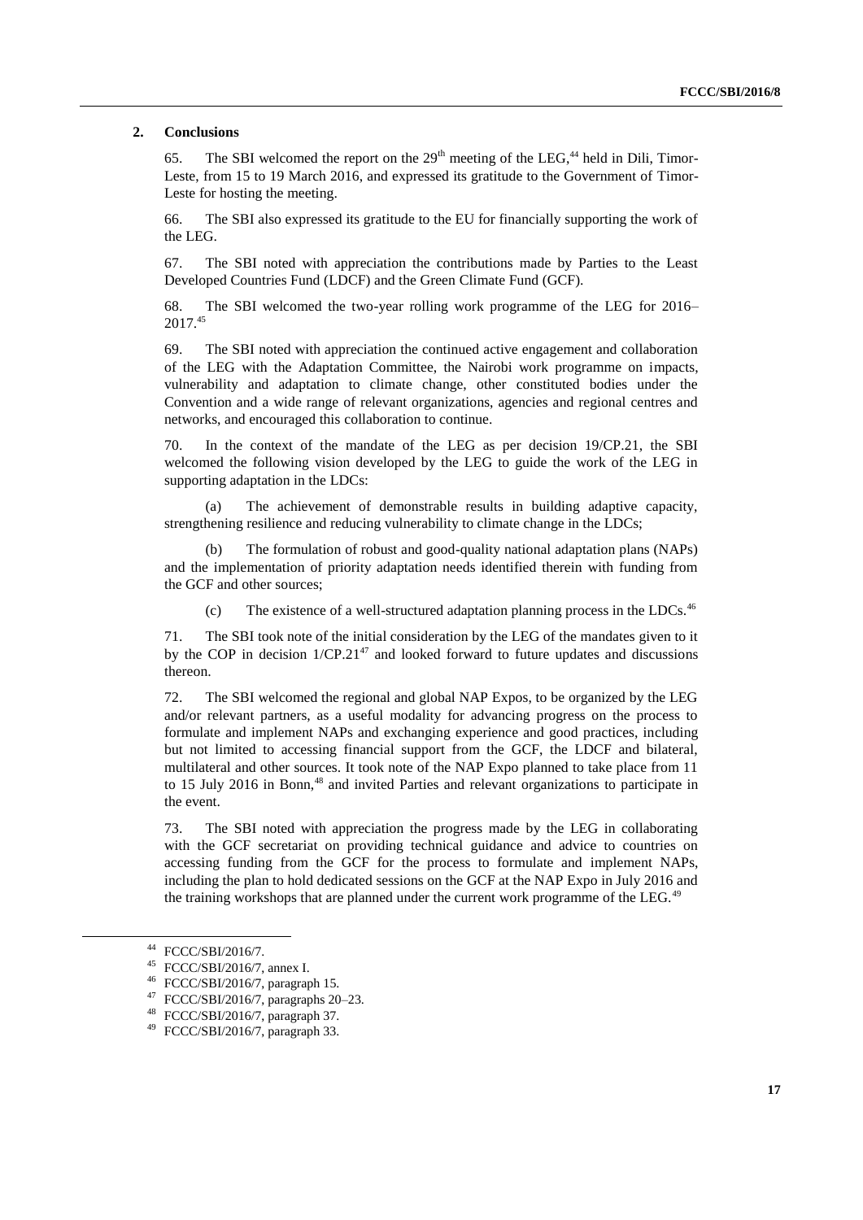### 2. Conclusions

65. The SBI welcomed the report on the 29th meeting of the LEG,[44] held in Dili, Timor-Leste, from 15 to 19 March 2016, and expressed its gratitude to the Government of Timor-Leste for hosting the meeting.

66. The SBI also expressed its gratitude to the EU for financially supporting the work of the LEG.

67. The SBI noted with appreciation the contributions made by Parties to the Least Developed Countries Fund (LDCF) and the Green Climate Fund (GCF).

68. The SBI welcomed the two-year rolling work programme of the LEG for 2016–2017.[45]

69. The SBI noted with appreciation the continued active engagement and collaboration of the LEG with the Adaptation Committee, the Nairobi work programme on impacts, vulnerability and adaptation to climate change, other constituted bodies under the Convention and a wide range of relevant organizations, agencies and regional centres and networks, and encouraged this collaboration to continue.

70. In the context of the mandate of the LEG as per decision 19/CP.21, the SBI welcomed the following vision developed by the LEG to guide the work of the LEG in supporting adaptation in the LDCs:

(a) The achievement of demonstrable results in building adaptive capacity, strengthening resilience and reducing vulnerability to climate change in the LDCs;

(b) The formulation of robust and good-quality national adaptation plans (NAPs) and the implementation of priority adaptation needs identified therein with funding from the GCF and other sources;

(c) The existence of a well-structured adaptation planning process in the LDCs.[46]

71. The SBI took note of the initial consideration by the LEG of the mandates given to it by the COP in decision 1/CP.21[47] and looked forward to future updates and discussions thereon.

72. The SBI welcomed the regional and global NAP Expos, to be organized by the LEG and/or relevant partners, as a useful modality for advancing progress on the process to formulate and implement NAPs and exchanging experience and good practices, including but not limited to accessing financial support from the GCF, the LDCF and bilateral, multilateral and other sources. It took note of the NAP Expo planned to take place from 11 to 15 July 2016 in Bonn,[48] and invited Parties and relevant organizations to participate in the event.

73. The SBI noted with appreciation the progress made by the LEG in collaborating with the GCF secretariat on providing technical guidance and advice to countries on accessing funding from the GCF for the process to formulate and implement NAPs, including the plan to hold dedicated sessions on the GCF at the NAP Expo in July 2016 and the training workshops that are planned under the current work programme of the LEG.[49]

---

[44] FCCC/SBI/2016/7.

[45] FCCC/SBI/2016/7, annex I.

[46] FCCC/SBI/2016/7, paragraph 15.

[47] FCCC/SBI/2016/7, paragraphs 20–23.

[48] FCCC/SBI/2016/7, paragraph 37.

[49] FCCC/SBI/2016/7, paragraph 33.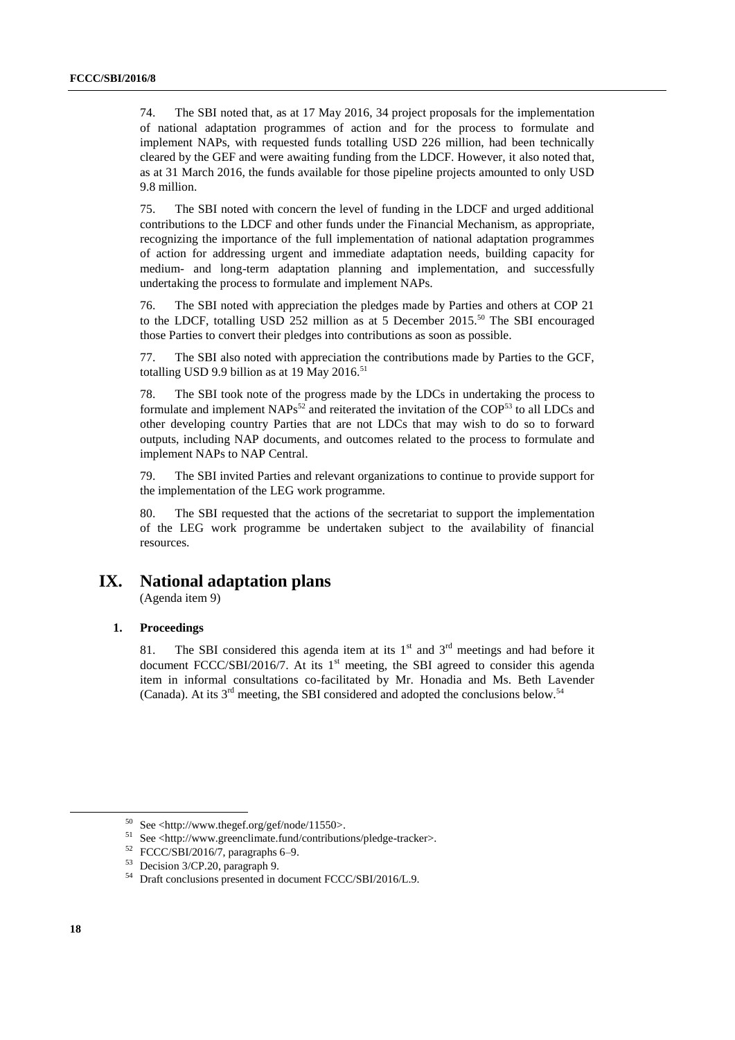74. The SBI noted that, as at 17 May 2016, 34 project proposals for the implementation of national adaptation programmes of action and for the process to formulate and implement NAPs, with requested funds totalling USD 226 million, had been technically cleared by the GEF and were awaiting funding from the LDCF. However, it also noted that, as at 31 March 2016, the funds available for those pipeline projects amounted to only USD 9.8 million.

75. The SBI noted with concern the level of funding in the LDCF and urged additional contributions to the LDCF and other funds under the Financial Mechanism, as appropriate, recognizing the importance of the full implementation of national adaptation programmes of action for addressing urgent and immediate adaptation needs, building capacity for medium- and long-term adaptation planning and implementation, and successfully undertaking the process to formulate and implement NAPs.

76. The SBI noted with appreciation the pledges made by Parties and others at COP 21 to the LDCF, totalling USD 252 million as at 5 December 2015.[50] The SBI encouraged those Parties to convert their pledges into contributions as soon as possible.

77. The SBI also noted with appreciation the contributions made by Parties to the GCF, totalling USD 9.9 billion as at 19 May 2016.[51]

78. The SBI took note of the progress made by the LDCs in undertaking the process to formulate and implement NAPs[52] and reiterated the invitation of the COP[53] to all LDCs and other developing country Parties that are not LDCs that may wish to do so to forward outputs, including NAP documents, and outcomes related to the process to formulate and implement NAPs to NAP Central.

79. The SBI invited Parties and relevant organizations to continue to provide support for the implementation of the LEG work programme.

80. The SBI requested that the actions of the secretariat to support the implementation of the LEG work programme be undertaken subject to the availability of financial resources.

# IX. National adaptation plans

(Agenda item 9)

### 1. Proceedings

81. The SBI considered this agenda item at its 1st and 3rd meetings and had before it document FCCC/SBI/2016/7. At its 1st meeting, the SBI agreed to consider this agenda item in informal consultations co-facilitated by Mr. Honadia and Ms. Beth Lavender (Canada). At its 3rd meeting, the SBI considered and adopted the conclusions below.[54]

[50] See <http://www.thegef.org/gef/node/11550>.

[51] See <http://www.greenclimate.fund/contributions/pledge-tracker>.

[52] FCCC/SBI/2016/7, paragraphs 6–9.

[53] Decision 3/CP.20, paragraph 9.

[54] Draft conclusions presented in document FCCC/SBI/2016/L.9.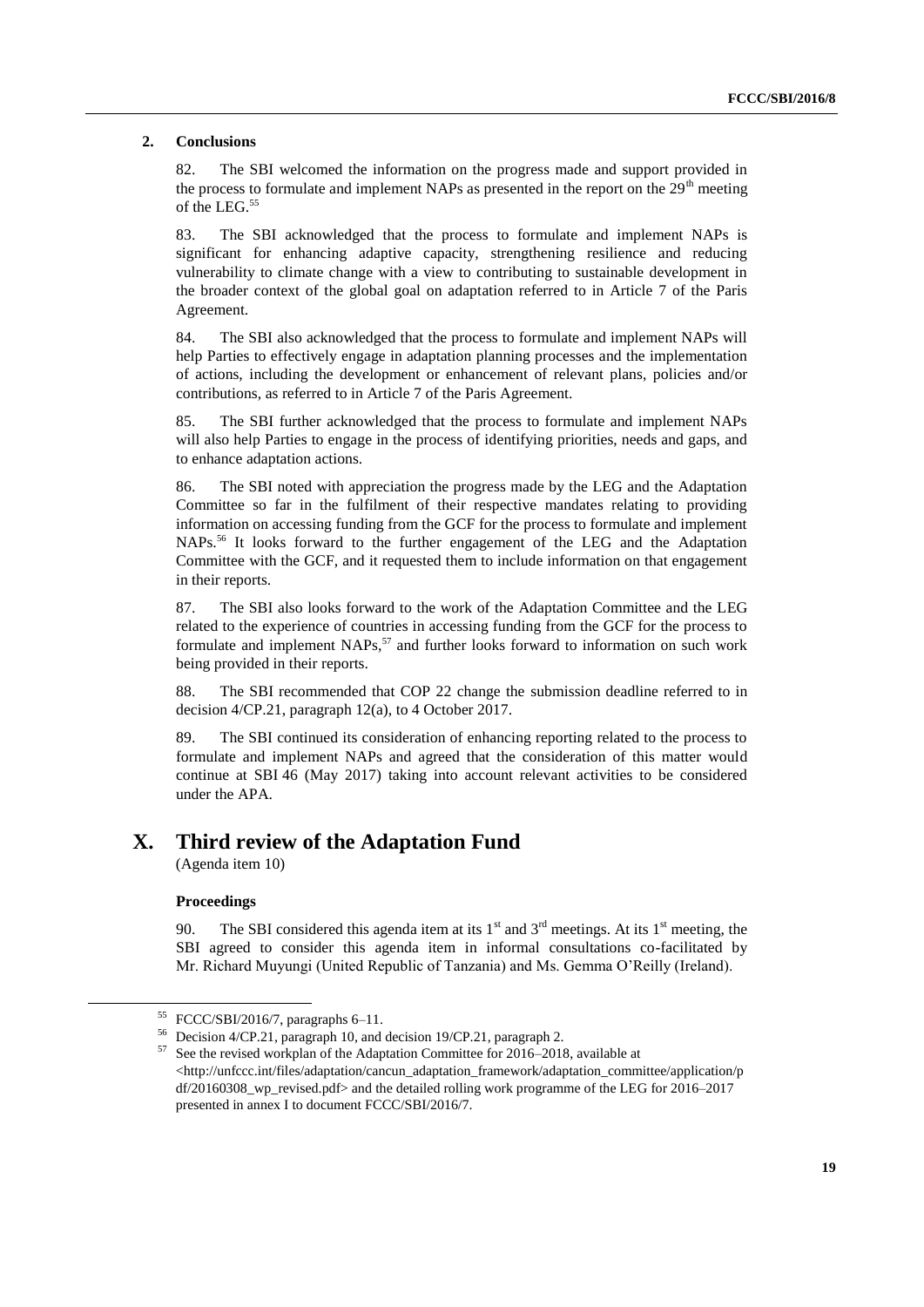#### 2. Conclusions

82. The SBI welcomed the information on the progress made and support provided in the process to formulate and implement NAPs as presented in the report on the 29th meeting of the LEG.[55]

83. The SBI acknowledged that the process to formulate and implement NAPs is significant for enhancing adaptive capacity, strengthening resilience and reducing vulnerability to climate change with a view to contributing to sustainable development in the broader context of the global goal on adaptation referred to in Article 7 of the Paris Agreement.

84. The SBI also acknowledged that the process to formulate and implement NAPs will help Parties to effectively engage in adaptation planning processes and the implementation of actions, including the development or enhancement of relevant plans, policies and/or contributions, as referred to in Article 7 of the Paris Agreement.

85. The SBI further acknowledged that the process to formulate and implement NAPs will also help Parties to engage in the process of identifying priorities, needs and gaps, and to enhance adaptation actions.

86. The SBI noted with appreciation the progress made by the LEG and the Adaptation Committee so far in the fulfilment of their respective mandates relating to providing information on accessing funding from the GCF for the process to formulate and implement NAPs.[56] It looks forward to the further engagement of the LEG and the Adaptation Committee with the GCF, and it requested them to include information on that engagement in their reports.

87. The SBI also looks forward to the work of the Adaptation Committee and the LEG related to the experience of countries in accessing funding from the GCF for the process to formulate and implement NAPs,[57] and further looks forward to information on such work being provided in their reports.

88. The SBI recommended that COP 22 change the submission deadline referred to in decision 4/CP.21, paragraph 12(a), to 4 October 2017.

89. The SBI continued its consideration of enhancing reporting related to the process to formulate and implement NAPs and agreed that the consideration of this matter would continue at SBI 46 (May 2017) taking into account relevant activities to be considered under the APA.

# X. Third review of the Adaptation Fund

(Agenda item 10)

#### Proceedings

90. The SBI considered this agenda item at its 1st and 3rd meetings. At its 1st meeting, the SBI agreed to consider this agenda item in informal consultations co-facilitated by Mr. Richard Muyungi (United Republic of Tanzania) and Ms. Gemma O'Reilly (Ireland).

---

[55] FCCC/SBI/2016/7, paragraphs 6–11.

[56] Decision 4/CP.21, paragraph 10, and decision 19/CP.21, paragraph 2.

[57] See the revised workplan of the Adaptation Committee for 2016–2018, available at <http://unfccc.int/files/adaptation/cancun_adaptation_framework/adaptation_committee/application/pdf/20160308_wp_revised.pdf> and the detailed rolling work programme of the LEG for 2016–2017 presented in annex I to document FCCC/SBI/2016/7.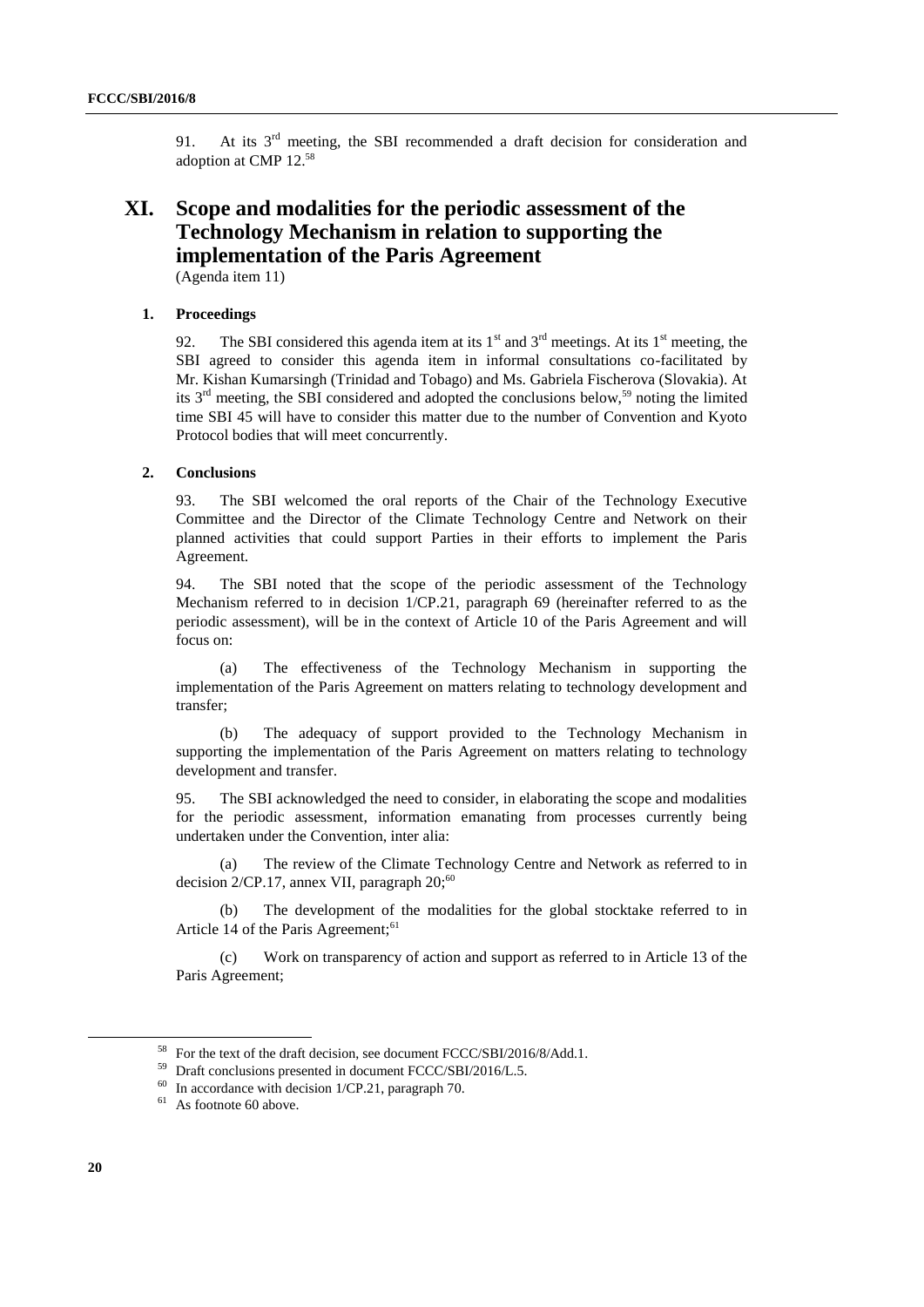91. At its 3rd meeting, the SBI recommended a draft decision for consideration and adoption at CMP 12.[58]

# XI. Scope and modalities for the periodic assessment of the Technology Mechanism in relation to supporting the implementation of the Paris Agreement

(Agenda item 11)

## 1. Proceedings

92. The SBI considered this agenda item at its 1st and 3rd meetings. At its 1st meeting, the SBI agreed to consider this agenda item in informal consultations co-facilitated by Mr. Kishan Kumarsingh (Trinidad and Tobago) and Ms. Gabriela Fischerova (Slovakia). At its 3rd meeting, the SBI considered and adopted the conclusions below,[59] noting the limited time SBI 45 will have to consider this matter due to the number of Convention and Kyoto Protocol bodies that will meet concurrently.

## 2. Conclusions

93. The SBI welcomed the oral reports of the Chair of the Technology Executive Committee and the Director of the Climate Technology Centre and Network on their planned activities that could support Parties in their efforts to implement the Paris Agreement.

94. The SBI noted that the scope of the periodic assessment of the Technology Mechanism referred to in decision 1/CP.21, paragraph 69 (hereinafter referred to as the periodic assessment), will be in the context of Article 10 of the Paris Agreement and will focus on:

(a) The effectiveness of the Technology Mechanism in supporting the implementation of the Paris Agreement on matters relating to technology development and transfer;

(b) The adequacy of support provided to the Technology Mechanism in supporting the implementation of the Paris Agreement on matters relating to technology development and transfer.

95. The SBI acknowledged the need to consider, in elaborating the scope and modalities for the periodic assessment, information emanating from processes currently being undertaken under the Convention, inter alia:

(a) The review of the Climate Technology Centre and Network as referred to in decision 2/CP.17, annex VII, paragraph 20;[60]

(b) The development of the modalities for the global stocktake referred to in Article 14 of the Paris Agreement;[61]

(c) Work on transparency of action and support as referred to in Article 13 of the Paris Agreement;

---

[58] For the text of the draft decision, see document FCCC/SBI/2016/8/Add.1.

[59] Draft conclusions presented in document FCCC/SBI/2016/L.5.

[60] In accordance with decision 1/CP.21, paragraph 70.

[61] As footnote 60 above.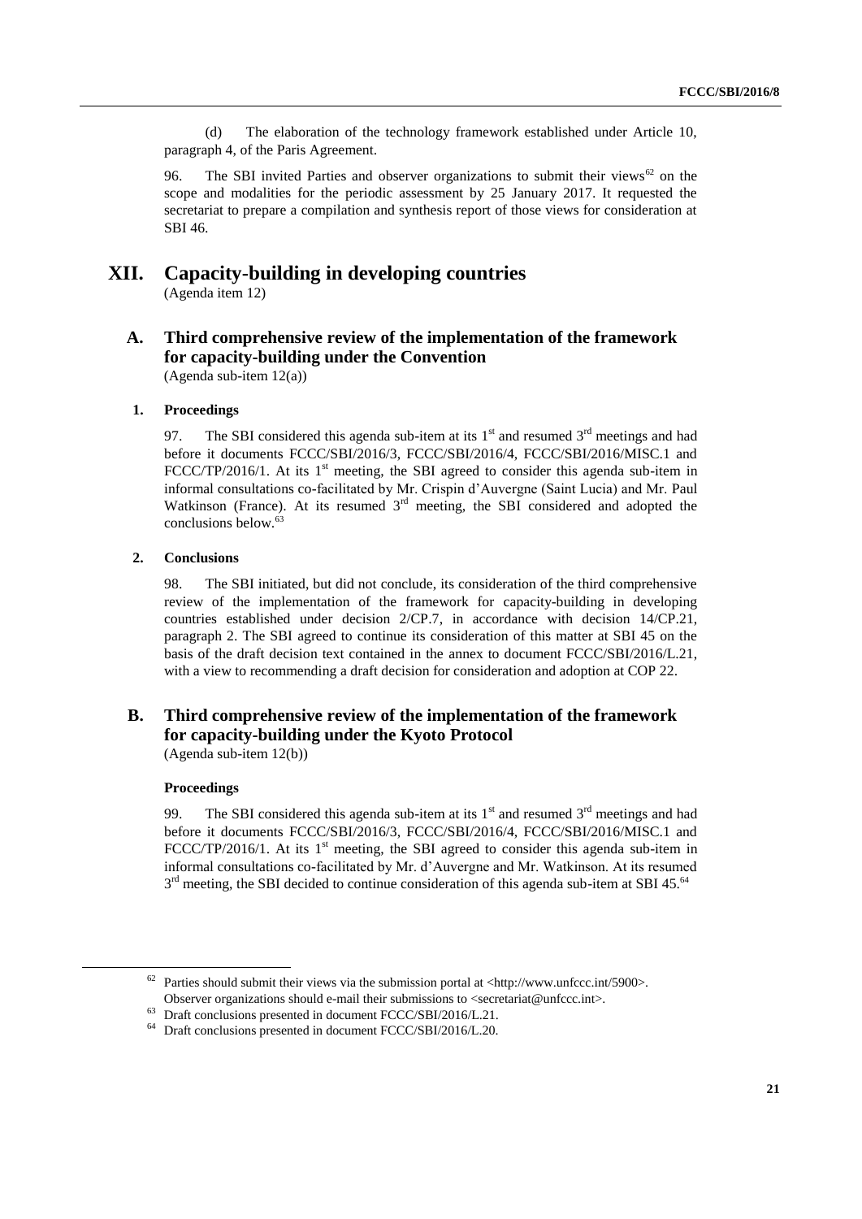(d) The elaboration of the technology framework established under Article 10, paragraph 4, of the Paris Agreement.

96. The SBI invited Parties and observer organizations to submit their views[62] on the scope and modalities for the periodic assessment by 25 January 2017. It requested the secretariat to prepare a compilation and synthesis report of those views for consideration at SBI 46.

# XII. Capacity-building in developing countries

(Agenda item 12)

## A. Third comprehensive review of the implementation of the framework for capacity-building under the Convention

(Agenda sub-item 12(a))

### 1. Proceedings

97. The SBI considered this agenda sub-item at its 1st and resumed 3rd meetings and had before it documents FCCC/SBI/2016/3, FCCC/SBI/2016/4, FCCC/SBI/2016/MISC.1 and FCCC/TP/2016/1. At its 1st meeting, the SBI agreed to consider this agenda sub-item in informal consultations co-facilitated by Mr. Crispin d'Auvergne (Saint Lucia) and Mr. Paul Watkinson (France). At its resumed 3rd meeting, the SBI considered and adopted the conclusions below.[63]

### 2. Conclusions

98. The SBI initiated, but did not conclude, its consideration of the third comprehensive review of the implementation of the framework for capacity-building in developing countries established under decision 2/CP.7, in accordance with decision 14/CP.21, paragraph 2. The SBI agreed to continue its consideration of this matter at SBI 45 on the basis of the draft decision text contained in the annex to document FCCC/SBI/2016/L.21, with a view to recommending a draft decision for consideration and adoption at COP 22.

## B. Third comprehensive review of the implementation of the framework for capacity-building under the Kyoto Protocol

(Agenda sub-item 12(b))

### Proceedings

99. The SBI considered this agenda sub-item at its 1st and resumed 3rd meetings and had before it documents FCCC/SBI/2016/3, FCCC/SBI/2016/4, FCCC/SBI/2016/MISC.1 and FCCC/TP/2016/1. At its 1st meeting, the SBI agreed to consider this agenda sub-item in informal consultations co-facilitated by Mr. d'Auvergne and Mr. Watkinson. At its resumed 3rd meeting, the SBI decided to continue consideration of this agenda sub-item at SBI 45.[64]

---

[62] Parties should submit their views via the submission portal at <http://www.unfccc.int/5900>. Observer organizations should e-mail their submissions to <secretariat@unfccc.int>.

[63] Draft conclusions presented in document FCCC/SBI/2016/L.21.

[64] Draft conclusions presented in document FCCC/SBI/2016/L.20.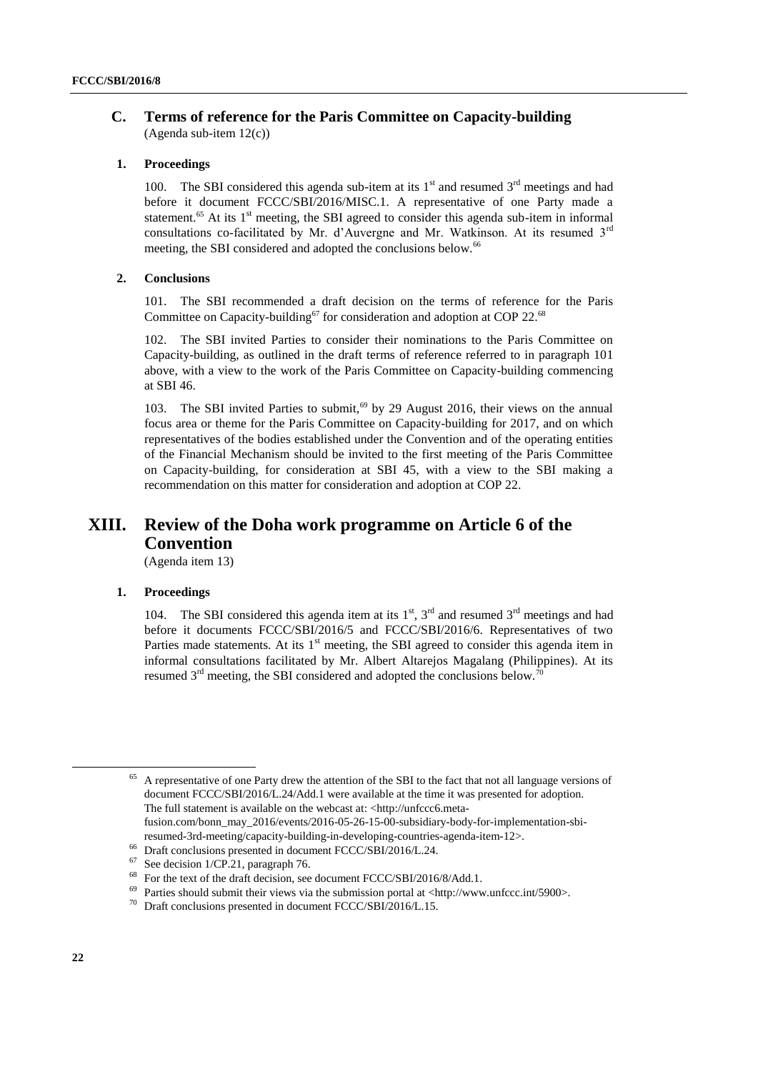### C. Terms of reference for the Paris Committee on Capacity-building

(Agenda sub-item 12(c))

#### 1. Proceedings

100. The SBI considered this agenda sub-item at its 1st and resumed 3rd meetings and had before it document FCCC/SBI/2016/MISC.1. A representative of one Party made a statement.[65] At its 1st meeting, the SBI agreed to consider this agenda sub-item in informal consultations co-facilitated by Mr. d'Auvergne and Mr. Watkinson. At its resumed 3rd meeting, the SBI considered and adopted the conclusions below.[66]

#### 2. Conclusions

101. The SBI recommended a draft decision on the terms of reference for the Paris Committee on Capacity-building[67] for consideration and adoption at COP 22.[68]

102. The SBI invited Parties to consider their nominations to the Paris Committee on Capacity-building, as outlined in the draft terms of reference referred to in paragraph 101 above, with a view to the work of the Paris Committee on Capacity-building commencing at SBI 46.

103. The SBI invited Parties to submit,[69] by 29 August 2016, their views on the annual focus area or theme for the Paris Committee on Capacity-building for 2017, and on which representatives of the bodies established under the Convention and of the operating entities of the Financial Mechanism should be invited to the first meeting of the Paris Committee on Capacity-building, for consideration at SBI 45, with a view to the SBI making a recommendation on this matter for consideration and adoption at COP 22.

## XIII. Review of the Doha work programme on Article 6 of the Convention

(Agenda item 13)

#### 1. Proceedings

104. The SBI considered this agenda item at its 1st, 3rd and resumed 3rd meetings and had before it documents FCCC/SBI/2016/5 and FCCC/SBI/2016/6. Representatives of two Parties made statements. At its 1st meeting, the SBI agreed to consider this agenda item in informal consultations facilitated by Mr. Albert Altarejos Magalang (Philippines). At its resumed 3rd meeting, the SBI considered and adopted the conclusions below.[70]

---

[65] A representative of one Party drew the attention of the SBI to the fact that not all language versions of document FCCC/SBI/2016/L.24/Add.1 were available at the time it was presented for adoption. The full statement is available on the webcast at: <http://unfccc6.meta-fusion.com/bonn_may_2016/events/2016-05-26-15-00-subsidiary-body-for-implementation-sbi-resumed-3rd-meeting/capacity-building-in-developing-countries-agenda-item-12>.

[66] Draft conclusions presented in document FCCC/SBI/2016/L.24.

[67] See decision 1/CP.21, paragraph 76.

[68] For the text of the draft decision, see document FCCC/SBI/2016/8/Add.1.

[69] Parties should submit their views via the submission portal at <http://www.unfccc.int/5900>.

[70] Draft conclusions presented in document FCCC/SBI/2016/L.15.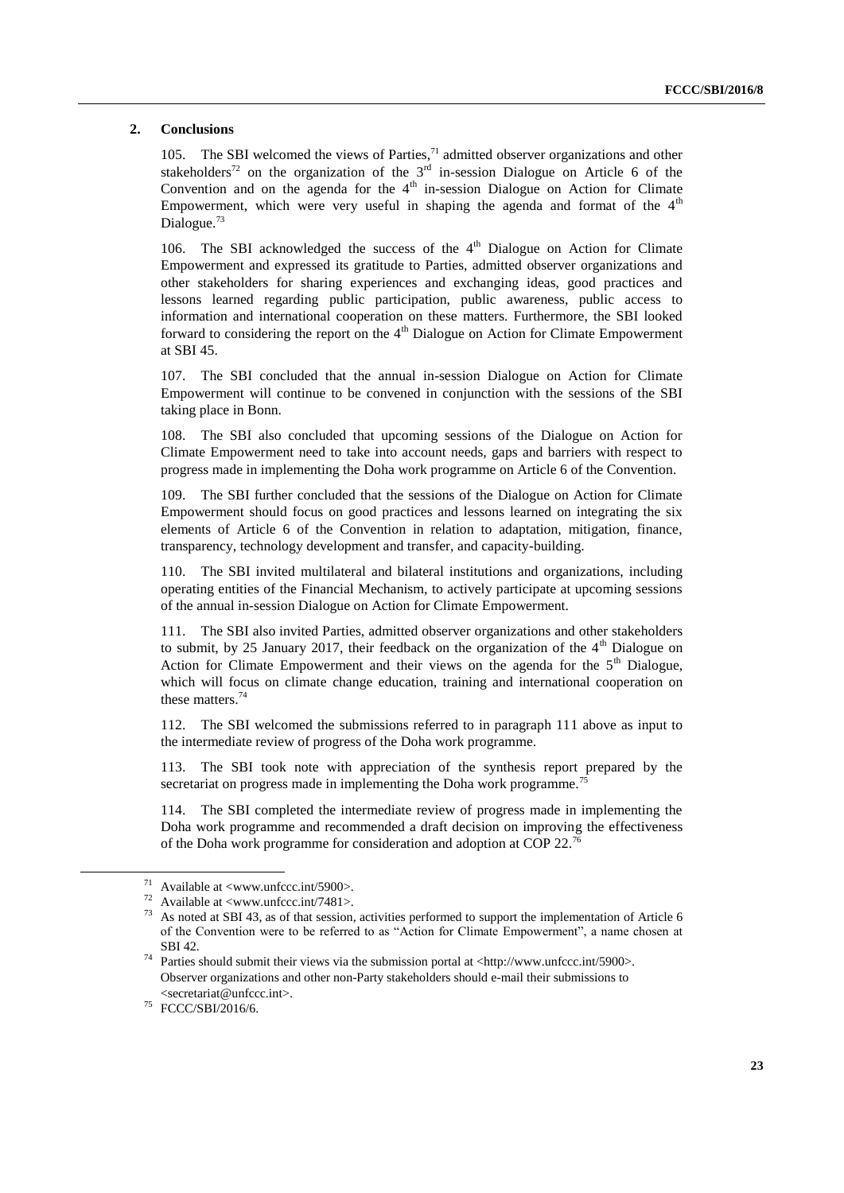### 2. Conclusions

105. The SBI welcomed the views of Parties,[71] admitted observer organizations and other stakeholders[72] on the organization of the 3rd in-session Dialogue on Article 6 of the Convention and on the agenda for the 4th in-session Dialogue on Action for Climate Empowerment, which were very useful in shaping the agenda and format of the 4th Dialogue.[73]

106. The SBI acknowledged the success of the 4th Dialogue on Action for Climate Empowerment and expressed its gratitude to Parties, admitted observer organizations and other stakeholders for sharing experiences and exchanging ideas, good practices and lessons learned regarding public participation, public awareness, public access to information and international cooperation on these matters. Furthermore, the SBI looked forward to considering the report on the 4th Dialogue on Action for Climate Empowerment at SBI 45.

107. The SBI concluded that the annual in-session Dialogue on Action for Climate Empowerment will continue to be convened in conjunction with the sessions of the SBI taking place in Bonn.

108. The SBI also concluded that upcoming sessions of the Dialogue on Action for Climate Empowerment need to take into account needs, gaps and barriers with respect to progress made in implementing the Doha work programme on Article 6 of the Convention.

109. The SBI further concluded that the sessions of the Dialogue on Action for Climate Empowerment should focus on good practices and lessons learned on integrating the six elements of Article 6 of the Convention in relation to adaptation, mitigation, finance, transparency, technology development and transfer, and capacity-building.

110. The SBI invited multilateral and bilateral institutions and organizations, including operating entities of the Financial Mechanism, to actively participate at upcoming sessions of the annual in-session Dialogue on Action for Climate Empowerment.

111. The SBI also invited Parties, admitted observer organizations and other stakeholders to submit, by 25 January 2017, their feedback on the organization of the 4th Dialogue on Action for Climate Empowerment and their views on the agenda for the 5th Dialogue, which will focus on climate change education, training and international cooperation on these matters.[74]

112. The SBI welcomed the submissions referred to in paragraph 111 above as input to the intermediate review of progress of the Doha work programme.

113. The SBI took note with appreciation of the synthesis report prepared by the secretariat on progress made in implementing the Doha work programme.[75]

114. The SBI completed the intermediate review of progress made in implementing the Doha work programme and recommended a draft decision on improving the effectiveness of the Doha work programme for consideration and adoption at COP 22.[76]

---

[71] Available at <www.unfccc.int/5900>.

[72] Available at <www.unfccc.int/7481>.

[73] As noted at SBI 43, as of that session, activities performed to support the implementation of Article 6 of the Convention were to be referred to as "Action for Climate Empowerment", a name chosen at SBI 42.

[74] Parties should submit their views via the submission portal at <http://www.unfccc.int/5900>. Observer organizations and other non-Party stakeholders should e-mail their submissions to <secretariat@unfccc.int>.

[75] FCCC/SBI/2016/6.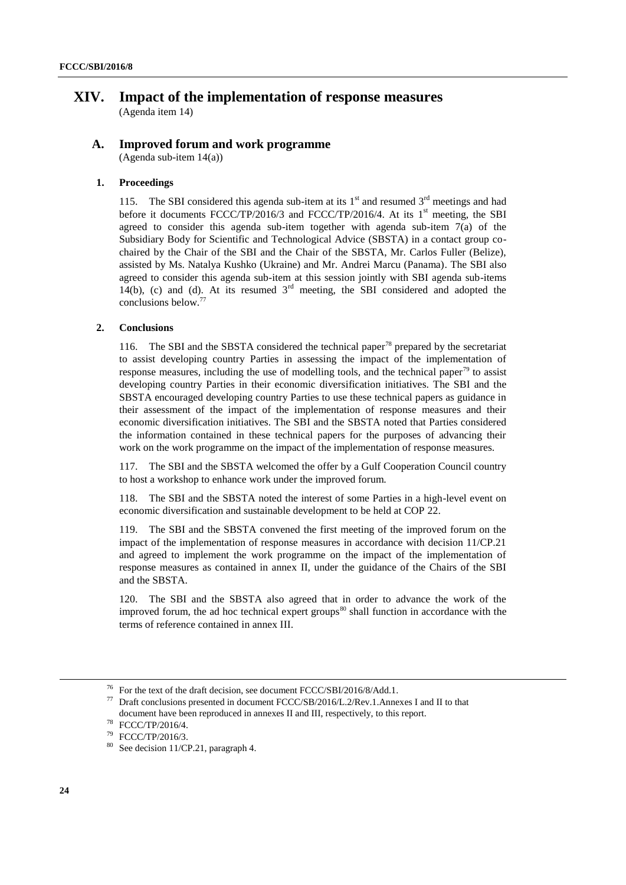# XIV. Impact of the implementation of response measures

(Agenda item 14)

## A. Improved forum and work programme

(Agenda sub-item 14(a))

### 1. Proceedings

115. The SBI considered this agenda sub-item at its 1st and resumed 3rd meetings and had before it documents FCCC/TP/2016/3 and FCCC/TP/2016/4. At its 1st meeting, the SBI agreed to consider this agenda sub-item together with agenda sub-item 7(a) of the Subsidiary Body for Scientific and Technological Advice (SBSTA) in a contact group co-chaired by the Chair of the SBI and the Chair of the SBSTA, Mr. Carlos Fuller (Belize), assisted by Ms. Natalya Kushko (Ukraine) and Mr. Andrei Marcu (Panama). The SBI also agreed to consider this agenda sub-item at this session jointly with SBI agenda sub-items 14(b), (c) and (d). At its resumed 3rd meeting, the SBI considered and adopted the conclusions below.[77]

### 2. Conclusions

116. The SBI and the SBSTA considered the technical paper[78] prepared by the secretariat to assist developing country Parties in assessing the impact of the implementation of response measures, including the use of modelling tools, and the technical paper[79] to assist developing country Parties in their economic diversification initiatives. The SBI and the SBSTA encouraged developing country Parties to use these technical papers as guidance in their assessment of the impact of the implementation of response measures and their economic diversification initiatives. The SBI and the SBSTA noted that Parties considered the information contained in these technical papers for the purposes of advancing their work on the work programme on the impact of the implementation of response measures.

117. The SBI and the SBSTA welcomed the offer by a Gulf Cooperation Council country to host a workshop to enhance work under the improved forum.

118. The SBI and the SBSTA noted the interest of some Parties in a high-level event on economic diversification and sustainable development to be held at COP 22.

119. The SBI and the SBSTA convened the first meeting of the improved forum on the impact of the implementation of response measures in accordance with decision 11/CP.21 and agreed to implement the work programme on the impact of the implementation of response measures as contained in annex II, under the guidance of the Chairs of the SBI and the SBSTA.

120. The SBI and the SBSTA also agreed that in order to advance the work of the improved forum, the ad hoc technical expert groups[80] shall function in accordance with the terms of reference contained in annex III.

---

[76] For the text of the draft decision, see document FCCC/SBI/2016/8/Add.1.

[77] Draft conclusions presented in document FCCC/SB/2016/L.2/Rev.1.Annexes I and II to that document have been reproduced in annexes II and III, respectively, to this report.

[78] FCCC/TP/2016/4.

[79] FCCC/TP/2016/3.

[80] See decision 11/CP.21, paragraph 4.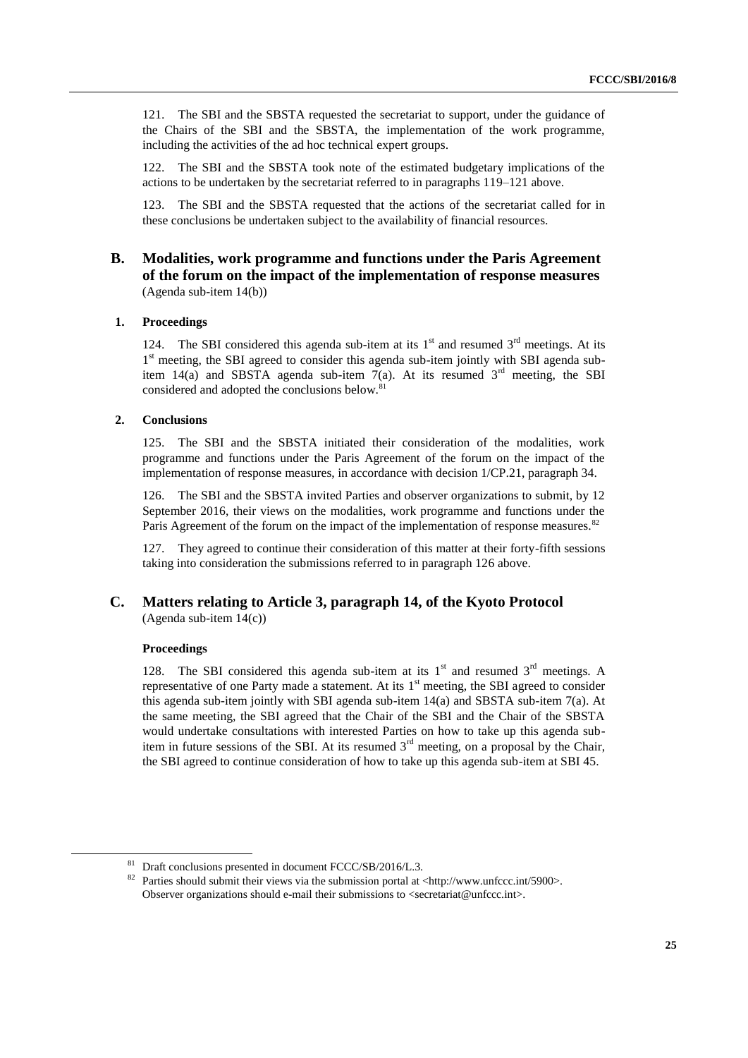121. The SBI and the SBSTA requested the secretariat to support, under the guidance of the Chairs of the SBI and the SBSTA, the implementation of the work programme, including the activities of the ad hoc technical expert groups.

122. The SBI and the SBSTA took note of the estimated budgetary implications of the actions to be undertaken by the secretariat referred to in paragraphs 119–121 above.

123. The SBI and the SBSTA requested that the actions of the secretariat called for in these conclusions be undertaken subject to the availability of financial resources.

## B. Modalities, work programme and functions under the Paris Agreement of the forum on the impact of the implementation of response measures

(Agenda sub-item 14(b))

### 1. Proceedings

124. The SBI considered this agenda sub-item at its 1st and resumed 3rd meetings. At its 1st meeting, the SBI agreed to consider this agenda sub-item jointly with SBI agenda sub-item 14(a) and SBSTA agenda sub-item 7(a). At its resumed 3rd meeting, the SBI considered and adopted the conclusions below.[81]

### 2. Conclusions

125. The SBI and the SBSTA initiated their consideration of the modalities, work programme and functions under the Paris Agreement of the forum on the impact of the implementation of response measures, in accordance with decision 1/CP.21, paragraph 34.

126. The SBI and the SBSTA invited Parties and observer organizations to submit, by 12 September 2016, their views on the modalities, work programme and functions under the Paris Agreement of the forum on the impact of the implementation of response measures.[82]

127. They agreed to continue their consideration of this matter at their forty-fifth sessions taking into consideration the submissions referred to in paragraph 126 above.

## C. Matters relating to Article 3, paragraph 14, of the Kyoto Protocol

(Agenda sub-item 14(c))

### Proceedings

128. The SBI considered this agenda sub-item at its 1st and resumed 3rd meetings. A representative of one Party made a statement. At its 1st meeting, the SBI agreed to consider this agenda sub-item jointly with SBI agenda sub-item 14(a) and SBSTA sub-item 7(a). At the same meeting, the SBI agreed that the Chair of the SBI and the Chair of the SBSTA would undertake consultations with interested Parties on how to take up this agenda sub-item in future sessions of the SBI. At its resumed 3rd meeting, on a proposal by the Chair, the SBI agreed to continue consideration of how to take up this agenda sub-item at SBI 45.

---

[81] Draft conclusions presented in document FCCC/SB/2016/L.3.

[82] Parties should submit their views via the submission portal at <http://www.unfccc.int/5900>. Observer organizations should e-mail their submissions to <secretariat@unfccc.int>.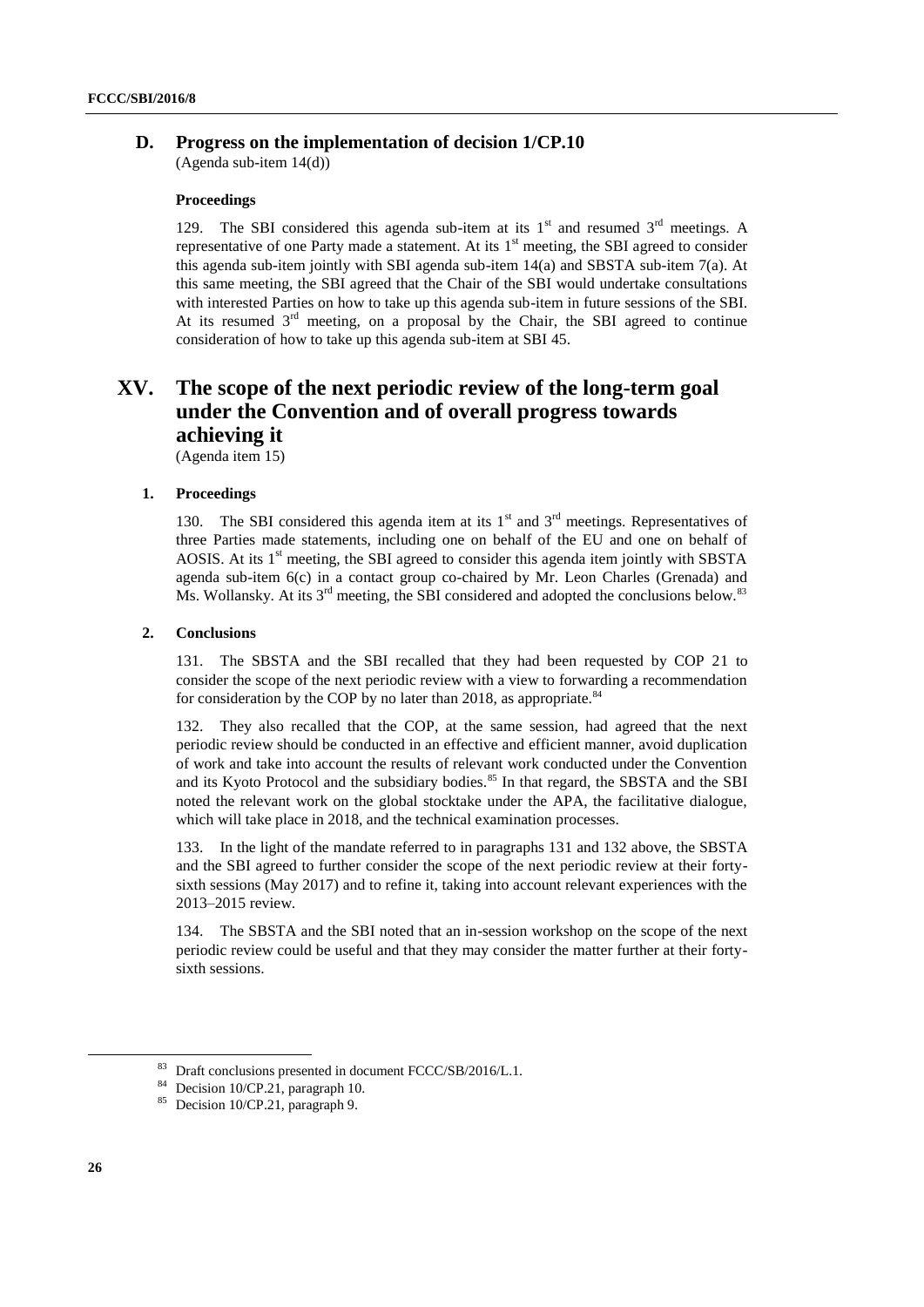### D. Progress on the implementation of decision 1/CP.10

(Agenda sub-item 14(d))

#### Proceedings

129. The SBI considered this agenda sub-item at its 1st and resumed 3rd meetings. A representative of one Party made a statement. At its 1st meeting, the SBI agreed to consider this agenda sub-item jointly with SBI agenda sub-item 14(a) and SBSTA sub-item 7(a). At this same meeting, the SBI agreed that the Chair of the SBI would undertake consultations with interested Parties on how to take up this agenda sub-item in future sessions of the SBI. At its resumed 3rd meeting, on a proposal by the Chair, the SBI agreed to continue consideration of how to take up this agenda sub-item at SBI 45.

## XV. The scope of the next periodic review of the long-term goal under the Convention and of overall progress towards achieving it

(Agenda item 15)

### 1. Proceedings

130. The SBI considered this agenda item at its 1st and 3rd meetings. Representatives of three Parties made statements, including one on behalf of the EU and one on behalf of AOSIS. At its 1st meeting, the SBI agreed to consider this agenda item jointly with SBSTA agenda sub-item 6(c) in a contact group co-chaired by Mr. Leon Charles (Grenada) and Ms. Wollansky. At its 3rd meeting, the SBI considered and adopted the conclusions below.[83]

### 2. Conclusions

131. The SBSTA and the SBI recalled that they had been requested by COP 21 to consider the scope of the next periodic review with a view to forwarding a recommendation for consideration by the COP by no later than 2018, as appropriate.[84]

132. They also recalled that the COP, at the same session, had agreed that the next periodic review should be conducted in an effective and efficient manner, avoid duplication of work and take into account the results of relevant work conducted under the Convention and its Kyoto Protocol and the subsidiary bodies.[85] In that regard, the SBSTA and the SBI noted the relevant work on the global stocktake under the APA, the facilitative dialogue, which will take place in 2018, and the technical examination processes.

133. In the light of the mandate referred to in paragraphs 131 and 132 above, the SBSTA and the SBI agreed to further consider the scope of the next periodic review at their forty-sixth sessions (May 2017) and to refine it, taking into account relevant experiences with the 2013–2015 review.

134. The SBSTA and the SBI noted that an in-session workshop on the scope of the next periodic review could be useful and that they may consider the matter further at their forty-sixth sessions.

---

[83] Draft conclusions presented in document FCCC/SB/2016/L.1.

[84] Decision 10/CP.21, paragraph 10.

[85] Decision 10/CP.21, paragraph 9.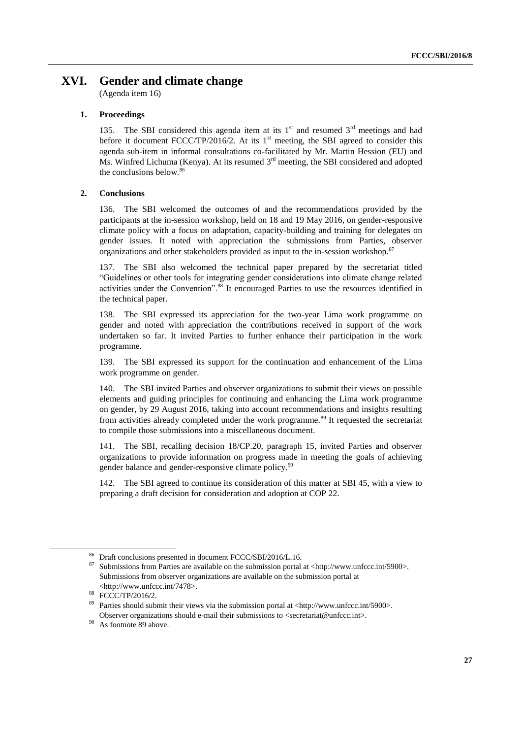# XVI. Gender and climate change

(Agenda item 16)

### 1. Proceedings

135. The SBI considered this agenda item at its 1st and resumed 3rd meetings and had before it document FCCC/TP/2016/2. At its 1st meeting, the SBI agreed to consider this agenda sub-item in informal consultations co-facilitated by Mr. Martin Hession (EU) and Ms. Winfred Lichuma (Kenya). At its resumed 3rd meeting, the SBI considered and adopted the conclusions below.[86]

### 2. Conclusions

136. The SBI welcomed the outcomes of and the recommendations provided by the participants at the in-session workshop, held on 18 and 19 May 2016, on gender-responsive climate policy with a focus on adaptation, capacity-building and training for delegates on gender issues. It noted with appreciation the submissions from Parties, observer organizations and other stakeholders provided as input to the in-session workshop.[87]

137. The SBI also welcomed the technical paper prepared by the secretariat titled "Guidelines or other tools for integrating gender considerations into climate change related activities under the Convention".[88] It encouraged Parties to use the resources identified in the technical paper.

138. The SBI expressed its appreciation for the two-year Lima work programme on gender and noted with appreciation the contributions received in support of the work undertaken so far. It invited Parties to further enhance their participation in the work programme.

139. The SBI expressed its support for the continuation and enhancement of the Lima work programme on gender.

140. The SBI invited Parties and observer organizations to submit their views on possible elements and guiding principles for continuing and enhancing the Lima work programme on gender, by 29 August 2016, taking into account recommendations and insights resulting from activities already completed under the work programme.[89] It requested the secretariat to compile those submissions into a miscellaneous document.

141. The SBI, recalling decision 18/CP.20, paragraph 15, invited Parties and observer organizations to provide information on progress made in meeting the goals of achieving gender balance and gender-responsive climate policy.[90]

142. The SBI agreed to continue its consideration of this matter at SBI 45, with a view to preparing a draft decision for consideration and adoption at COP 22.

---

[86] Draft conclusions presented in document FCCC/SBI/2016/L.16.

[87] Submissions from Parties are available on the submission portal at <http://www.unfccc.int/5900>. Submissions from observer organizations are available on the submission portal at <http://www.unfccc.int/7478>.

[88] FCCC/TP/2016/2.

[89] Parties should submit their views via the submission portal at <http://www.unfccc.int/5900>. Observer organizations should e-mail their submissions to <secretariat@unfccc.int>.

[90] As footnote 89 above.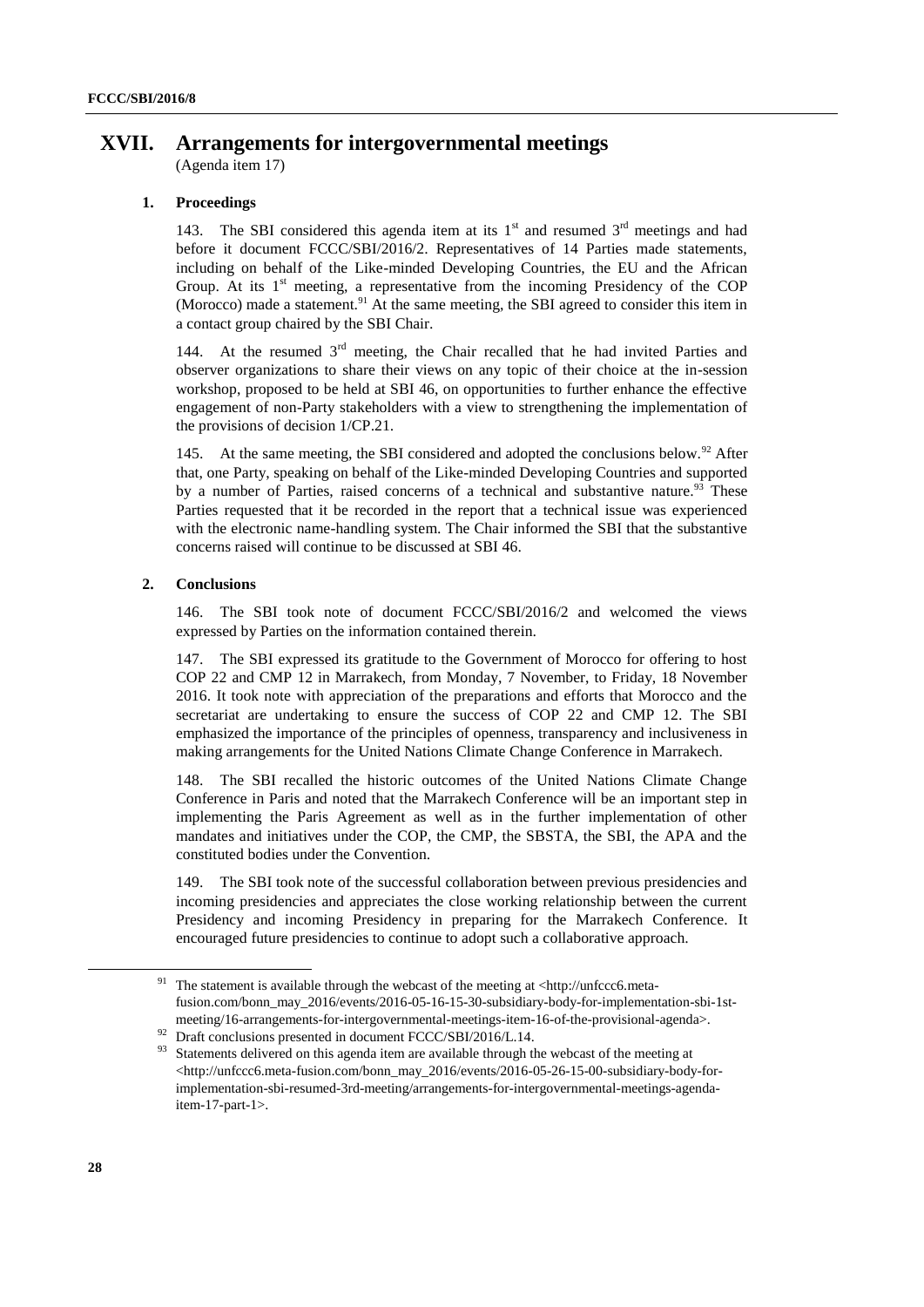# XVII. Arrangements for intergovernmental meetings

(Agenda item 17)

## 1. Proceedings

143. The SBI considered this agenda item at its 1st and resumed 3rd meetings and had before it document FCCC/SBI/2016/2. Representatives of 14 Parties made statements, including on behalf of the Like-minded Developing Countries, the EU and the African Group. At its 1st meeting, a representative from the incoming Presidency of the COP (Morocco) made a statement.[91] At the same meeting, the SBI agreed to consider this item in a contact group chaired by the SBI Chair.

144. At the resumed 3rd meeting, the Chair recalled that he had invited Parties and observer organizations to share their views on any topic of their choice at the in-session workshop, proposed to be held at SBI 46, on opportunities to further enhance the effective engagement of non-Party stakeholders with a view to strengthening the implementation of the provisions of decision 1/CP.21.

145. At the same meeting, the SBI considered and adopted the conclusions below.[92] After that, one Party, speaking on behalf of the Like-minded Developing Countries and supported by a number of Parties, raised concerns of a technical and substantive nature.[93] These Parties requested that it be recorded in the report that a technical issue was experienced with the electronic name-handling system. The Chair informed the SBI that the substantive concerns raised will continue to be discussed at SBI 46.

## 2. Conclusions

146. The SBI took note of document FCCC/SBI/2016/2 and welcomed the views expressed by Parties on the information contained therein.

147. The SBI expressed its gratitude to the Government of Morocco for offering to host COP 22 and CMP 12 in Marrakech, from Monday, 7 November, to Friday, 18 November 2016. It took note with appreciation of the preparations and efforts that Morocco and the secretariat are undertaking to ensure the success of COP 22 and CMP 12. The SBI emphasized the importance of the principles of openness, transparency and inclusiveness in making arrangements for the United Nations Climate Change Conference in Marrakech.

148. The SBI recalled the historic outcomes of the United Nations Climate Change Conference in Paris and noted that the Marrakech Conference will be an important step in implementing the Paris Agreement as well as in the further implementation of other mandates and initiatives under the COP, the CMP, the SBSTA, the SBI, the APA and the constituted bodies under the Convention.

149. The SBI took note of the successful collaboration between previous presidencies and incoming presidencies and appreciates the close working relationship between the current Presidency and incoming Presidency in preparing for the Marrakech Conference. It encouraged future presidencies to continue to adopt such a collaborative approach.

---

[91] The statement is available through the webcast of the meeting at <http://unfccc6.meta-fusion.com/bonn_may_2016/events/2016-05-16-15-30-subsidiary-body-for-implementation-sbi-1st-meeting/16-arrangements-for-intergovernmental-meetings-item-16-of-the-provisional-agenda>.

[92] Draft conclusions presented in document FCCC/SBI/2016/L.14.

[93] Statements delivered on this agenda item are available through the webcast of the meeting at <http://unfccc6.meta-fusion.com/bonn_may_2016/events/2016-05-26-15-00-subsidiary-body-for-implementation-sbi-resumed-3rd-meeting/arrangements-for-intergovernmental-meetings-agenda-item-17-part-1>.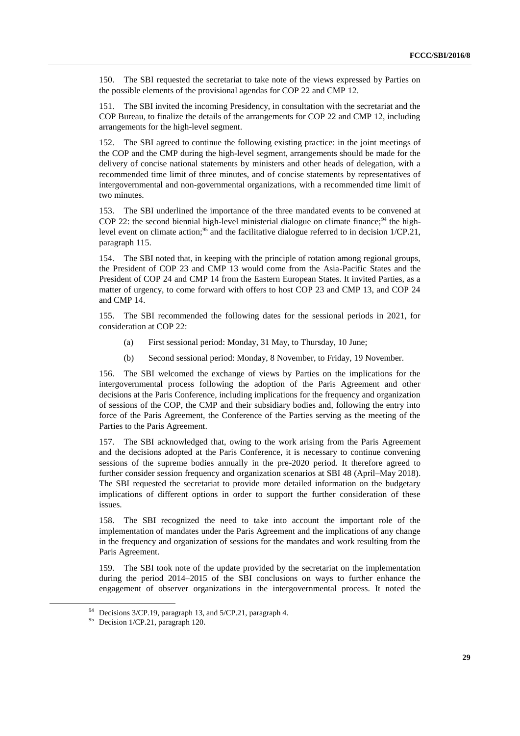150. The SBI requested the secretariat to take note of the views expressed by Parties on the possible elements of the provisional agendas for COP 22 and CMP 12.

151. The SBI invited the incoming Presidency, in consultation with the secretariat and the COP Bureau, to finalize the details of the arrangements for COP 22 and CMP 12, including arrangements for the high-level segment.

152. The SBI agreed to continue the following existing practice: in the joint meetings of the COP and the CMP during the high-level segment, arrangements should be made for the delivery of concise national statements by ministers and other heads of delegation, with a recommended time limit of three minutes, and of concise statements by representatives of intergovernmental and non-governmental organizations, with a recommended time limit of two minutes.

153. The SBI underlined the importance of the three mandated events to be convened at COP 22: the second biennial high-level ministerial dialogue on climate finance;[94] the high-level event on climate action;[95] and the facilitative dialogue referred to in decision 1/CP.21, paragraph 115.

154. The SBI noted that, in keeping with the principle of rotation among regional groups, the President of COP 23 and CMP 13 would come from the Asia-Pacific States and the President of COP 24 and CMP 14 from the Eastern European States. It invited Parties, as a matter of urgency, to come forward with offers to host COP 23 and CMP 13, and COP 24 and CMP 14.

155. The SBI recommended the following dates for the sessional periods in 2021, for consideration at COP 22:

(a) First sessional period: Monday, 31 May, to Thursday, 10 June;

(b) Second sessional period: Monday, 8 November, to Friday, 19 November.

156. The SBI welcomed the exchange of views by Parties on the implications for the intergovernmental process following the adoption of the Paris Agreement and other decisions at the Paris Conference, including implications for the frequency and organization of sessions of the COP, the CMP and their subsidiary bodies and, following the entry into force of the Paris Agreement, the Conference of the Parties serving as the meeting of the Parties to the Paris Agreement.

157. The SBI acknowledged that, owing to the work arising from the Paris Agreement and the decisions adopted at the Paris Conference, it is necessary to continue convening sessions of the supreme bodies annually in the pre-2020 period. It therefore agreed to further consider session frequency and organization scenarios at SBI 48 (April–May 2018). The SBI requested the secretariat to provide more detailed information on the budgetary implications of different options in order to support the further consideration of these issues.

158. The SBI recognized the need to take into account the important role of the implementation of mandates under the Paris Agreement and the implications of any change in the frequency and organization of sessions for the mandates and work resulting from the Paris Agreement.

159. The SBI took note of the update provided by the secretariat on the implementation during the period 2014–2015 of the SBI conclusions on ways to further enhance the engagement of observer organizations in the intergovernmental process. It noted the

[94] Decisions 3/CP.19, paragraph 13, and 5/CP.21, paragraph 4.

[95] Decision 1/CP.21, paragraph 120.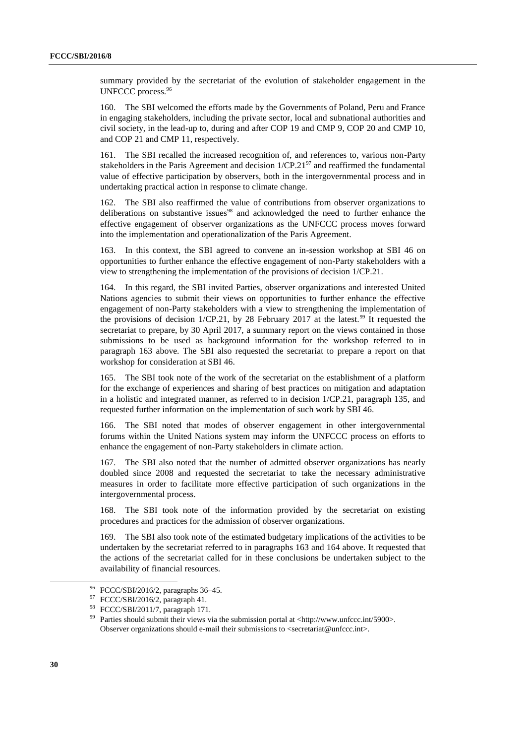summary provided by the secretariat of the evolution of stakeholder engagement in the UNFCCC process.[96]

160. The SBI welcomed the efforts made by the Governments of Poland, Peru and France in engaging stakeholders, including the private sector, local and subnational authorities and civil society, in the lead-up to, during and after COP 19 and CMP 9, COP 20 and CMP 10, and COP 21 and CMP 11, respectively.

161. The SBI recalled the increased recognition of, and references to, various non-Party stakeholders in the Paris Agreement and decision 1/CP.21[97] and reaffirmed the fundamental value of effective participation by observers, both in the intergovernmental process and in undertaking practical action in response to climate change.

162. The SBI also reaffirmed the value of contributions from observer organizations to deliberations on substantive issues[98] and acknowledged the need to further enhance the effective engagement of observer organizations as the UNFCCC process moves forward into the implementation and operationalization of the Paris Agreement.

163. In this context, the SBI agreed to convene an in-session workshop at SBI 46 on opportunities to further enhance the effective engagement of non-Party stakeholders with a view to strengthening the implementation of the provisions of decision 1/CP.21.

164. In this regard, the SBI invited Parties, observer organizations and interested United Nations agencies to submit their views on opportunities to further enhance the effective engagement of non-Party stakeholders with a view to strengthening the implementation of the provisions of decision 1/CP.21, by 28 February 2017 at the latest.[99] It requested the secretariat to prepare, by 30 April 2017, a summary report on the views contained in those submissions to be used as background information for the workshop referred to in paragraph 163 above. The SBI also requested the secretariat to prepare a report on that workshop for consideration at SBI 46.

165. The SBI took note of the work of the secretariat on the establishment of a platform for the exchange of experiences and sharing of best practices on mitigation and adaptation in a holistic and integrated manner, as referred to in decision 1/CP.21, paragraph 135, and requested further information on the implementation of such work by SBI 46.

166. The SBI noted that modes of observer engagement in other intergovernmental forums within the United Nations system may inform the UNFCCC process on efforts to enhance the engagement of non-Party stakeholders in climate action.

167. The SBI also noted that the number of admitted observer organizations has nearly doubled since 2008 and requested the secretariat to take the necessary administrative measures in order to facilitate more effective participation of such organizations in the intergovernmental process.

168. The SBI took note of the information provided by the secretariat on existing procedures and practices for the admission of observer organizations.

169. The SBI also took note of the estimated budgetary implications of the activities to be undertaken by the secretariat referred to in paragraphs 163 and 164 above. It requested that the actions of the secretariat called for in these conclusions be undertaken subject to the availability of financial resources.

---

[96] FCCC/SBI/2016/2, paragraphs 36–45.

[97] FCCC/SBI/2016/2, paragraph 41.

[98] FCCC/SBI/2011/7, paragraph 171.

[99] Parties should submit their views via the submission portal at <http://www.unfccc.int/5900>. Observer organizations should e-mail their submissions to <secretariat@unfccc.int>.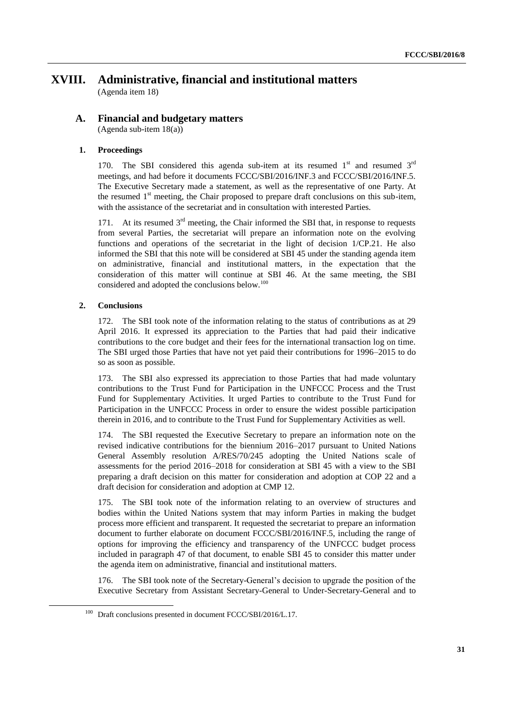# XVIII. Administrative, financial and institutional matters

(Agenda item 18)

## A. Financial and budgetary matters

(Agenda sub-item 18(a))

### 1. Proceedings

170. The SBI considered this agenda sub-item at its resumed 1st and resumed 3rd meetings, and had before it documents FCCC/SBI/2016/INF.3 and FCCC/SBI/2016/INF.5. The Executive Secretary made a statement, as well as the representative of one Party. At the resumed 1st meeting, the Chair proposed to prepare draft conclusions on this sub-item, with the assistance of the secretariat and in consultation with interested Parties.

171. At its resumed 3rd meeting, the Chair informed the SBI that, in response to requests from several Parties, the secretariat will prepare an information note on the evolving functions and operations of the secretariat in the light of decision 1/CP.21. He also informed the SBI that this note will be considered at SBI 45 under the standing agenda item on administrative, financial and institutional matters, in the expectation that the consideration of this matter will continue at SBI 46. At the same meeting, the SBI considered and adopted the conclusions below.[100]

### 2. Conclusions

172. The SBI took note of the information relating to the status of contributions as at 29 April 2016. It expressed its appreciation to the Parties that had paid their indicative contributions to the core budget and their fees for the international transaction log on time. The SBI urged those Parties that have not yet paid their contributions for 1996–2015 to do so as soon as possible.

173. The SBI also expressed its appreciation to those Parties that had made voluntary contributions to the Trust Fund for Participation in the UNFCCC Process and the Trust Fund for Supplementary Activities. It urged Parties to contribute to the Trust Fund for Participation in the UNFCCC Process in order to ensure the widest possible participation therein in 2016, and to contribute to the Trust Fund for Supplementary Activities as well.

174. The SBI requested the Executive Secretary to prepare an information note on the revised indicative contributions for the biennium 2016–2017 pursuant to United Nations General Assembly resolution A/RES/70/245 adopting the United Nations scale of assessments for the period 2016–2018 for consideration at SBI 45 with a view to the SBI preparing a draft decision on this matter for consideration and adoption at COP 22 and a draft decision for consideration and adoption at CMP 12.

175. The SBI took note of the information relating to an overview of structures and bodies within the United Nations system that may inform Parties in making the budget process more efficient and transparent. It requested the secretariat to prepare an information document to further elaborate on document FCCC/SBI/2016/INF.5, including the range of options for improving the efficiency and transparency of the UNFCCC budget process included in paragraph 47 of that document, to enable SBI 45 to consider this matter under the agenda item on administrative, financial and institutional matters.

176. The SBI took note of the Secretary-General's decision to upgrade the position of the Executive Secretary from Assistant Secretary-General to Under-Secretary-General and to

[100] Draft conclusions presented in document FCCC/SBI/2016/L.17.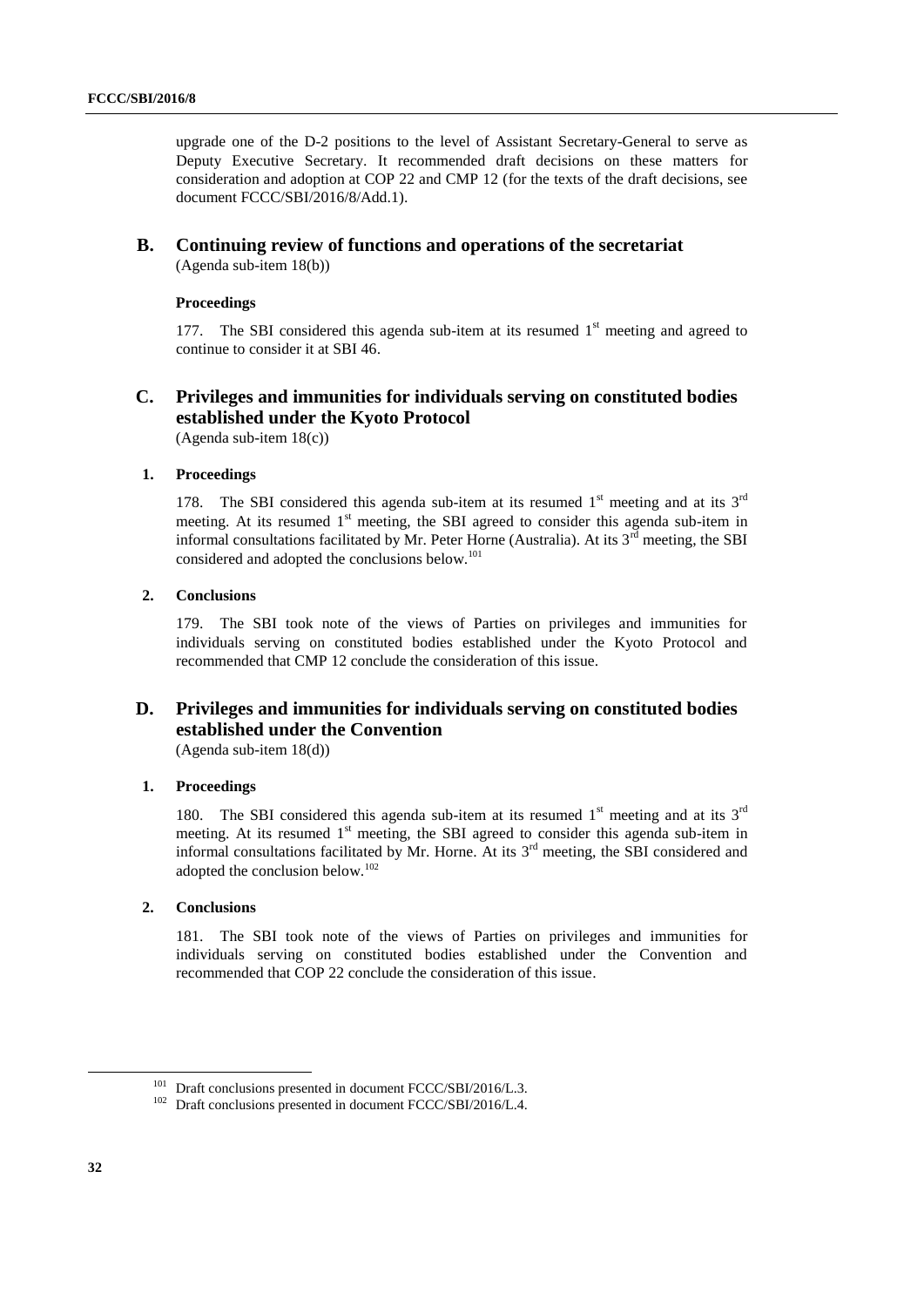upgrade one of the D-2 positions to the level of Assistant Secretary-General to serve as Deputy Executive Secretary. It recommended draft decisions on these matters for consideration and adoption at COP 22 and CMP 12 (for the texts of the draft decisions, see document FCCC/SBI/2016/8/Add.1).

## B. Continuing review of functions and operations of the secretariat

(Agenda sub-item 18(b))

### Proceedings

177. The SBI considered this agenda sub-item at its resumed 1st meeting and agreed to continue to consider it at SBI 46.

## C. Privileges and immunities for individuals serving on constituted bodies established under the Kyoto Protocol

(Agenda sub-item 18(c))

### 1. Proceedings

178. The SBI considered this agenda sub-item at its resumed 1st meeting and at its 3rd meeting. At its resumed 1st meeting, the SBI agreed to consider this agenda sub-item in informal consultations facilitated by Mr. Peter Horne (Australia). At its 3rd meeting, the SBI considered and adopted the conclusions below.[101]

### 2. Conclusions

179. The SBI took note of the views of Parties on privileges and immunities for individuals serving on constituted bodies established under the Kyoto Protocol and recommended that CMP 12 conclude the consideration of this issue.

## D. Privileges and immunities for individuals serving on constituted bodies established under the Convention

(Agenda sub-item 18(d))

### 1. Proceedings

180. The SBI considered this agenda sub-item at its resumed 1st meeting and at its 3rd meeting. At its resumed 1st meeting, the SBI agreed to consider this agenda sub-item in informal consultations facilitated by Mr. Horne. At its 3rd meeting, the SBI considered and adopted the conclusion below.[102]

### 2. Conclusions

181. The SBI took note of the views of Parties on privileges and immunities for individuals serving on constituted bodies established under the Convention and recommended that COP 22 conclude the consideration of this issue.

---

[101] Draft conclusions presented in document FCCC/SBI/2016/L.3.

[102] Draft conclusions presented in document FCCC/SBI/2016/L.4.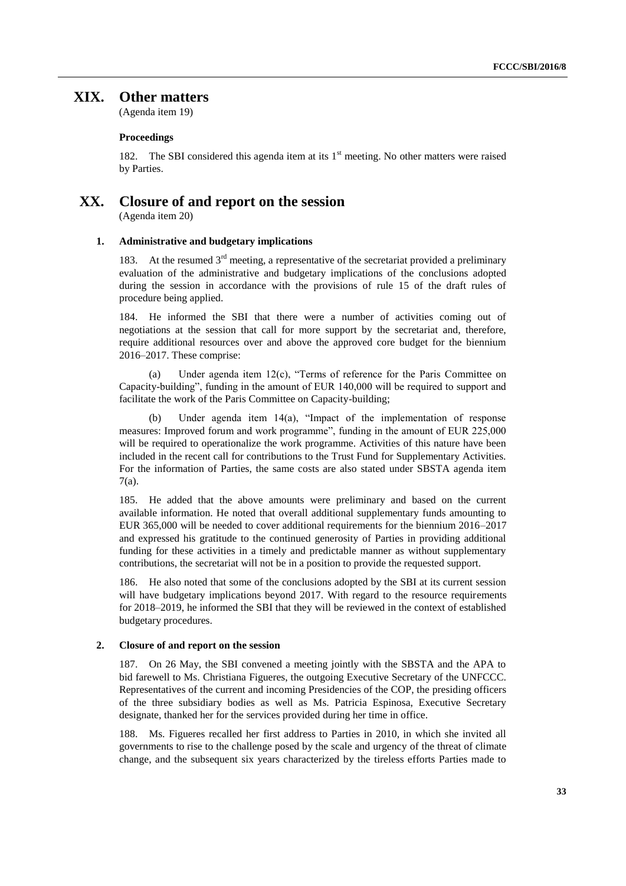# XIX. Other matters

(Agenda item 19)

### Proceedings

182. The SBI considered this agenda item at its 1st meeting. No other matters were raised by Parties.

# XX. Closure of and report on the session

(Agenda item 20)

## 1. Administrative and budgetary implications

183. At the resumed 3rd meeting, a representative of the secretariat provided a preliminary evaluation of the administrative and budgetary implications of the conclusions adopted during the session in accordance with the provisions of rule 15 of the draft rules of procedure being applied.

184. He informed the SBI that there were a number of activities coming out of negotiations at the session that call for more support by the secretariat and, therefore, require additional resources over and above the approved core budget for the biennium 2016–2017. These comprise:

(a) Under agenda item 12(c), "Terms of reference for the Paris Committee on Capacity-building", funding in the amount of EUR 140,000 will be required to support and facilitate the work of the Paris Committee on Capacity-building;

(b) Under agenda item 14(a), "Impact of the implementation of response measures: Improved forum and work programme", funding in the amount of EUR 225,000 will be required to operationalize the work programme. Activities of this nature have been included in the recent call for contributions to the Trust Fund for Supplementary Activities. For the information of Parties, the same costs are also stated under SBSTA agenda item 7(a).

185. He added that the above amounts were preliminary and based on the current available information. He noted that overall additional supplementary funds amounting to EUR 365,000 will be needed to cover additional requirements for the biennium 2016–2017 and expressed his gratitude to the continued generosity of Parties in providing additional funding for these activities in a timely and predictable manner as without supplementary contributions, the secretariat will not be in a position to provide the requested support.

186. He also noted that some of the conclusions adopted by the SBI at its current session will have budgetary implications beyond 2017. With regard to the resource requirements for 2018–2019, he informed the SBI that they will be reviewed in the context of established budgetary procedures.

## 2. Closure of and report on the session

187. On 26 May, the SBI convened a meeting jointly with the SBSTA and the APA to bid farewell to Ms. Christiana Figueres, the outgoing Executive Secretary of the UNFCCC. Representatives of the current and incoming Presidencies of the COP, the presiding officers of the three subsidiary bodies as well as Ms. Patricia Espinosa, Executive Secretary designate, thanked her for the services provided during her time in office.

188. Ms. Figueres recalled her first address to Parties in 2010, in which she invited all governments to rise to the challenge posed by the scale and urgency of the threat of climate change, and the subsequent six years characterized by the tireless efforts Parties made to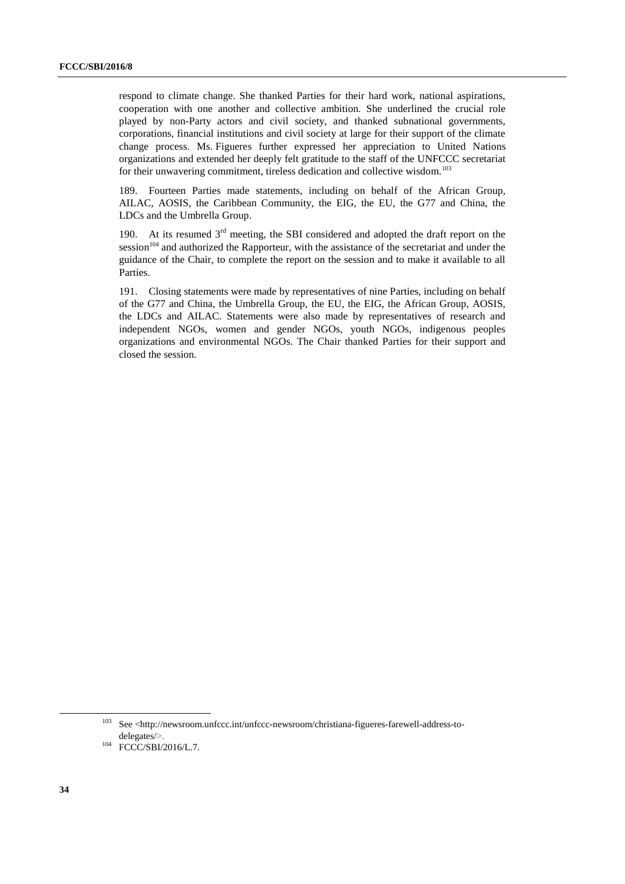respond to climate change. She thanked Parties for their hard work, national aspirations, cooperation with one another and collective ambition. She underlined the crucial role played by non-Party actors and civil society, and thanked subnational governments, corporations, financial institutions and civil society at large for their support of the climate change process. Ms. Figueres further expressed her appreciation to United Nations organizations and extended her deeply felt gratitude to the staff of the UNFCCC secretariat for their unwavering commitment, tireless dedication and collective wisdom.[103]

189. Fourteen Parties made statements, including on behalf of the African Group, AILAC, AOSIS, the Caribbean Community, the EIG, the EU, the G77 and China, the LDCs and the Umbrella Group.

190. At its resumed 3rd meeting, the SBI considered and adopted the draft report on the session[104] and authorized the Rapporteur, with the assistance of the secretariat and under the guidance of the Chair, to complete the report on the session and to make it available to all Parties.

191. Closing statements were made by representatives of nine Parties, including on behalf of the G77 and China, the Umbrella Group, the EU, the EIG, the African Group, AOSIS, the LDCs and AILAC. Statements were also made by representatives of research and independent NGOs, women and gender NGOs, youth NGOs, indigenous peoples organizations and environmental NGOs. The Chair thanked Parties for their support and closed the session.

---

[103] See <http://newsroom.unfccc.int/unfccc-newsroom/christiana-figueres-farewell-address-to-delegates/>.

[104] FCCC/SBI/2016/L.7.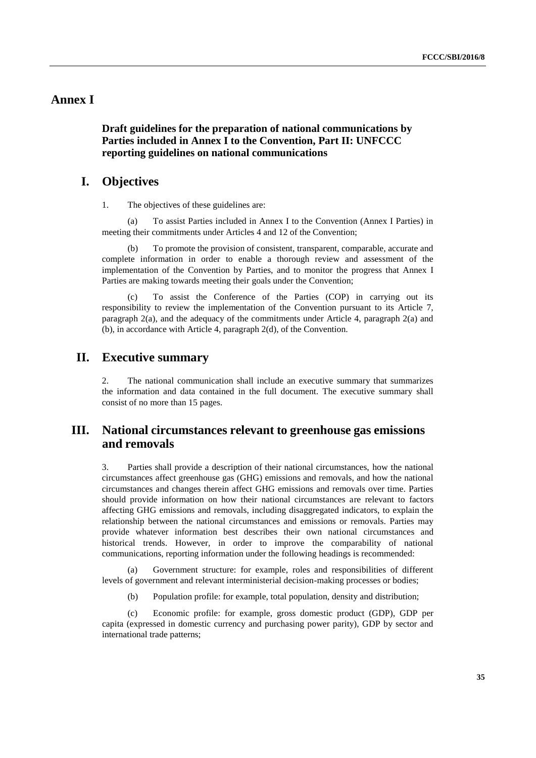# Annex I

## Draft guidelines for the preparation of national communications by Parties included in Annex I to the Convention, Part II: UNFCCC reporting guidelines on national communications

## I. Objectives

1. The objectives of these guidelines are:

(a) To assist Parties included in Annex I to the Convention (Annex I Parties) in meeting their commitments under Articles 4 and 12 of the Convention;

(b) To promote the provision of consistent, transparent, comparable, accurate and complete information in order to enable a thorough review and assessment of the implementation of the Convention by Parties, and to monitor the progress that Annex I Parties are making towards meeting their goals under the Convention;

(c) To assist the Conference of the Parties (COP) in carrying out its responsibility to review the implementation of the Convention pursuant to its Article 7, paragraph 2(a), and the adequacy of the commitments under Article 4, paragraph 2(a) and (b), in accordance with Article 4, paragraph 2(d), of the Convention.

## II. Executive summary

2. The national communication shall include an executive summary that summarizes the information and data contained in the full document. The executive summary shall consist of no more than 15 pages.

## III. National circumstances relevant to greenhouse gas emissions and removals

3. Parties shall provide a description of their national circumstances, how the national circumstances affect greenhouse gas (GHG) emissions and removals, and how the national circumstances and changes therein affect GHG emissions and removals over time. Parties should provide information on how their national circumstances are relevant to factors affecting GHG emissions and removals, including disaggregated indicators, to explain the relationship between the national circumstances and emissions or removals. Parties may provide whatever information best describes their own national circumstances and historical trends. However, in order to improve the comparability of national communications, reporting information under the following headings is recommended:

(a) Government structure: for example, roles and responsibilities of different levels of government and relevant interministerial decision-making processes or bodies;

(b) Population profile: for example, total population, density and distribution;

(c) Economic profile: for example, gross domestic product (GDP), GDP per capita (expressed in domestic currency and purchasing power parity), GDP by sector and international trade patterns;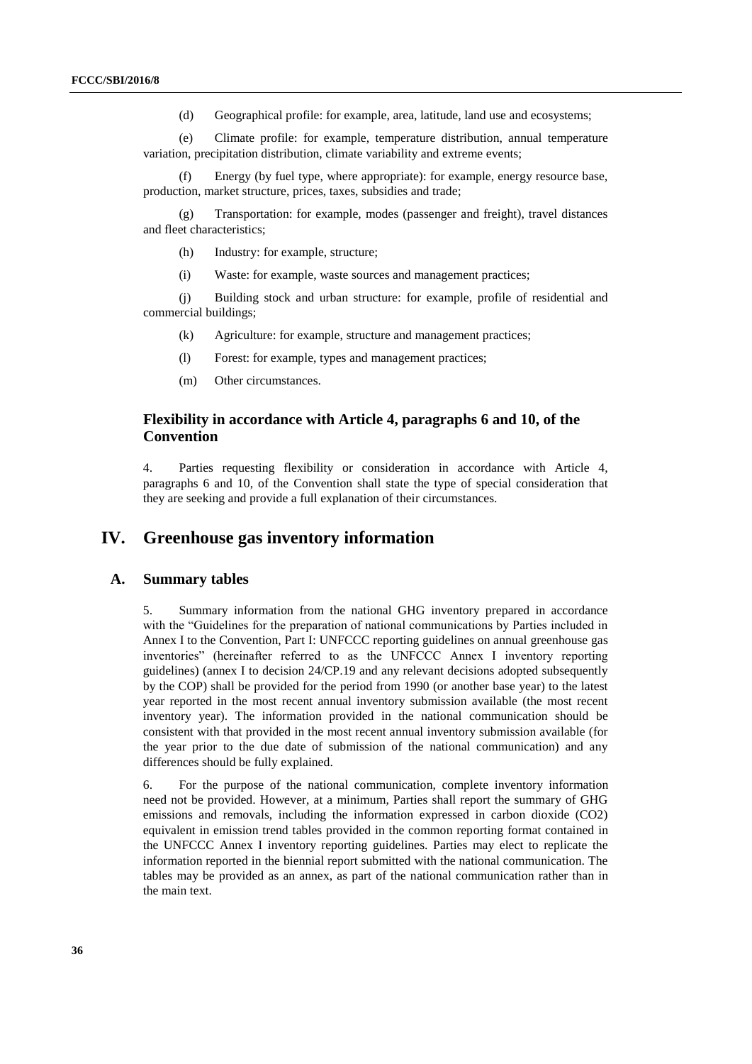(d) Geographical profile: for example, area, latitude, land use and ecosystems;

(e) Climate profile: for example, temperature distribution, annual temperature variation, precipitation distribution, climate variability and extreme events;

(f) Energy (by fuel type, where appropriate): for example, energy resource base, production, market structure, prices, taxes, subsidies and trade;

(g) Transportation: for example, modes (passenger and freight), travel distances and fleet characteristics;

(h) Industry: for example, structure;

(i) Waste: for example, waste sources and management practices;

(j) Building stock and urban structure: for example, profile of residential and commercial buildings;

(k) Agriculture: for example, structure and management practices;

(l) Forest: for example, types and management practices;

(m) Other circumstances.

### Flexibility in accordance with Article 4, paragraphs 6 and 10, of the Convention

4. Parties requesting flexibility or consideration in accordance with Article 4, paragraphs 6 and 10, of the Convention shall state the type of special consideration that they are seeking and provide a full explanation of their circumstances.

## IV. Greenhouse gas inventory information

### A. Summary tables

5. Summary information from the national GHG inventory prepared in accordance with the "Guidelines for the preparation of national communications by Parties included in Annex I to the Convention, Part I: UNFCCC reporting guidelines on annual greenhouse gas inventories" (hereinafter referred to as the UNFCCC Annex I inventory reporting guidelines) (annex I to decision 24/CP.19 and any relevant decisions adopted subsequently by the COP) shall be provided for the period from 1990 (or another base year) to the latest year reported in the most recent annual inventory submission available (the most recent inventory year). The information provided in the national communication should be consistent with that provided in the most recent annual inventory submission available (for the year prior to the due date of submission of the national communication) and any differences should be fully explained.

6. For the purpose of the national communication, complete inventory information need not be provided. However, at a minimum, Parties shall report the summary of GHG emissions and removals, including the information expressed in carbon dioxide ($CO_2$) equivalent in emission trend tables provided in the common reporting format contained in the UNFCCC Annex I inventory reporting guidelines. Parties may elect to replicate the information reported in the biennial report submitted with the national communication. The tables may be provided as an annex, as part of the national communication rather than in the main text.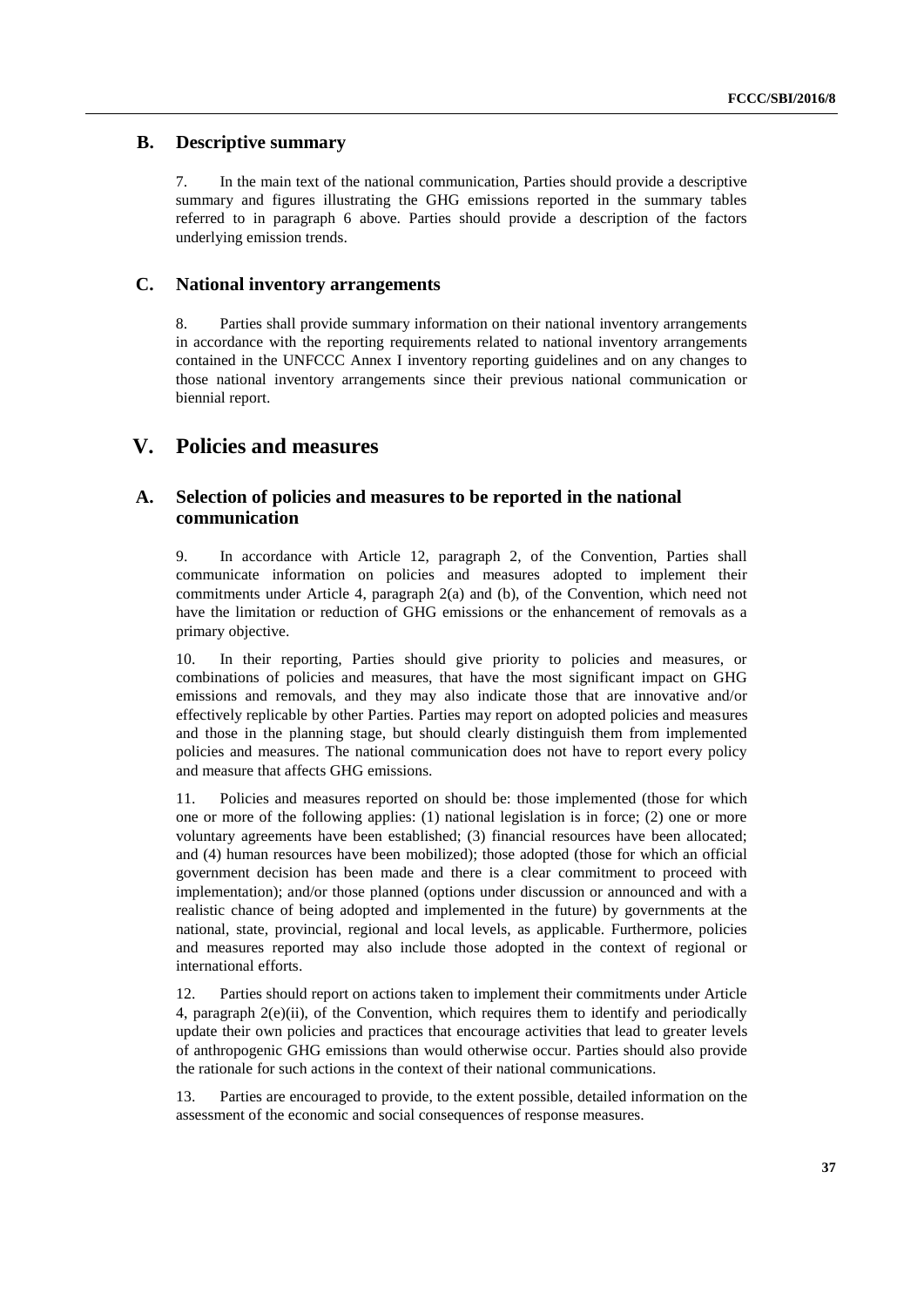### B. Descriptive summary

7. In the main text of the national communication, Parties should provide a descriptive summary and figures illustrating the GHG emissions reported in the summary tables referred to in paragraph 6 above. Parties should provide a description of the factors underlying emission trends.

### C. National inventory arrangements

8. Parties shall provide summary information on their national inventory arrangements in accordance with the reporting requirements related to national inventory arrangements contained in the UNFCCC Annex I inventory reporting guidelines and on any changes to those national inventory arrangements since their previous national communication or biennial report.

## V. Policies and measures

### A. Selection of policies and measures to be reported in the national communication

9. In accordance with Article 12, paragraph 2, of the Convention, Parties shall communicate information on policies and measures adopted to implement their commitments under Article 4, paragraph 2(a) and (b), of the Convention, which need not have the limitation or reduction of GHG emissions or the enhancement of removals as a primary objective.

10. In their reporting, Parties should give priority to policies and measures, or combinations of policies and measures, that have the most significant impact on GHG emissions and removals, and they may also indicate those that are innovative and/or effectively replicable by other Parties. Parties may report on adopted policies and measures and those in the planning stage, but should clearly distinguish them from implemented policies and measures. The national communication does not have to report every policy and measure that affects GHG emissions.

11. Policies and measures reported on should be: those implemented (those for which one or more of the following applies: (1) national legislation is in force; (2) one or more voluntary agreements have been established; (3) financial resources have been allocated; and (4) human resources have been mobilized); those adopted (those for which an official government decision has been made and there is a clear commitment to proceed with implementation); and/or those planned (options under discussion or announced and with a realistic chance of being adopted and implemented in the future) by governments at the national, state, provincial, regional and local levels, as applicable. Furthermore, policies and measures reported may also include those adopted in the context of regional or international efforts.

12. Parties should report on actions taken to implement their commitments under Article 4, paragraph 2(e)(ii), of the Convention, which requires them to identify and periodically update their own policies and practices that encourage activities that lead to greater levels of anthropogenic GHG emissions than would otherwise occur. Parties should also provide the rationale for such actions in the context of their national communications.

13. Parties are encouraged to provide, to the extent possible, detailed information on the assessment of the economic and social consequences of response measures.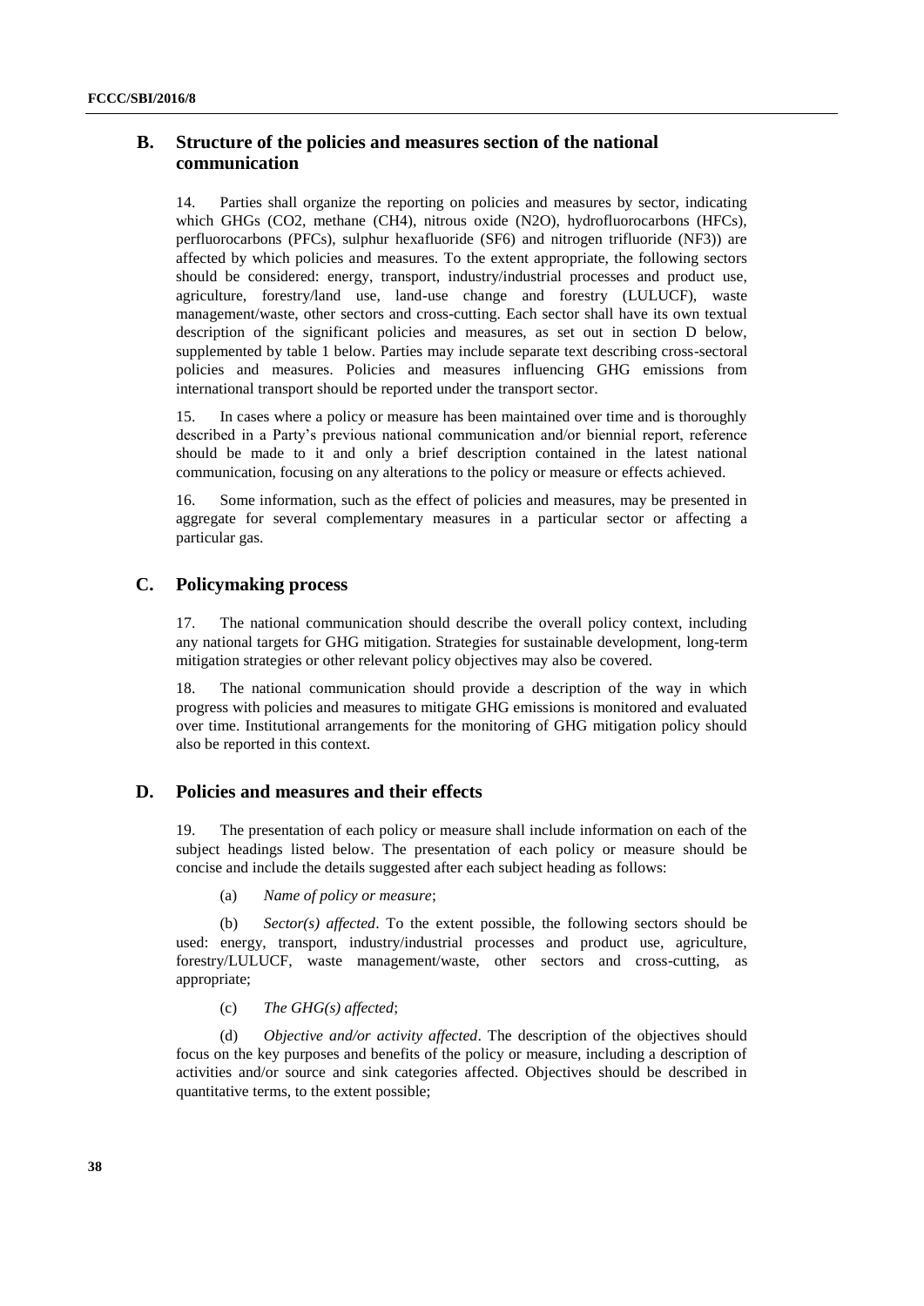## B. Structure of the policies and measures section of the national communication

14. Parties shall organize the reporting on policies and measures by sector, indicating which GHGs ($CO_2$, methane ($CH_4$), nitrous oxide ($N_2O$), hydrofluorocarbons (HFCs), perfluorocarbons (PFCs), sulphur hexafluoride ($SF_6$) and nitrogen trifluoride ($NF_3$)) are affected by which policies and measures. To the extent appropriate, the following sectors should be considered: energy, transport, industry/industrial processes and product use, agriculture, forestry/land use, land-use change and forestry (LULUCF), waste management/waste, other sectors and cross-cutting. Each sector shall have its own textual description of the significant policies and measures, as set out in section D below, supplemented by table 1 below. Parties may include separate text describing cross-sectoral policies and measures. Policies and measures influencing GHG emissions from international transport should be reported under the transport sector.

15. In cases where a policy or measure has been maintained over time and is thoroughly described in a Party's previous national communication and/or biennial report, reference should be made to it and only a brief description contained in the latest national communication, focusing on any alterations to the policy or measure or effects achieved.

16. Some information, such as the effect of policies and measures, may be presented in aggregate for several complementary measures in a particular sector or affecting a particular gas.

## C. Policymaking process

17. The national communication should describe the overall policy context, including any national targets for GHG mitigation. Strategies for sustainable development, long-term mitigation strategies or other relevant policy objectives may also be covered.

18. The national communication should provide a description of the way in which progress with policies and measures to mitigate GHG emissions is monitored and evaluated over time. Institutional arrangements for the monitoring of GHG mitigation policy should also be reported in this context.

## D. Policies and measures and their effects

19. The presentation of each policy or measure shall include information on each of the subject headings listed below. The presentation of each policy or measure should be concise and include the details suggested after each subject heading as follows:

(a) *Name of policy or measure*;

(b) *Sector(s) affected*. To the extent possible, the following sectors should be used: energy, transport, industry/industrial processes and product use, agriculture, forestry/LULUCF, waste management/waste, other sectors and cross-cutting, as appropriate;

(c) *The GHG(s) affected*;

(d) *Objective and/or activity affected*. The description of the objectives should focus on the key purposes and benefits of the policy or measure, including a description of activities and/or source and sink categories affected. Objectives should be described in quantitative terms, to the extent possible;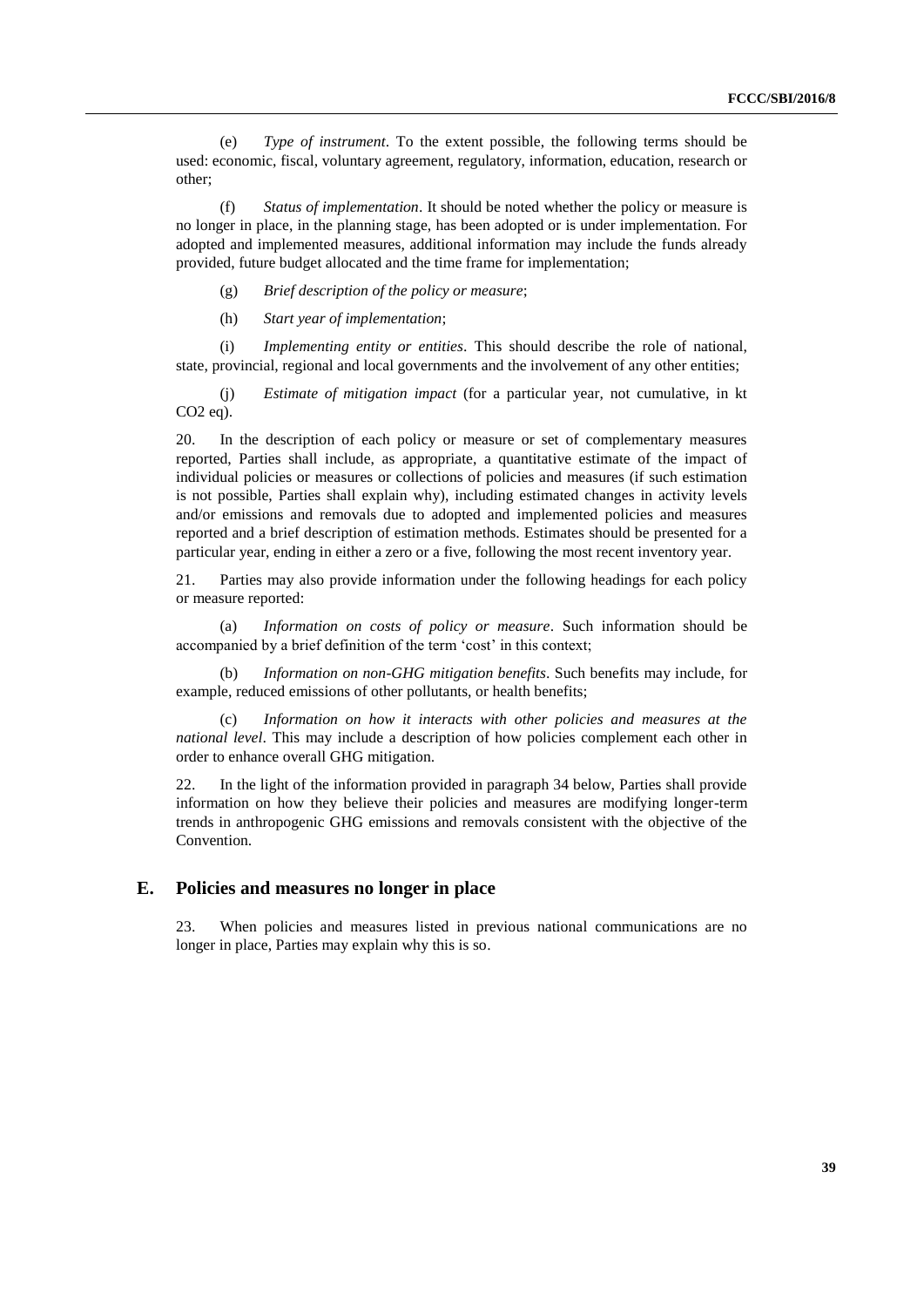(e) *Type of instrument*. To the extent possible, the following terms should be used: economic, fiscal, voluntary agreement, regulatory, information, education, research or other;

(f) *Status of implementation*. It should be noted whether the policy or measure is no longer in place, in the planning stage, has been adopted or is under implementation. For adopted and implemented measures, additional information may include the funds already provided, future budget allocated and the time frame for implementation;

(g) *Brief description of the policy or measure*;

(h) *Start year of implementation*;

(i) *Implementing entity or entities*. This should describe the role of national, state, provincial, regional and local governments and the involvement of any other entities;

(j) *Estimate of mitigation impact* (for a particular year, not cumulative, in kt $CO_2$ eq).

20. In the description of each policy or measure or set of complementary measures reported, Parties shall include, as appropriate, a quantitative estimate of the impact of individual policies or measures or collections of policies and measures (if such estimation is not possible, Parties shall explain why), including estimated changes in activity levels and/or emissions and removals due to adopted and implemented policies and measures reported and a brief description of estimation methods. Estimates should be presented for a particular year, ending in either a zero or a five, following the most recent inventory year.

21. Parties may also provide information under the following headings for each policy or measure reported:

(a) *Information on costs of policy or measure*. Such information should be accompanied by a brief definition of the term 'cost' in this context;

(b) *Information on non-GHG mitigation benefits*. Such benefits may include, for example, reduced emissions of other pollutants, or health benefits;

(c) *Information on how it interacts with other policies and measures at the national level*. This may include a description of how policies complement each other in order to enhance overall GHG mitigation.

22. In the light of the information provided in paragraph 34 below, Parties shall provide information on how they believe their policies and measures are modifying longer-term trends in anthropogenic GHG emissions and removals consistent with the objective of the Convention.

## E. Policies and measures no longer in place

23. When policies and measures listed in previous national communications are no longer in place, Parties may explain why this is so.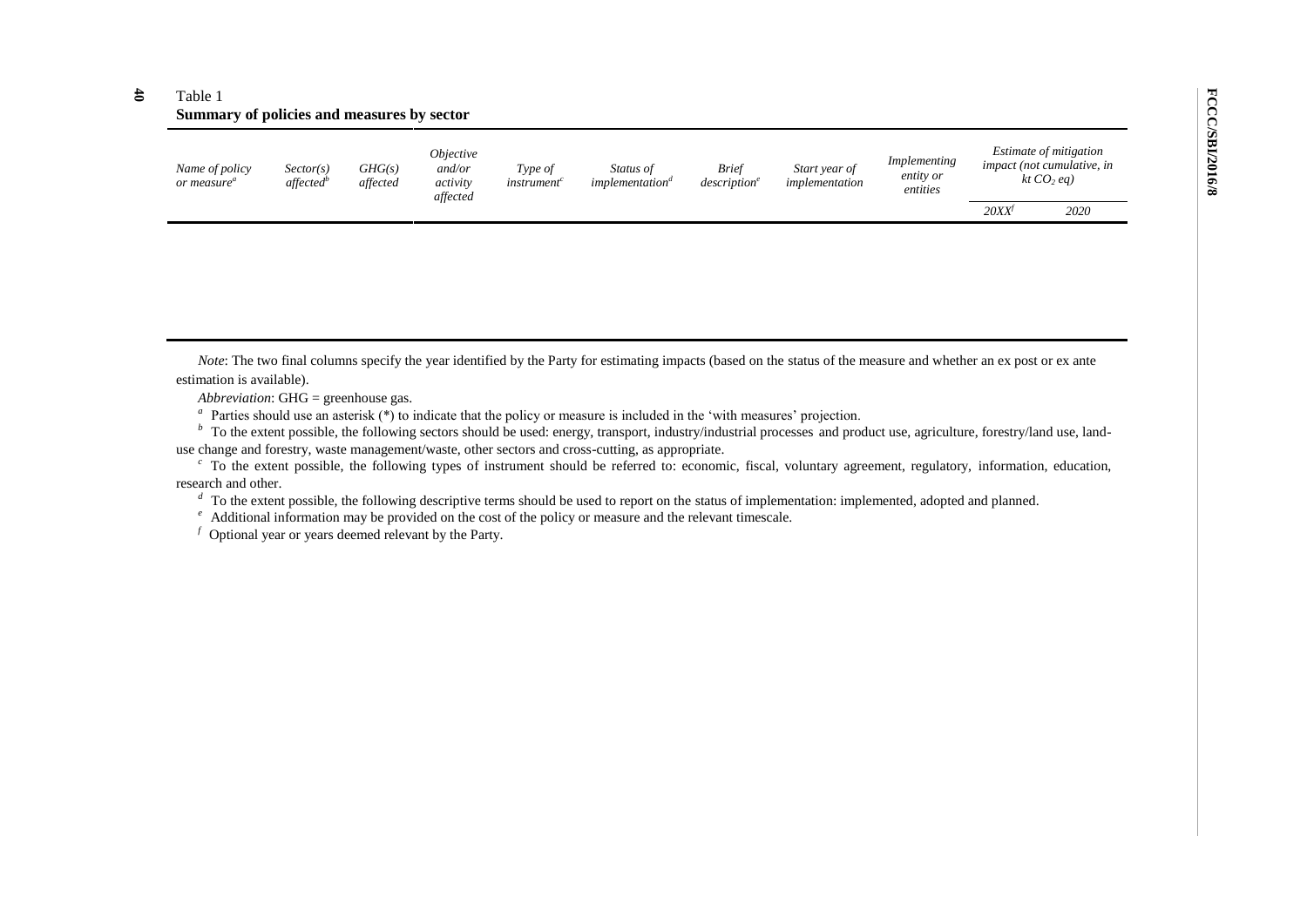Table 1
**Summary of policies and measures by sector**

| *Name of policy or measure*[a] | *Sector(s) affected*[b] | *GHG(s) affected* | *Objective and/or activity affected* | *Type of instrument*[c] | *Status of implementation*[d] | *Brief description*[e] | *Start year of implementation* | *Implementing entity or entities* | *Estimate of mitigation impact (not cumulative, in kt $CO_2$ eq)* | |
|---|---|---|---|---|---|---|---|---|---|---|
| | | | | | | | | | *20XX*[f] | *2020* |
| | | | | | | | | | | |

*Note*: The two final columns specify the year identified by the Party for estimating impacts (based on the status of the measure and whether an ex post or ex ante estimation is available).

*Abbreviation*: GHG = greenhouse gas.

[a] Parties should use an asterisk (*) to indicate that the policy or measure is included in the 'with measures' projection.

[b] To the extent possible, the following sectors should be used: energy, transport, industry/industrial processes and product use, agriculture, forestry/land use, land-use change and forestry, waste management/waste, other sectors and cross-cutting, as appropriate.

[c] To the extent possible, the following types of instrument should be referred to: economic, fiscal, voluntary agreement, regulatory, information, education, research and other.

[d] To the extent possible, the following descriptive terms should be used to report on the status of implementation: implemented, adopted and planned.

[e] Additional information may be provided on the cost of the policy or measure and the relevant timescale.

[f] Optional year or years deemed relevant by the Party.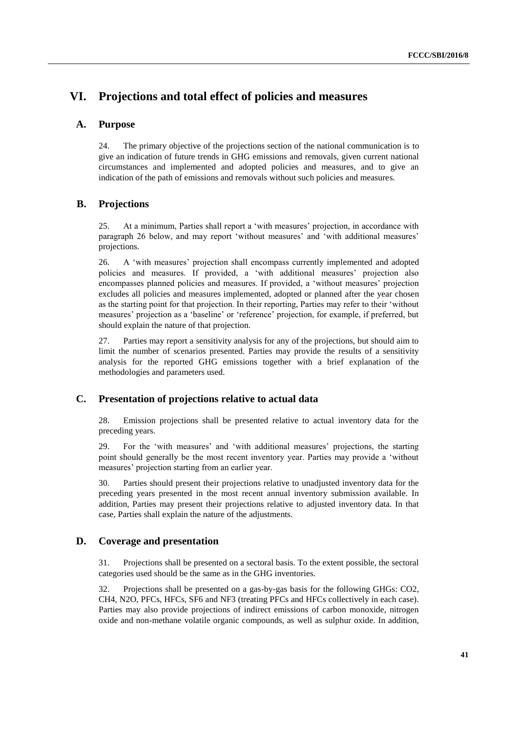# VI. Projections and total effect of policies and measures

## A. Purpose

24. The primary objective of the projections section of the national communication is to give an indication of future trends in GHG emissions and removals, given current national circumstances and implemented and adopted policies and measures, and to give an indication of the path of emissions and removals without such policies and measures.

## B. Projections

25. At a minimum, Parties shall report a 'with measures' projection, in accordance with paragraph 26 below, and may report 'without measures' and 'with additional measures' projections.

26. A 'with measures' projection shall encompass currently implemented and adopted policies and measures. If provided, a 'with additional measures' projection also encompasses planned policies and measures. If provided, a 'without measures' projection excludes all policies and measures implemented, adopted or planned after the year chosen as the starting point for that projection. In their reporting, Parties may refer to their 'without measures' projection as a 'baseline' or 'reference' projection, for example, if preferred, but should explain the nature of that projection.

27. Parties may report a sensitivity analysis for any of the projections, but should aim to limit the number of scenarios presented. Parties may provide the results of a sensitivity analysis for the reported GHG emissions together with a brief explanation of the methodologies and parameters used.

## C. Presentation of projections relative to actual data

28. Emission projections shall be presented relative to actual inventory data for the preceding years.

29. For the 'with measures' and 'with additional measures' projections, the starting point should generally be the most recent inventory year. Parties may provide a 'without measures' projection starting from an earlier year.

30. Parties should present their projections relative to unadjusted inventory data for the preceding years presented in the most recent annual inventory submission available. In addition, Parties may present their projections relative to adjusted inventory data. In that case, Parties shall explain the nature of the adjustments.

## D. Coverage and presentation

31. Projections shall be presented on a sectoral basis. To the extent possible, the sectoral categories used should be the same as in the GHG inventories.

32. Projections shall be presented on a gas-by-gas basis for the following GHGs: $CO_2$, $CH_4$, $N_2O$, PFCs, HFCs, $SF_6$ and $NF_3$ (treating PFCs and HFCs collectively in each case). Parties may also provide projections of indirect emissions of carbon monoxide, nitrogen oxide and non-methane volatile organic compounds, as well as sulphur oxide. In addition,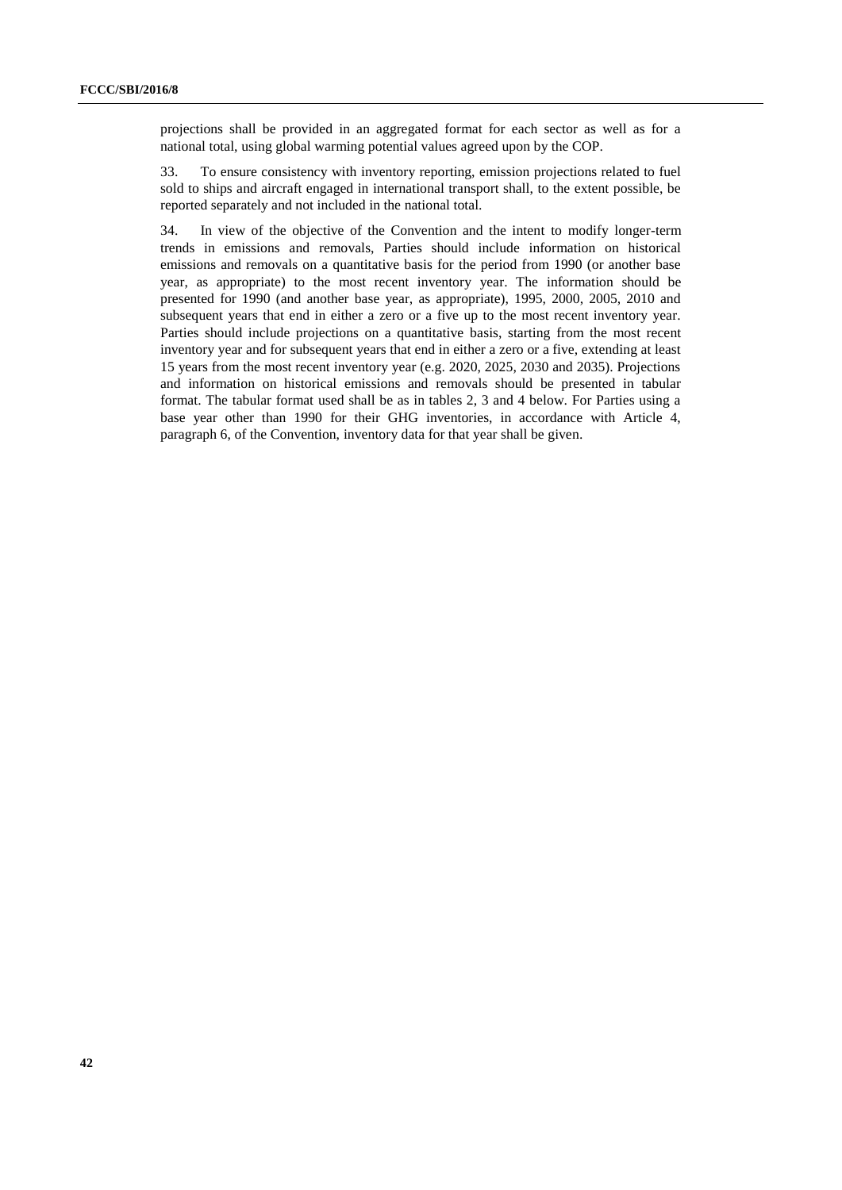projections shall be provided in an aggregated format for each sector as well as for a national total, using global warming potential values agreed upon by the COP.

33. To ensure consistency with inventory reporting, emission projections related to fuel sold to ships and aircraft engaged in international transport shall, to the extent possible, be reported separately and not included in the national total.

34. In view of the objective of the Convention and the intent to modify longer-term trends in emissions and removals, Parties should include information on historical emissions and removals on a quantitative basis for the period from 1990 (or another base year, as appropriate) to the most recent inventory year. The information should be presented for 1990 (and another base year, as appropriate), 1995, 2000, 2005, 2010 and subsequent years that end in either a zero or a five up to the most recent inventory year. Parties should include projections on a quantitative basis, starting from the most recent inventory year and for subsequent years that end in either a zero or a five, extending at least 15 years from the most recent inventory year (e.g. 2020, 2025, 2030 and 2035). Projections and information on historical emissions and removals should be presented in tabular format. The tabular format used shall be as in tables 2, 3 and 4 below. For Parties using a base year other than 1990 for their GHG inventories, in accordance with Article 4, paragraph 6, of the Convention, inventory data for that year shall be given.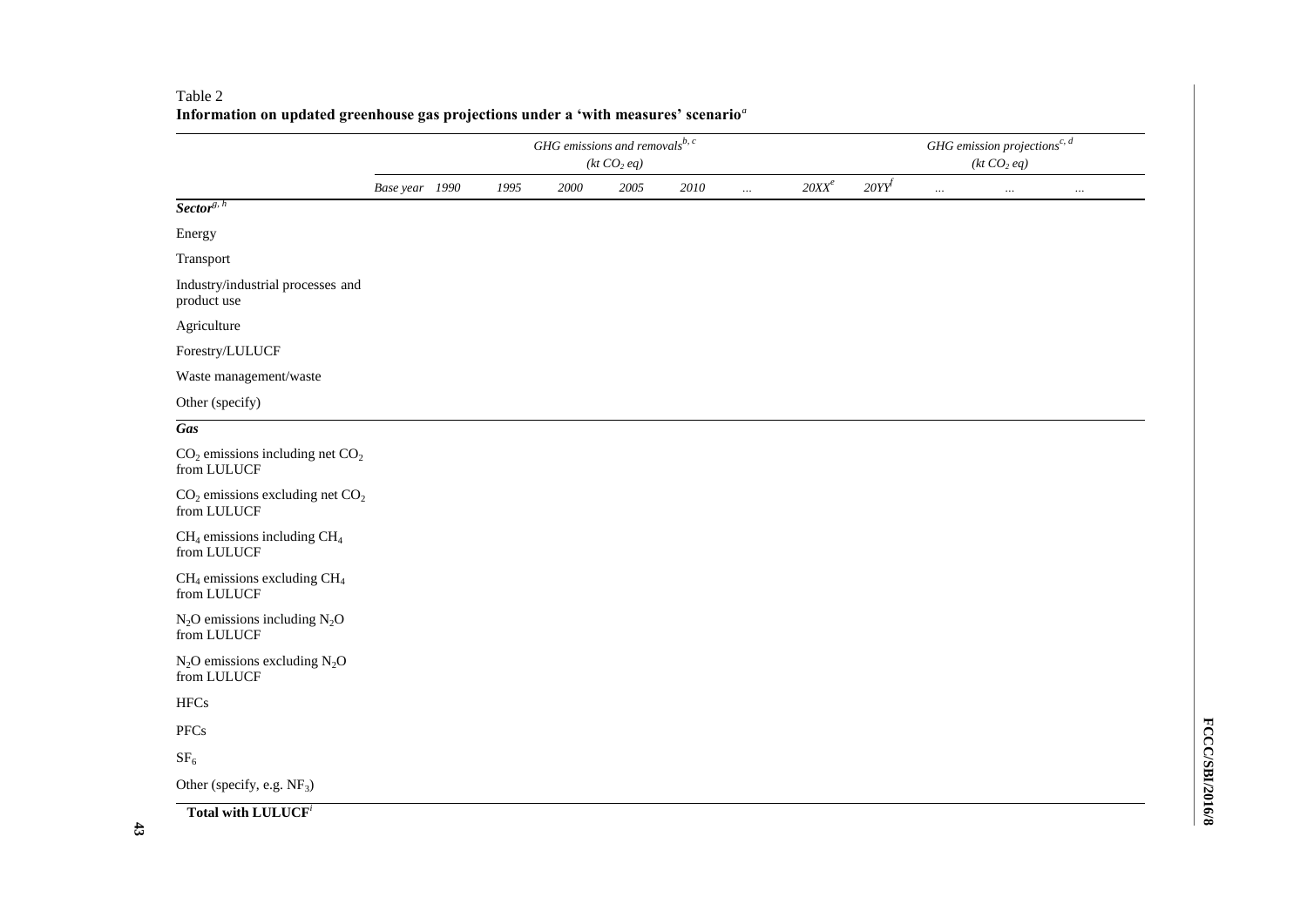Table 2
**Information on updated greenhouse gas projections under a 'with measures' scenario**[a]

| | *GHG emissions and removals*[b, c] *(kt $CO_2$ eq)* | | | | | | | | *GHG emission projections*[c, d] *(kt $CO_2$ eq)* | | | |
|---|---|---|---|---|---|---|---|---|---|---|---|---|
| | *Base year* | *1990* | *1995* | *2000* | *2005* | *2010* | *...* | *20XX*[e] | *20YY*[f] | *...* | *...* | *...* |
| ***Sector***[g, h] | | | | | | | | | | | | |
| Energy | | | | | | | | | | | | |
| Transport | | | | | | | | | | | | |
| Industry/industrial processes and product use | | | | | | | | | | | | |
| Agriculture | | | | | | | | | | | | |
| Forestry/LULUCF | | | | | | | | | | | | |
| Waste management/waste | | | | | | | | | | | | |
| Other (specify) | | | | | | | | | | | | |
| ***Gas*** | | | | | | | | | | | | |
| $CO_2$ emissions including net $CO_2$ from LULUCF | | | | | | | | | | | | |
| $CO_2$ emissions excluding net $CO_2$ from LULUCF | | | | | | | | | | | | |
| $CH_4$ emissions including $CH_4$ from LULUCF | | | | | | | | | | | | |
| $CH_4$ emissions excluding $CH_4$ from LULUCF | | | | | | | | | | | | |
| $N_2O$ emissions including $N_2O$ from LULUCF | | | | | | | | | | | | |
| $N_2O$ emissions excluding $N_2O$ from LULUCF | | | | | | | | | | | | |
| HFCs | | | | | | | | | | | | |
| PFCs | | | | | | | | | | | | |
| $SF_6$ | | | | | | | | | | | | |
| Other (specify, e.g. $NF_3$) | | | | | | | | | | | | |
| **Total with LULUCF**[i] | | | | | | | | | | | | |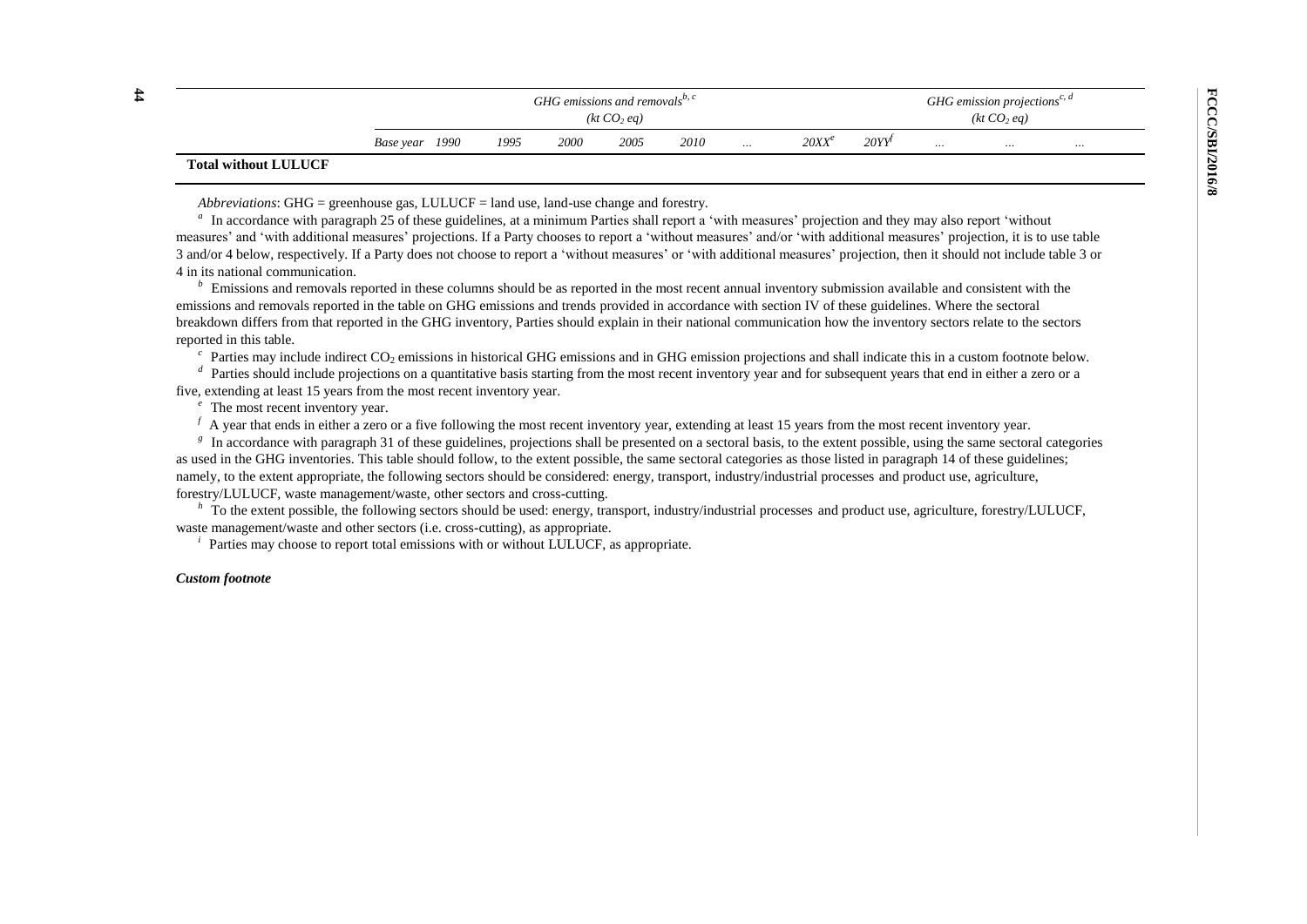| | GHG emissions and removals[b, c] (kt $CO_2$ eq) | | | | | | | | GHG emission projections[c, d] (kt $CO_2$ eq) | | | |
|---|---|---|---|---|---|---|---|---|---|---|---|---|
| | Base year | 1990 | 1995 | 2000 | 2005 | 2010 | ... | 20XX[e] | 20YY[f] | ... | ... | ... |
| **Total without LULUCF** | | | | | | | | | | | | |

*Abbreviations*: GHG = greenhouse gas, LULUCF = land use, land-use change and forestry.

[a] In accordance with paragraph 25 of these guidelines, at a minimum Parties shall report a 'with measures' projection and they may also report 'without measures' and 'with additional measures' projections. If a Party chooses to report a 'without measures' and/or 'with additional measures' projection, it is to use table 3 and/or 4 below, respectively. If a Party does not choose to report a 'without measures' or 'with additional measures' projection, then it should not include table 3 or 4 in its national communication.

[b] Emissions and removals reported in these columns should be as reported in the most recent annual inventory submission available and consistent with the emissions and removals reported in the table on GHG emissions and trends provided in accordance with section IV of these guidelines. Where the sectoral breakdown differs from that reported in the GHG inventory, Parties should explain in their national communication how the inventory sectors relate to the sectors reported in this table.

[c] Parties may include indirect $CO_2$ emissions in historical GHG emissions and in GHG emission projections and shall indicate this in a custom footnote below.

[d] Parties should include projections on a quantitative basis starting from the most recent inventory year and for subsequent years that end in either a zero or a five, extending at least 15 years from the most recent inventory year.

[e] The most recent inventory year.

[f] A year that ends in either a zero or a five following the most recent inventory year, extending at least 15 years from the most recent inventory year.

[g] In accordance with paragraph 31 of these guidelines, projections shall be presented on a sectoral basis, to the extent possible, using the same sectoral categories as used in the GHG inventories. This table should follow, to the extent possible, the same sectoral categories as those listed in paragraph 14 of these guidelines; namely, to the extent appropriate, the following sectors should be considered: energy, transport, industry/industrial processes and product use, agriculture, forestry/LULUCF, waste management/waste, other sectors and cross-cutting.

[h] To the extent possible, the following sectors should be used: energy, transport, industry/industrial processes and product use, agriculture, forestry/LULUCF, waste management/waste and other sectors (i.e. cross-cutting), as appropriate.

[i] Parties may choose to report total emissions with or without LULUCF, as appropriate.

***Custom footnote***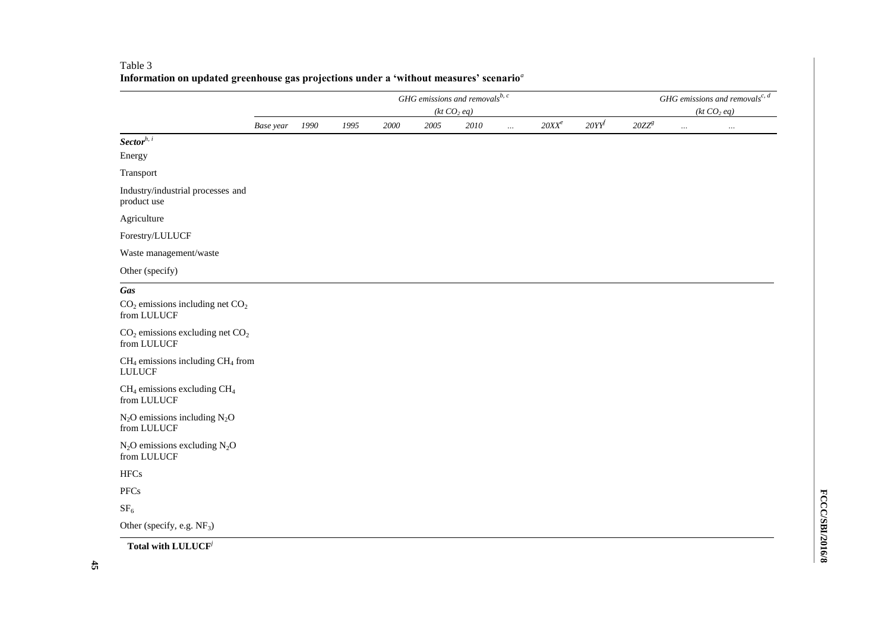Table 3
**Information on updated greenhouse gas projections under a 'without measures' scenario**[a]

| | *GHG emissions and removals*[b, c] *(kt $CO_2$ eq)* | | | | | | | | | *GHG emissions and removals*[c, d] *(kt $CO_2$ eq)* | | |
|---|---|---|---|---|---|---|---|---|---|---|---|---|
| | *Base year* | *1990* | *1995* | *2000* | *2005* | *2010* | *...* | *20XX*[e] | *20YY*[f] | *20ZZ*[g] | *...* | *...* |
| ***Sector***[h, i] | | | | | | | | | | | | |
| Energy | | | | | | | | | | | | |
| Transport | | | | | | | | | | | | |
| Industry/industrial processes and product use | | | | | | | | | | | | |
| Agriculture | | | | | | | | | | | | |
| Forestry/LULUCF | | | | | | | | | | | | |
| Waste management/waste | | | | | | | | | | | | |
| Other (specify) | | | | | | | | | | | | |
| ***Gas*** | | | | | | | | | | | | |
| $CO_2$ emissions including net $CO_2$ from LULUCF | | | | | | | | | | | | |
| $CO_2$ emissions excluding net $CO_2$ from LULUCF | | | | | | | | | | | | |
| $CH_4$ emissions including $CH_4$ from LULUCF | | | | | | | | | | | | |
| $CH_4$ emissions excluding $CH_4$ from LULUCF | | | | | | | | | | | | |
| $N_2O$ emissions including $N_2O$ from LULUCF | | | | | | | | | | | | |
| $N_2O$ emissions excluding $N_2O$ from LULUCF | | | | | | | | | | | | |
| HFCs | | | | | | | | | | | | |
| PFCs | | | | | | | | | | | | |
| $SF_6$ | | | | | | | | | | | | |
| Other (specify, e.g. $NF_3$) | | | | | | | | | | | | |
| **Total with LULUCF**[j] | | | | | | | | | | | | |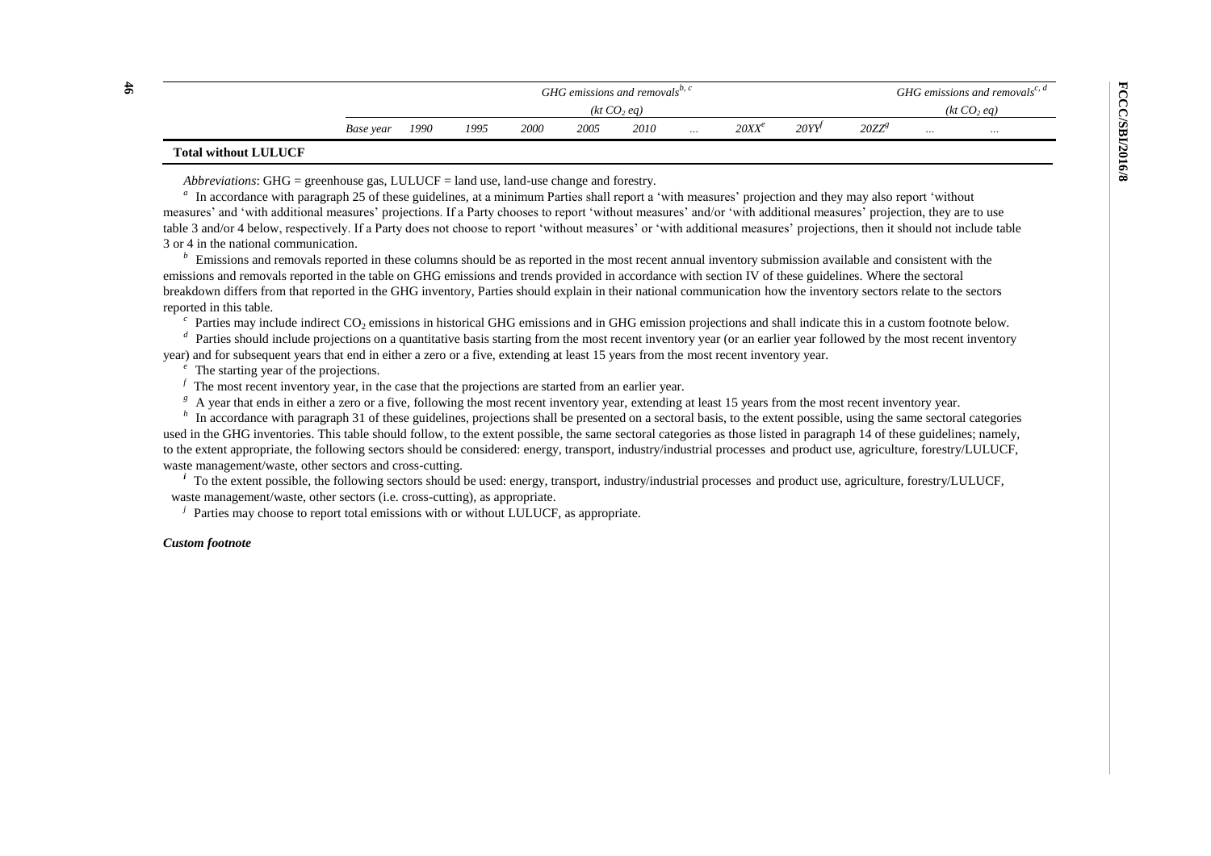| | GHG emissions and removals[b, c] (kt $CO_2$ eq) | | | | | | | | | | GHG emissions and removals[c, d] (kt $CO_2$ eq) | |
|---|---|---|---|---|---|---|---|---|---|---|---|---|
| | *Base year* | *1990* | *1995* | *2000* | *2005* | *2010* | *…* | *20XX*[e] | *20YY*[f] | *20ZZ*[g] | *…* | *…* |
| **Total without LULUCF** | | | | | | | | | | | | |

*Abbreviations*: GHG = greenhouse gas, LULUCF = land use, land-use change and forestry.

[a] In accordance with paragraph 25 of these guidelines, at a minimum Parties shall report a 'with measures' projection and they may also report 'without measures' and 'with additional measures' projections. If a Party chooses to report 'without measures' and/or 'with additional measures' projection, they are to use table 3 and/or 4 below, respectively. If a Party does not choose to report 'without measures' or 'with additional measures' projections, then it should not include table 3 or 4 in the national communication.

[b] Emissions and removals reported in these columns should be as reported in the most recent annual inventory submission available and consistent with the emissions and removals reported in the table on GHG emissions and trends provided in accordance with section IV of these guidelines. Where the sectoral breakdown differs from that reported in the GHG inventory, Parties should explain in their national communication how the inventory sectors relate to the sectors reported in this table.

[c] Parties may include indirect $CO_2$ emissions in historical GHG emissions and in GHG emission projections and shall indicate this in a custom footnote below.

[d] Parties should include projections on a quantitative basis starting from the most recent inventory year (or an earlier year followed by the most recent inventory year) and for subsequent years that end in either a zero or a five, extending at least 15 years from the most recent inventory year.

[e] The starting year of the projections.

[f] The most recent inventory year, in the case that the projections are started from an earlier year.

[g] A year that ends in either a zero or a five, following the most recent inventory year, extending at least 15 years from the most recent inventory year.

[h] In accordance with paragraph 31 of these guidelines, projections shall be presented on a sectoral basis, to the extent possible, using the same sectoral categories used in the GHG inventories. This table should follow, to the extent possible, the same sectoral categories as those listed in paragraph 14 of these guidelines; namely, to the extent appropriate, the following sectors should be considered: energy, transport, industry/industrial processes and product use, agriculture, forestry/LULUCF, waste management/waste, other sectors and cross-cutting.

[i] To the extent possible, the following sectors should be used: energy, transport, industry/industrial processes and product use, agriculture, forestry/LULUCF, waste management/waste, other sectors (i.e. cross-cutting), as appropriate.

[j] Parties may choose to report total emissions with or without LULUCF, as appropriate.

***Custom footnote***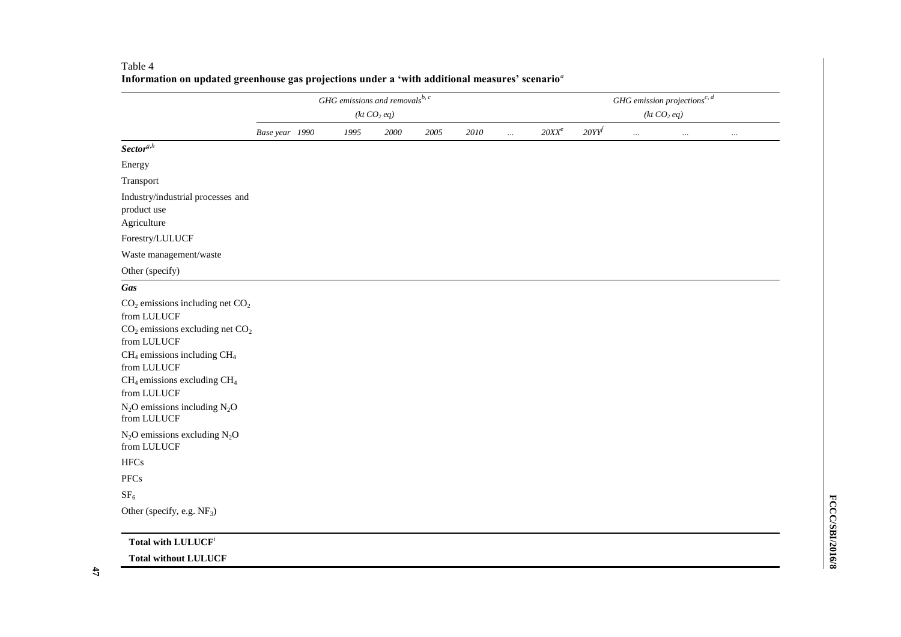Table 4
**Information on updated greenhouse gas projections under a 'with additional measures' scenario**[a]

| | *GHG emissions and removals*[b, c] *(kt $CO_2$ eq)* | | | | | | | *GHG emission projections*[c, d] *(kt $CO_2$ eq)* | | | | |
|---|---|---|---|---|---|---|---|---|---|---|---|---|
| | *Base year* | *1990* | *1995* | *2000* | *2005* | *2010* | *...* | *20XX*[e] | *20YY*[f] | *...* | *...* | *...* |
| ***Sector***[g,h] | | | | | | | | | | | | |
| Energy | | | | | | | | | | | | |
| Transport | | | | | | | | | | | | |
| Industry/industrial processes and product use | | | | | | | | | | | | |
| Agriculture | | | | | | | | | | | | |
| Forestry/LULUCF | | | | | | | | | | | | |
| Waste management/waste | | | | | | | | | | | | |
| Other (specify) | | | | | | | | | | | | |
| ***Gas*** | | | | | | | | | | | | |
| $CO_2$ emissions including net $CO_2$ from LULUCF | | | | | | | | | | | | |
| $CO_2$ emissions excluding net $CO_2$ from LULUCF | | | | | | | | | | | | |
| $CH_4$ emissions including $CH_4$ from LULUCF | | | | | | | | | | | | |
| $CH_4$ emissions excluding $CH_4$ from LULUCF | | | | | | | | | | | | |
| $N_2O$ emissions including $N_2O$ from LULUCF | | | | | | | | | | | | |
| $N_2O$ emissions excluding $N_2O$ from LULUCF | | | | | | | | | | | | |
| HFCs | | | | | | | | | | | | |
| PFCs | | | | | | | | | | | | |
| $SF_6$ | | | | | | | | | | | | |
| Other (specify, e.g. $NF_3$) | | | | | | | | | | | | |
| **Total with LULUCF**[i] | | | | | | | | | | | | |
| **Total without LULUCF** | | | | | | | | | | | | |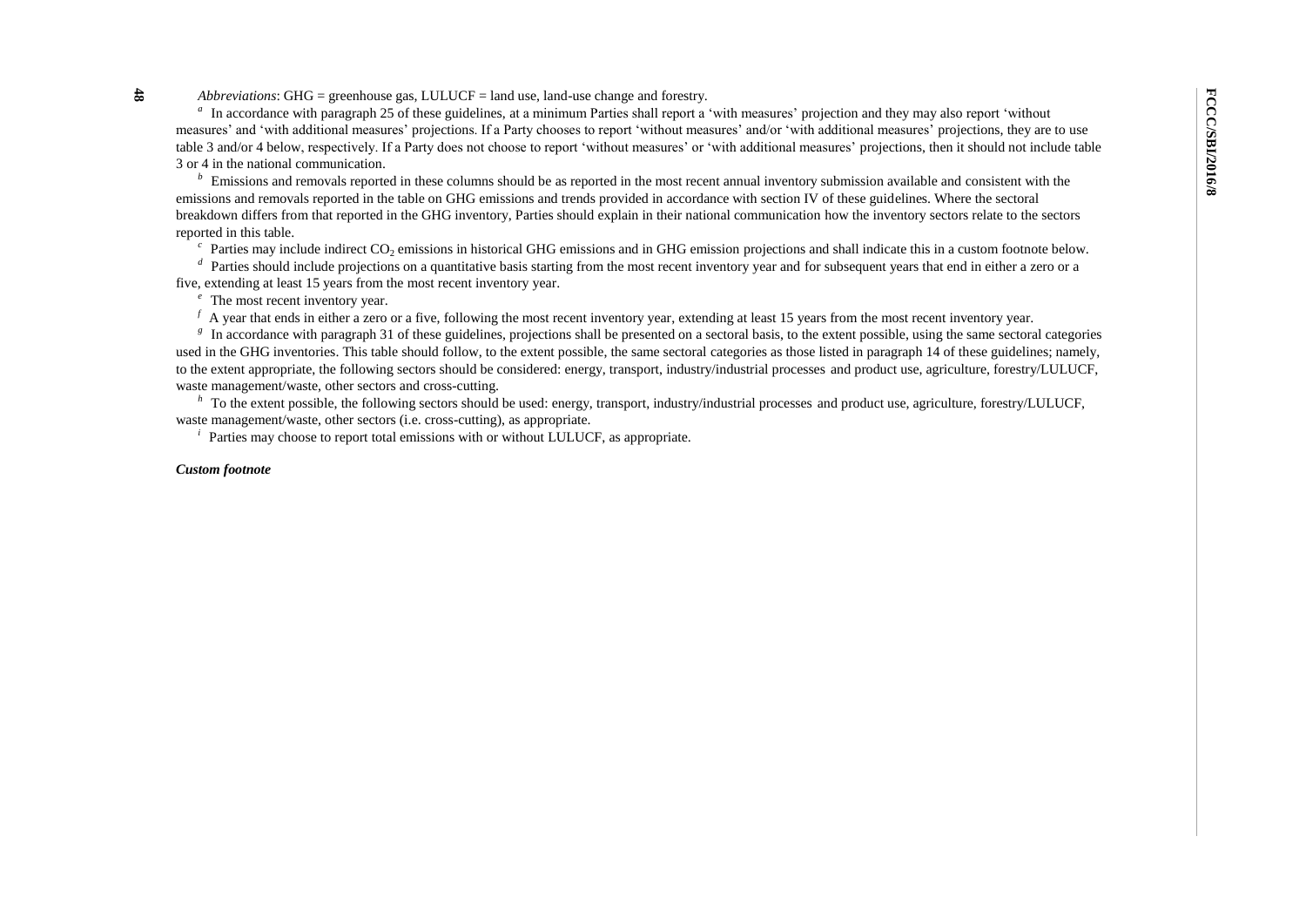*Abbreviations*: GHG = greenhouse gas, LULUCF = land use, land-use change and forestry.

[a] In accordance with paragraph 25 of these guidelines, at a minimum Parties shall report a 'with measures' projection and they may also report 'without measures' and 'with additional measures' projections. If a Party chooses to report 'without measures' and/or 'with additional measures' projections, they are to use table 3 and/or 4 below, respectively. If a Party does not choose to report 'without measures' or 'with additional measures' projections, then it should not include table 3 or 4 in the national communication.

[b] Emissions and removals reported in these columns should be as reported in the most recent annual inventory submission available and consistent with the emissions and removals reported in the table on GHG emissions and trends provided in accordance with section IV of these guidelines. Where the sectoral breakdown differs from that reported in the GHG inventory, Parties should explain in their national communication how the inventory sectors relate to the sectors reported in this table.

[c] Parties may include indirect $CO_2$ emissions in historical GHG emissions and in GHG emission projections and shall indicate this in a custom footnote below.

[d] Parties should include projections on a quantitative basis starting from the most recent inventory year and for subsequent years that end in either a zero or a five, extending at least 15 years from the most recent inventory year.

[e] The most recent inventory year.

[f] A year that ends in either a zero or a five, following the most recent inventory year, extending at least 15 years from the most recent inventory year.

[g] In accordance with paragraph 31 of these guidelines, projections shall be presented on a sectoral basis, to the extent possible, using the same sectoral categories used in the GHG inventories. This table should follow, to the extent possible, the same sectoral categories as those listed in paragraph 14 of these guidelines; namely, to the extent appropriate, the following sectors should be considered: energy, transport, industry/industrial processes and product use, agriculture, forestry/LULUCF, waste management/waste, other sectors and cross-cutting.

[h] To the extent possible, the following sectors should be used: energy, transport, industry/industrial processes and product use, agriculture, forestry/LULUCF, waste management/waste, other sectors (i.e. cross-cutting), as appropriate.

[i] Parties may choose to report total emissions with or without LULUCF, as appropriate.

***Custom footnote***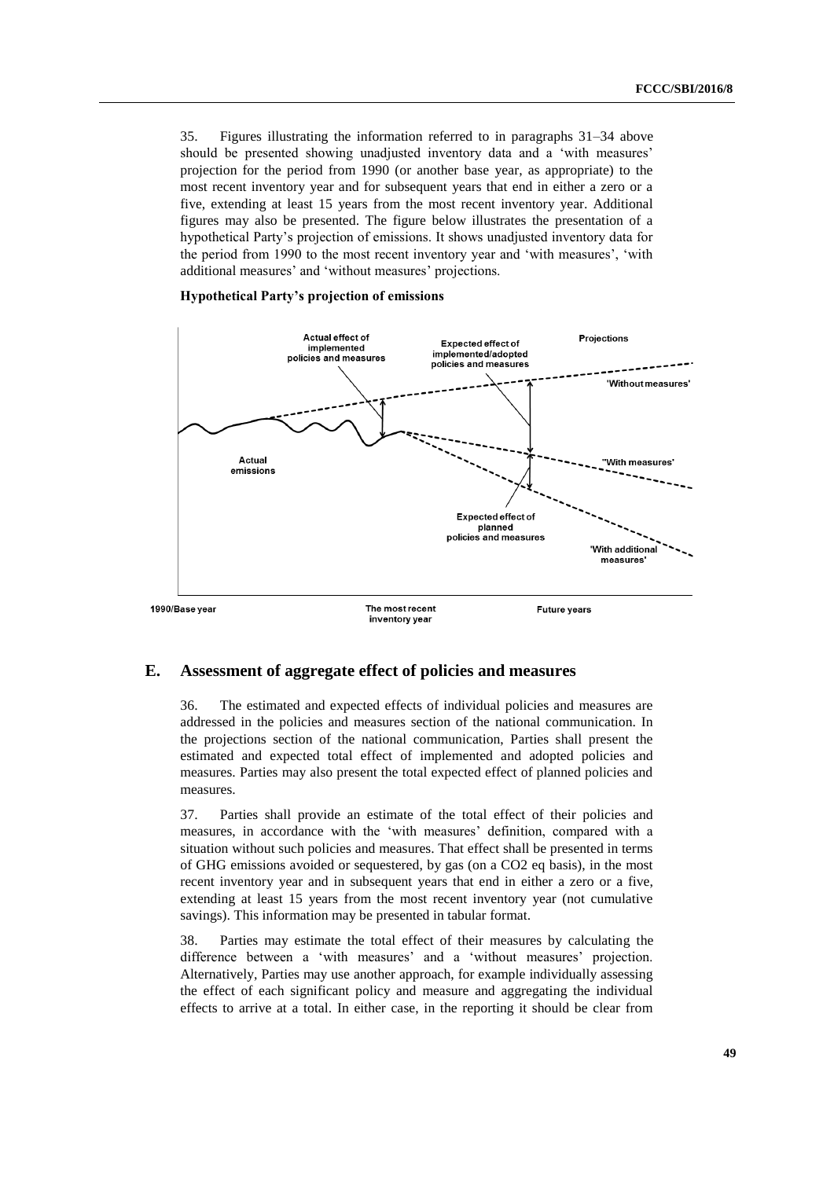35. Figures illustrating the information referred to in paragraphs 31–34 above should be presented showing unadjusted inventory data and a 'with measures' projection for the period from 1990 (or another base year, as appropriate) to the most recent inventory year and for subsequent years that end in either a zero or a five, extending at least 15 years from the most recent inventory year. Additional figures may also be presented. The figure below illustrates the presentation of a hypothetical Party's projection of emissions. It shows unadjusted inventory data for the period from 1990 to the most recent inventory year and 'with measures', 'with additional measures' and 'without measures' projections.

**Hypothetical Party's projection of emissions**

## E. Assessment of aggregate effect of policies and measures

36. The estimated and expected effects of individual policies and measures are addressed in the policies and measures section of the national communication. In the projections section of the national communication, Parties shall present the estimated and expected total effect of implemented and adopted policies and measures. Parties may also present the total expected effect of planned policies and measures.

37. Parties shall provide an estimate of the total effect of their policies and measures, in accordance with the 'with measures' definition, compared with a situation without such policies and measures. That effect shall be presented in terms of GHG emissions avoided or sequestered, by gas (on a $CO_2$ eq basis), in the most recent inventory year and in subsequent years that end in either a zero or a five, extending at least 15 years from the most recent inventory year (not cumulative savings). This information may be presented in tabular format.

38. Parties may estimate the total effect of their measures by calculating the difference between a 'with measures' and a 'without measures' projection. Alternatively, Parties may use another approach, for example individually assessing the effect of each significant policy and measure and aggregating the individual effects to arrive at a total. In either case, in the reporting it should be clear from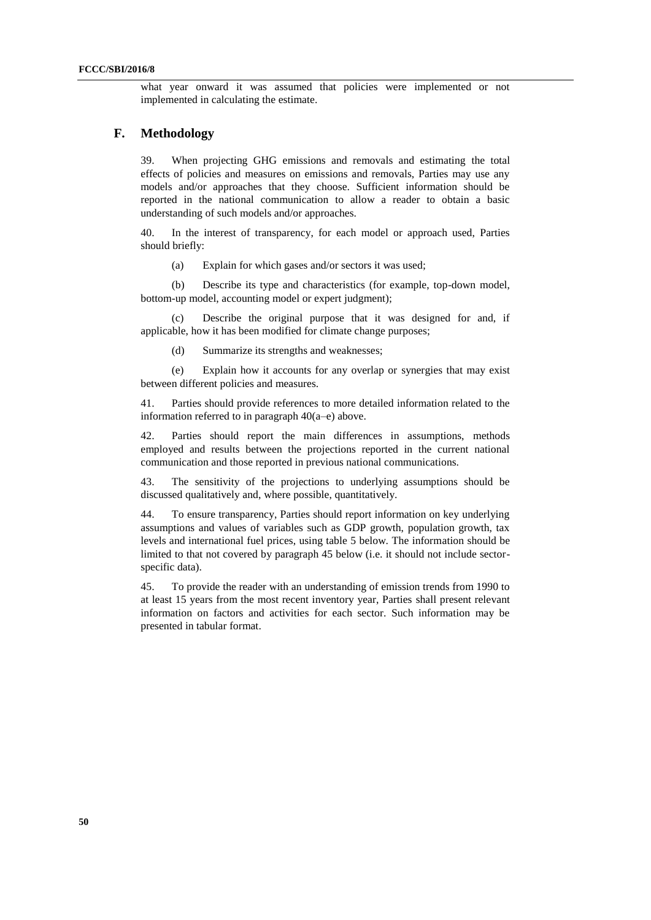what year onward it was assumed that policies were implemented or not implemented in calculating the estimate.

## F. Methodology

39. When projecting GHG emissions and removals and estimating the total effects of policies and measures on emissions and removals, Parties may use any models and/or approaches that they choose. Sufficient information should be reported in the national communication to allow a reader to obtain a basic understanding of such models and/or approaches.

40. In the interest of transparency, for each model or approach used, Parties should briefly:

(a) Explain for which gases and/or sectors it was used;

(b) Describe its type and characteristics (for example, top-down model, bottom-up model, accounting model or expert judgment);

(c) Describe the original purpose that it was designed for and, if applicable, how it has been modified for climate change purposes;

(d) Summarize its strengths and weaknesses;

(e) Explain how it accounts for any overlap or synergies that may exist between different policies and measures.

41. Parties should provide references to more detailed information related to the information referred to in paragraph 40(a–e) above.

42. Parties should report the main differences in assumptions, methods employed and results between the projections reported in the current national communication and those reported in previous national communications.

43. The sensitivity of the projections to underlying assumptions should be discussed qualitatively and, where possible, quantitatively.

44. To ensure transparency, Parties should report information on key underlying assumptions and values of variables such as GDP growth, population growth, tax levels and international fuel prices, using table 5 below. The information should be limited to that not covered by paragraph 45 below (i.e. it should not include sector-specific data).

45. To provide the reader with an understanding of emission trends from 1990 to at least 15 years from the most recent inventory year, Parties shall present relevant information on factors and activities for each sector. Such information may be presented in tabular format.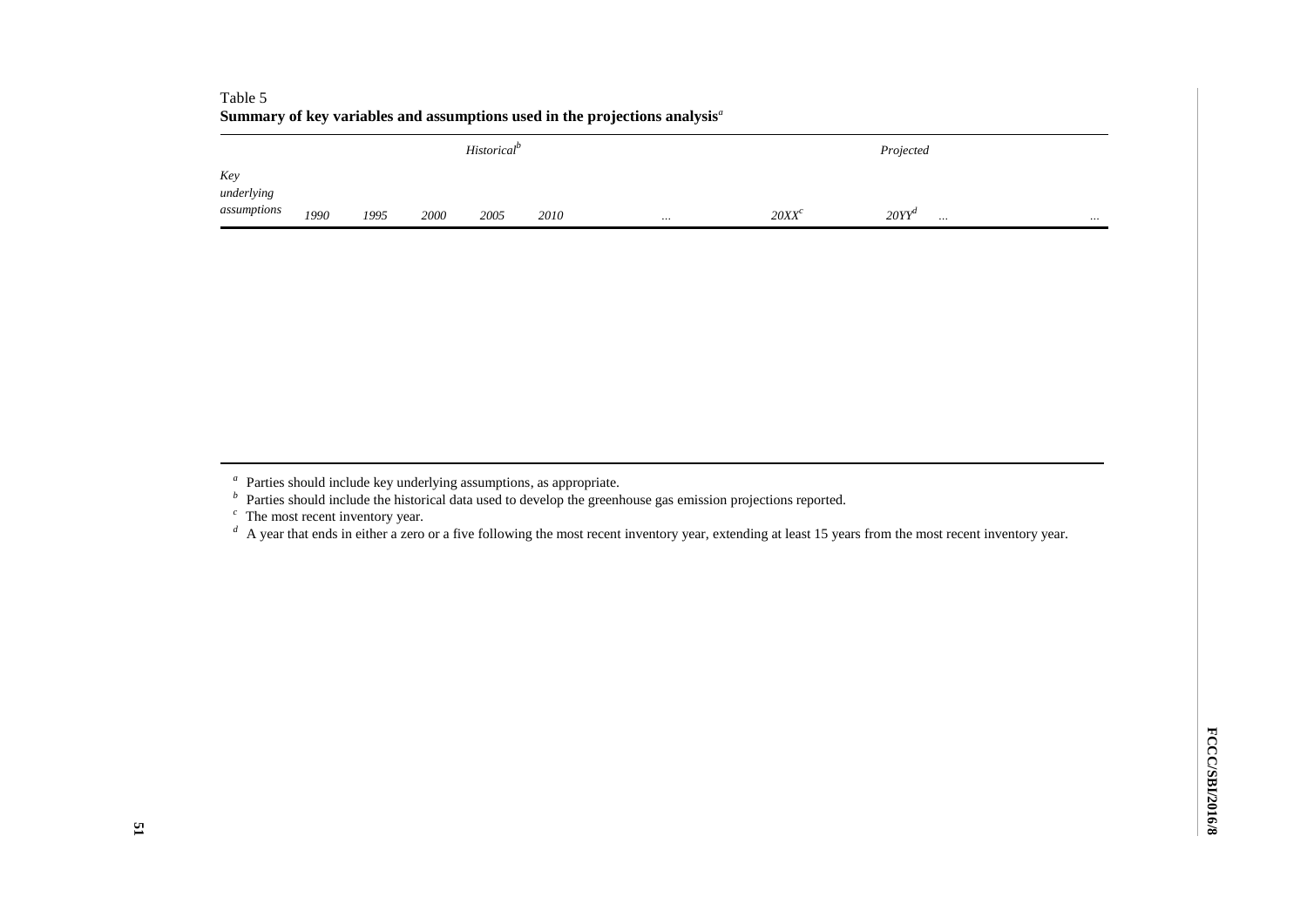Table 5
**Summary of key variables and assumptions used in the projections analysis[a]**

| | *Historical[b]* | | | | | | *Projected* | | | |
|---|---|---|---|---|---|---|---|---|---|---|
| *Key underlying assumptions* | *1990* | *1995* | *2000* | *2005* | *2010* | *...* | *20XX[c]* | *20YY[d]* | *...* | *...* |
| | | | | | | | | | | |

[a] Parties should include key underlying assumptions, as appropriate.
[b] Parties should include the historical data used to develop the greenhouse gas emission projections reported.
[c] The most recent inventory year.
[d] A year that ends in either a zero or a five following the most recent inventory year, extending at least 15 years from the most recent inventory year.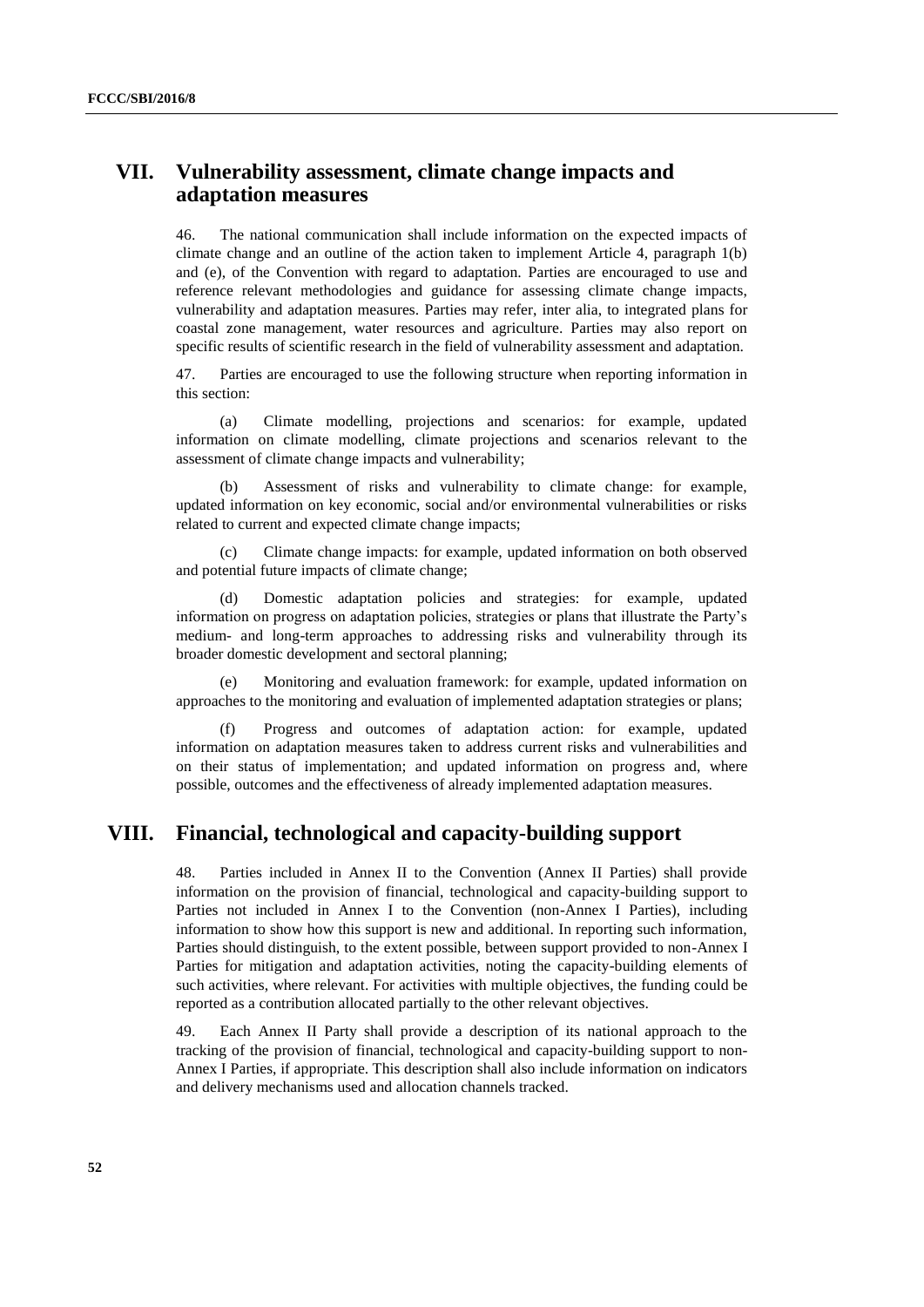## VII. Vulnerability assessment, climate change impacts and adaptation measures

46. The national communication shall include information on the expected impacts of climate change and an outline of the action taken to implement Article 4, paragraph 1(b) and (e), of the Convention with regard to adaptation. Parties are encouraged to use and reference relevant methodologies and guidance for assessing climate change impacts, vulnerability and adaptation measures. Parties may refer, inter alia, to integrated plans for coastal zone management, water resources and agriculture. Parties may also report on specific results of scientific research in the field of vulnerability assessment and adaptation.

47. Parties are encouraged to use the following structure when reporting information in this section:

(a) Climate modelling, projections and scenarios: for example, updated information on climate modelling, climate projections and scenarios relevant to the assessment of climate change impacts and vulnerability;

(b) Assessment of risks and vulnerability to climate change: for example, updated information on key economic, social and/or environmental vulnerabilities or risks related to current and expected climate change impacts;

(c) Climate change impacts: for example, updated information on both observed and potential future impacts of climate change;

(d) Domestic adaptation policies and strategies: for example, updated information on progress on adaptation policies, strategies or plans that illustrate the Party's medium- and long-term approaches to addressing risks and vulnerability through its broader domestic development and sectoral planning;

(e) Monitoring and evaluation framework: for example, updated information on approaches to the monitoring and evaluation of implemented adaptation strategies or plans;

(f) Progress and outcomes of adaptation action: for example, updated information on adaptation measures taken to address current risks and vulnerabilities and on their status of implementation; and updated information on progress and, where possible, outcomes and the effectiveness of already implemented adaptation measures.

## VIII. Financial, technological and capacity-building support

48. Parties included in Annex II to the Convention (Annex II Parties) shall provide information on the provision of financial, technological and capacity-building support to Parties not included in Annex I to the Convention (non-Annex I Parties), including information to show how this support is new and additional. In reporting such information, Parties should distinguish, to the extent possible, between support provided to non-Annex I Parties for mitigation and adaptation activities, noting the capacity-building elements of such activities, where relevant. For activities with multiple objectives, the funding could be reported as a contribution allocated partially to the other relevant objectives.

49. Each Annex II Party shall provide a description of its national approach to the tracking of the provision of financial, technological and capacity-building support to non-Annex I Parties, if appropriate. This description shall also include information on indicators and delivery mechanisms used and allocation channels tracked.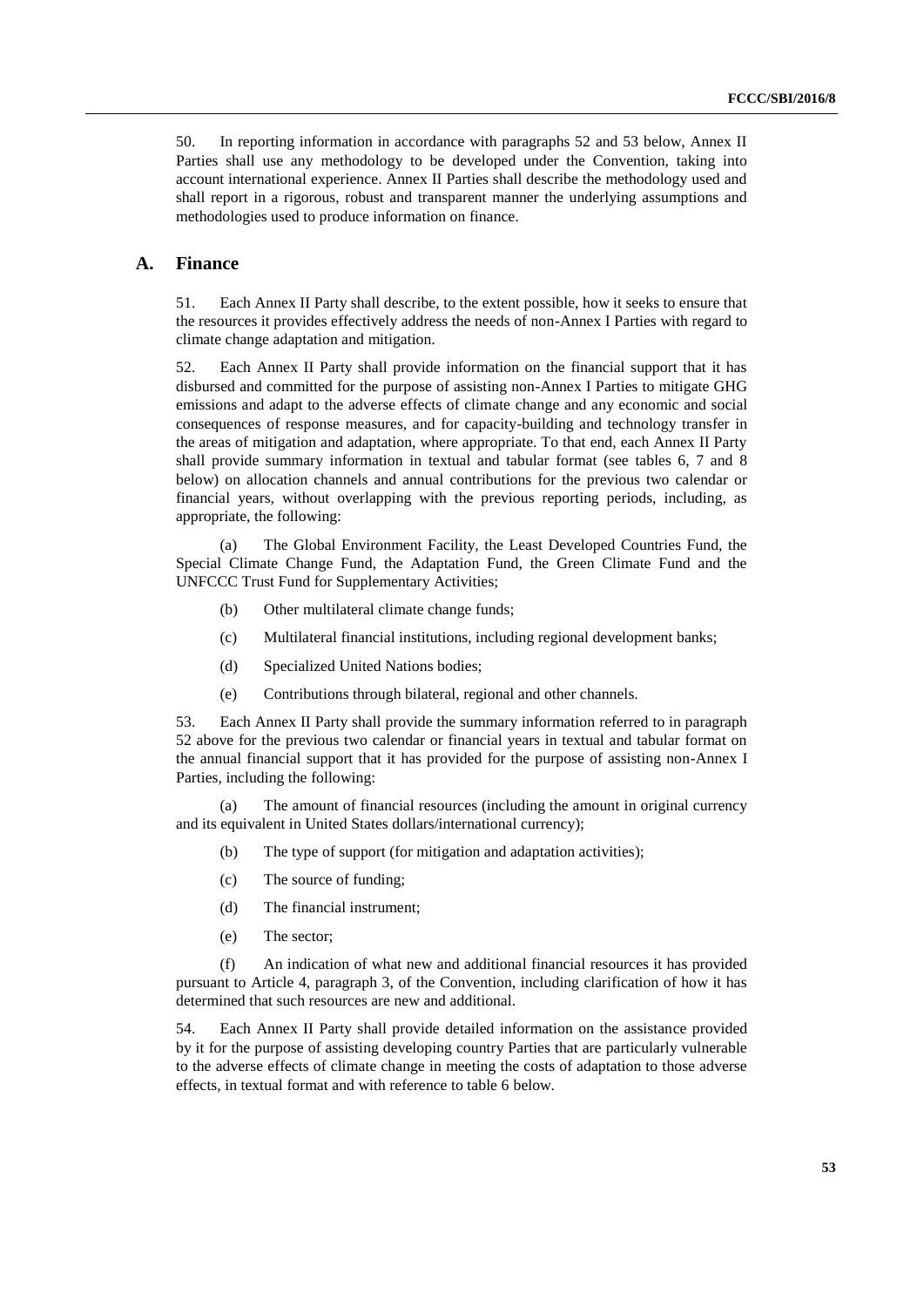50. In reporting information in accordance with paragraphs 52 and 53 below, Annex II Parties shall use any methodology to be developed under the Convention, taking into account international experience. Annex II Parties shall describe the methodology used and shall report in a rigorous, robust and transparent manner the underlying assumptions and methodologies used to produce information on finance.

## A. Finance

51. Each Annex II Party shall describe, to the extent possible, how it seeks to ensure that the resources it provides effectively address the needs of non-Annex I Parties with regard to climate change adaptation and mitigation.

52. Each Annex II Party shall provide information on the financial support that it has disbursed and committed for the purpose of assisting non-Annex I Parties to mitigate GHG emissions and adapt to the adverse effects of climate change and any economic and social consequences of response measures, and for capacity-building and technology transfer in the areas of mitigation and adaptation, where appropriate. To that end, each Annex II Party shall provide summary information in textual and tabular format (see tables 6, 7 and 8 below) on allocation channels and annual contributions for the previous two calendar or financial years, without overlapping with the previous reporting periods, including, as appropriate, the following:

(a) The Global Environment Facility, the Least Developed Countries Fund, the Special Climate Change Fund, the Adaptation Fund, the Green Climate Fund and the UNFCCC Trust Fund for Supplementary Activities;

(b) Other multilateral climate change funds;

(c) Multilateral financial institutions, including regional development banks;

(d) Specialized United Nations bodies;

(e) Contributions through bilateral, regional and other channels.

53. Each Annex II Party shall provide the summary information referred to in paragraph 52 above for the previous two calendar or financial years in textual and tabular format on the annual financial support that it has provided for the purpose of assisting non-Annex I Parties, including the following:

(a) The amount of financial resources (including the amount in original currency and its equivalent in United States dollars/international currency);

(b) The type of support (for mitigation and adaptation activities);

(c) The source of funding;

(d) The financial instrument;

(e) The sector;

(f) An indication of what new and additional financial resources it has provided pursuant to Article 4, paragraph 3, of the Convention, including clarification of how it has determined that such resources are new and additional.

54. Each Annex II Party shall provide detailed information on the assistance provided by it for the purpose of assisting developing country Parties that are particularly vulnerable to the adverse effects of climate change in meeting the costs of adaptation to those adverse effects, in textual format and with reference to table 6 below.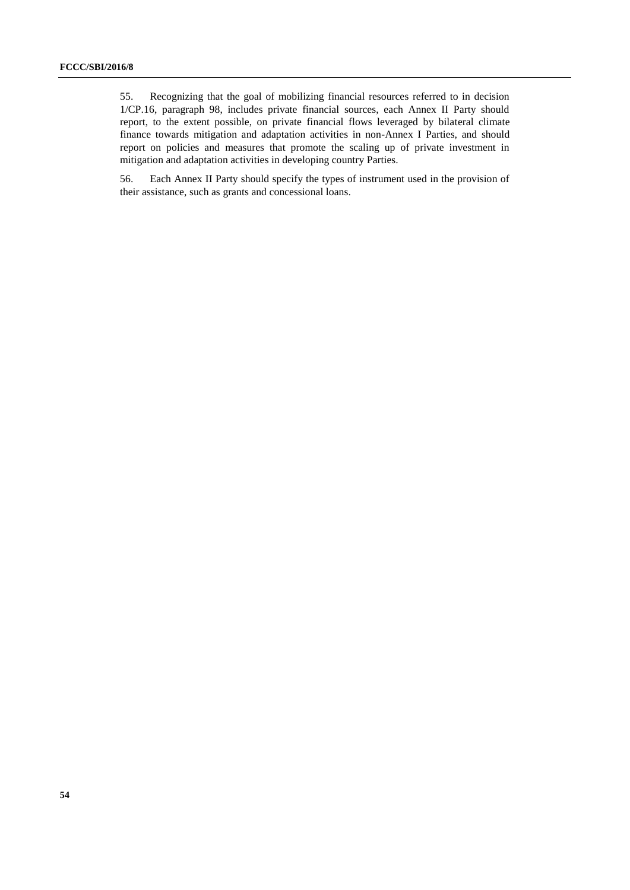55. Recognizing that the goal of mobilizing financial resources referred to in decision 1/CP.16, paragraph 98, includes private financial sources, each Annex II Party should report, to the extent possible, on private financial flows leveraged by bilateral climate finance towards mitigation and adaptation activities in non-Annex I Parties, and should report on policies and measures that promote the scaling up of private investment in mitigation and adaptation activities in developing country Parties.

56. Each Annex II Party should specify the types of instrument used in the provision of their assistance, such as grants and concessional loans.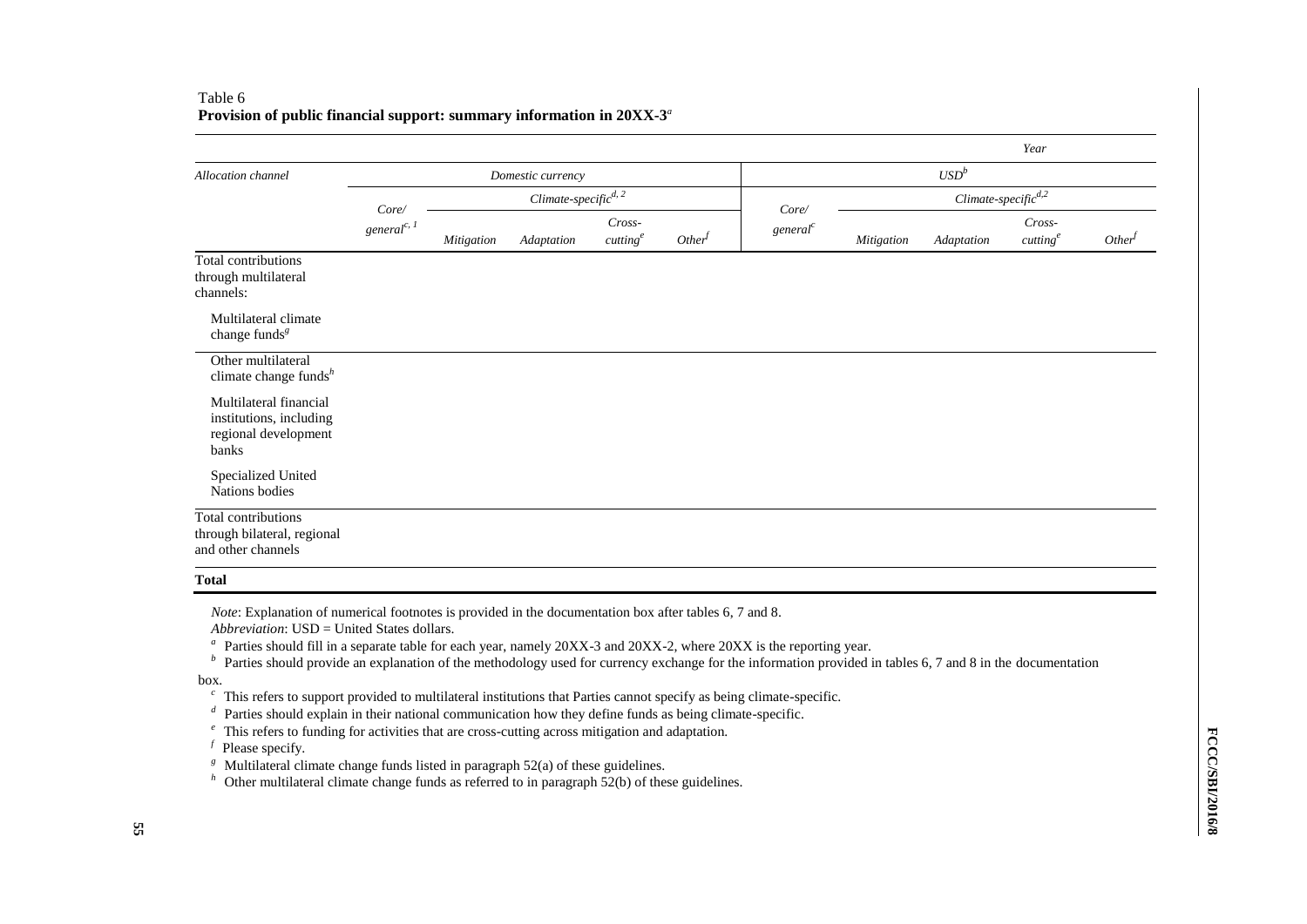Table 6
**Provision of public financial support: summary information in 20XX-3**[a]

| | | | | | | | | | | *Year* |
|---|---|---|---|---|---|---|---|---|---|---|
| *Allocation channel* | *Domestic currency* | | | | | *USD*[b] | | | | |
| | *Core/ general*[c, 1] | *Climate-specific*[d, 2] | | | | *Core/ general*[c] | *Climate-specific*[d,2] | | | |
| | | *Mitigation* | *Adaptation* | *Cross-cutting*[e] | *Other*[f] | | *Mitigation* | *Adaptation* | *Cross-cutting*[e] | *Other*[f] |
| Total contributions through multilateral channels: | | | | | | | | | | |
| Multilateral climate change funds[g] | | | | | | | | | | |
| Other multilateral climate change funds[h] | | | | | | | | | | |
| Multilateral financial institutions, including regional development banks | | | | | | | | | | |
| Specialized United Nations bodies | | | | | | | | | | |
| Total contributions through bilateral, regional and other channels | | | | | | | | | | |
| **Total** | | | | | | | | | | |

*Note*: Explanation of numerical footnotes is provided in the documentation box after tables 6, 7 and 8.

*Abbreviation*: USD = United States dollars.

[a] Parties should fill in a separate table for each year, namely 20XX-3 and 20XX-2, where 20XX is the reporting year.

[b] Parties should provide an explanation of the methodology used for currency exchange for the information provided in tables 6, 7 and 8 in the documentation box.

[c] This refers to support provided to multilateral institutions that Parties cannot specify as being climate-specific.

[d] Parties should explain in their national communication how they define funds as being climate-specific.

[e] This refers to funding for activities that are cross-cutting across mitigation and adaptation.

[f] Please specify.

[g] Multilateral climate change funds listed in paragraph 52(a) of these guidelines.

[h] Other multilateral climate change funds as referred to in paragraph 52(b) of these guidelines.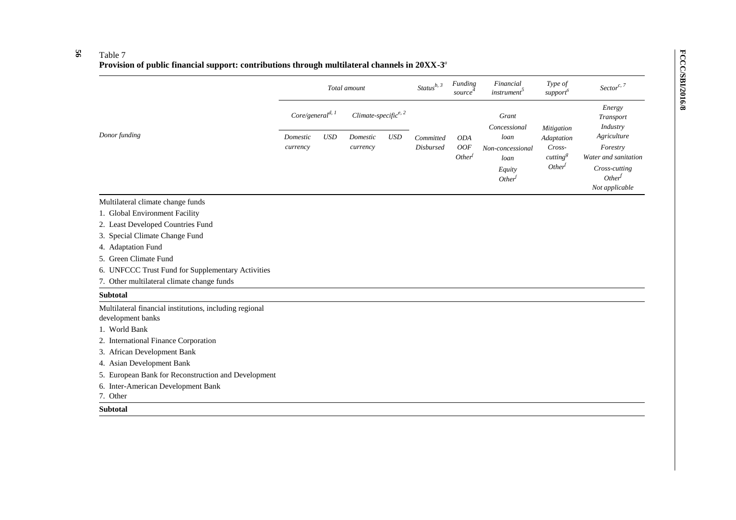Table 7

**Provision of public financial support: contributions through multilateral channels in 20XX-3[a]**

| Donor funding | Total amount | | | | Status[b, 3] | Funding source[4] | Financial instrument[5] | Type of support[6] | Sector[c, 7] |
|---|---|---|---|---|---|---|---|---|---|
| | Core/general[d, 1] | | Climate-specific[e, 2] | | | | | | |
| | Domestic currency | USD | Domestic currency | USD | Committed Disbursed | ODA OOF Other[f] | Grant Concessional loan Non-concessional loan Equity Other[f] | Mitigation Adaptation Cross-cutting[g] Other[f] | Energy Transport Industry Agriculture Forestry Water and sanitation Cross-cutting Other[f] Not applicable |
| Multilateral climate change funds | | | | | | | | | |
| 1. Global Environment Facility | | | | | | | | | |
| 2. Least Developed Countries Fund | | | | | | | | | |
| 3. Special Climate Change Fund | | | | | | | | | |
| 4. Adaptation Fund | | | | | | | | | |
| 5. Green Climate Fund | | | | | | | | | |
| 6. UNFCCC Trust Fund for Supplementary Activities | | | | | | | | | |
| 7. Other multilateral climate change funds | | | | | | | | | |
| **Subtotal** | | | | | | | | | |
| Multilateral financial institutions, including regional development banks | | | | | | | | | |
| 1. World Bank | | | | | | | | | |
| 2. International Finance Corporation | | | | | | | | | |
| 3. African Development Bank | | | | | | | | | |
| 4. Asian Development Bank | | | | | | | | | |
| 5. European Bank for Reconstruction and Development | | | | | | | | | |
| 6. Inter-American Development Bank | | | | | | | | | |
| 7. Other | | | | | | | | | |
| **Subtotal** | | | | | | | | | |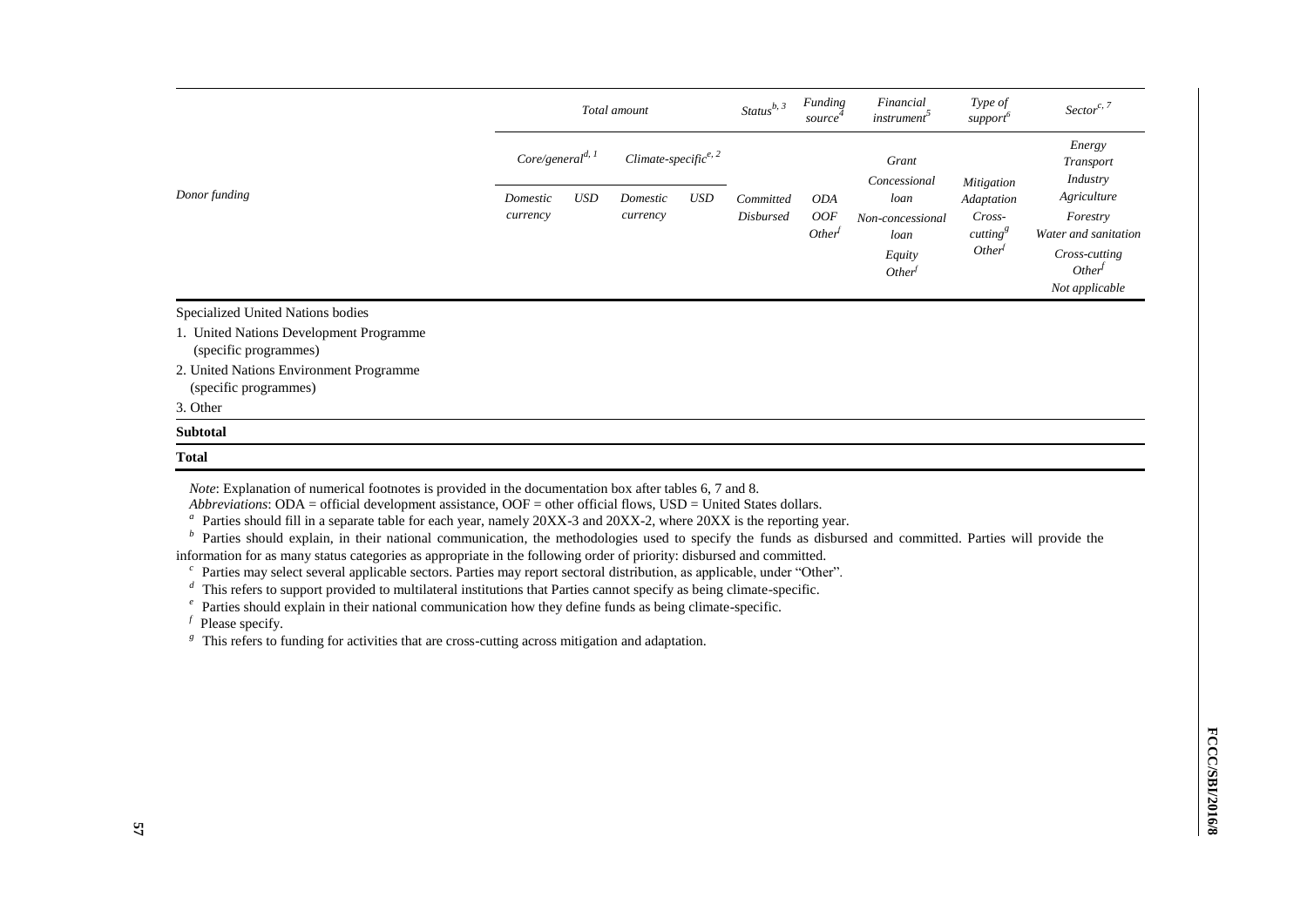| Donor funding | Total amount | | | | Status[b, 3] | Funding source[4] | Financial instrument[5] | Type of support[6] | Sector[c, 7] |
|---|---|---|---|---|---|---|---|---|---|
| | Core/general[d, 1] | | Climate-specific[e, 2] | | | | | | |
| | Domestic currency | USD | Domestic currency | USD | Committed<br>Disbursed | ODA<br>OOF<br>Other[f] | Grant<br>Concessional loan<br>Non-concessional loan<br>Equity<br>Other[f] | Mitigation<br>Adaptation<br>Cross-cutting[g]<br>Other[f] | Energy<br>Transport<br>Industry<br>Agriculture<br>Forestry<br>Water and sanitation<br>Cross-cutting<br>Other[f]<br>Not applicable |
| Specialized United Nations bodies | | | | | | | | | |
| 1. United Nations Development Programme (specific programmes) | | | | | | | | | |
| 2. United Nations Environment Programme (specific programmes) | | | | | | | | | |
| 3. Other | | | | | | | | | |
| **Subtotal** | | | | | | | | | |
| **Total** | | | | | | | | | |

*Note*: Explanation of numerical footnotes is provided in the documentation box after tables 6, 7 and 8.

*Abbreviations*: ODA = official development assistance, OOF = other official flows, USD = United States dollars.

[a] Parties should fill in a separate table for each year, namely 20XX-3 and 20XX-2, where 20XX is the reporting year.

[b] Parties should explain, in their national communication, the methodologies used to specify the funds as disbursed and committed. Parties will provide the information for as many status categories as appropriate in the following order of priority: disbursed and committed.

[c] Parties may select several applicable sectors. Parties may report sectoral distribution, as applicable, under "Other".

[d] This refers to support provided to multilateral institutions that Parties cannot specify as being climate-specific.

[e] Parties should explain in their national communication how they define funds as being climate-specific.

[f] Please specify.

[g] This refers to funding for activities that are cross-cutting across mitigation and adaptation.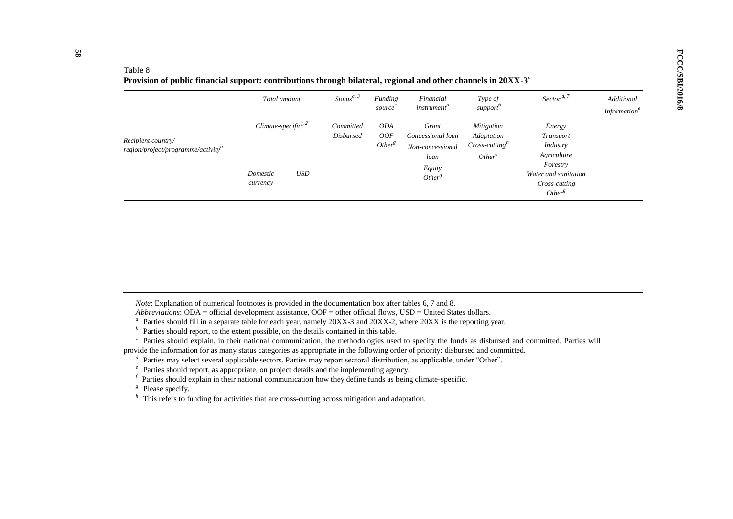Table 8
**Provision of public financial support: contributions through bilateral, regional and other channels in 20XX-3**[a]

| | *Total amount* | | *Status*[c, 3] | *Funding source*[4] | *Financial instrument*[5] | *Type of support*[6] | *Sector*[d, 7] | *Additional Information*[e] |
|---|---|---|---|---|---|---|---|---|
| | *Climate-specific*[f, 2] | | | | | | | |
| *Recipient country/ region/project/programme/activity*[b] | *Domestic currency* | *USD* | *Committed* *Disbursed* | *ODA* *OOF* *Other*[g] | *Grant* *Concessional loan* *Non-concessional loan* *Equity* *Other*[g] | *Mitigation* *Adaptation* *Cross-cutting*[h] *Other*[g] | *Energy* *Transport* *Industry* *Agriculture* *Forestry* *Water and sanitation* *Cross-cutting* *Other*[g] | |
| | | | | | | | | |

*Note*: Explanation of numerical footnotes is provided in the documentation box after tables 6, 7 and 8.

*Abbreviations*: ODA = official development assistance, OOF = other official flows, USD = United States dollars.

[a] Parties should fill in a separate table for each year, namely 20XX-3 and 20XX-2, where 20XX is the reporting year.

[b] Parties should report, to the extent possible, on the details contained in this table.

[c] Parties should explain, in their national communication, the methodologies used to specify the funds as disbursed and committed. Parties will provide the information for as many status categories as appropriate in the following order of priority: disbursed and committed.

[d] Parties may select several applicable sectors. Parties may report sectoral distribution, as applicable, under "Other".

[e] Parties should report, as appropriate, on project details and the implementing agency.

[f] Parties should explain in their national communication how they define funds as being climate-specific.

[g] Please specify.

[h] This refers to funding for activities that are cross-cutting across mitigation and adaptation.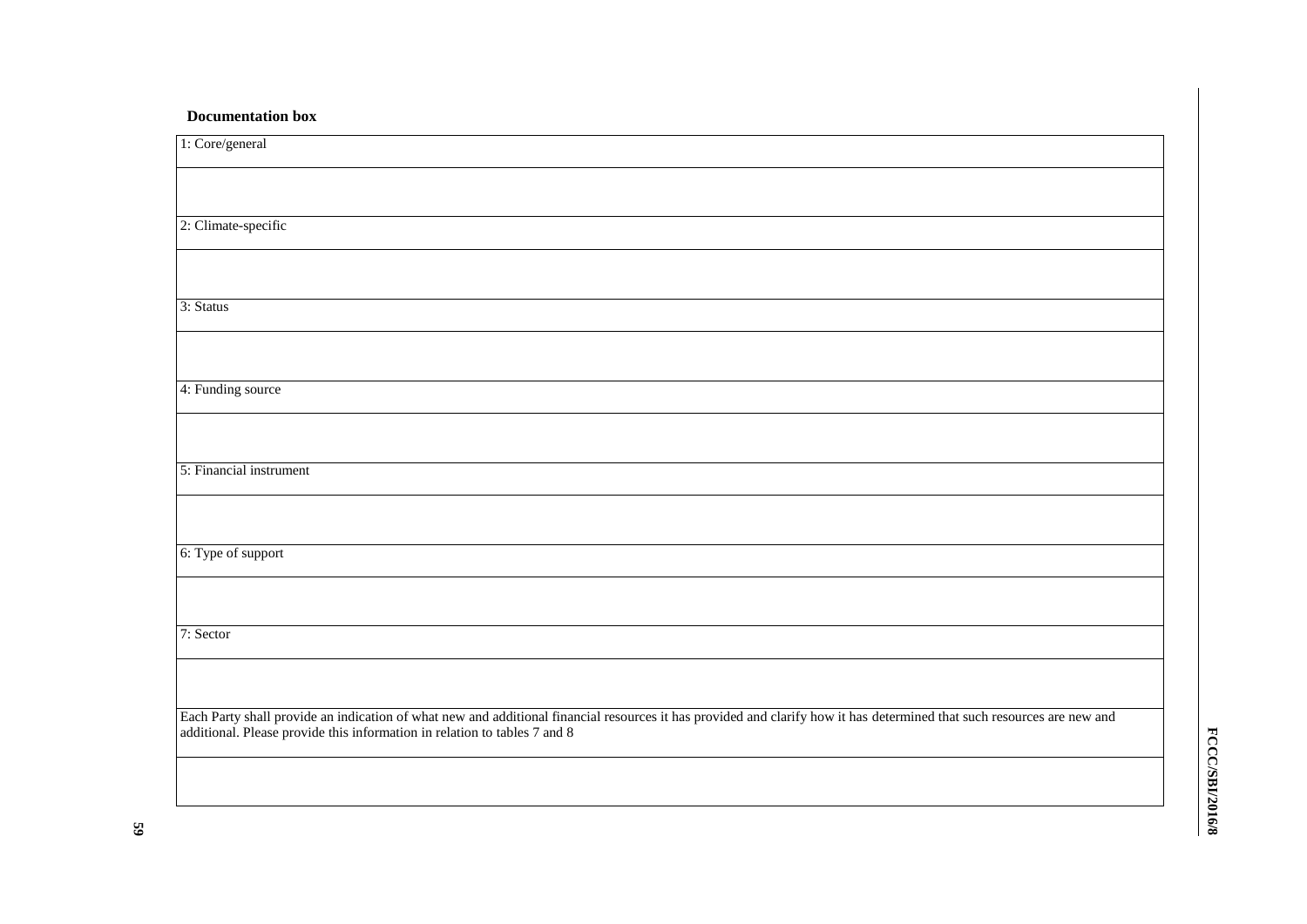**Documentation box**

| 1: Core/general |
| --- |
| |
| 2: Climate-specific |
| |
| 3: Status |
| |
| 4: Funding source |
| |
| 5: Financial instrument |
| |
| 6: Type of support |
| |
| 7: Sector |
| |
| Each Party shall provide an indication of what new and additional financial resources it has provided and clarify how it has determined that such resources are new and additional. Please provide this information in relation to tables 7 and 8 |
| |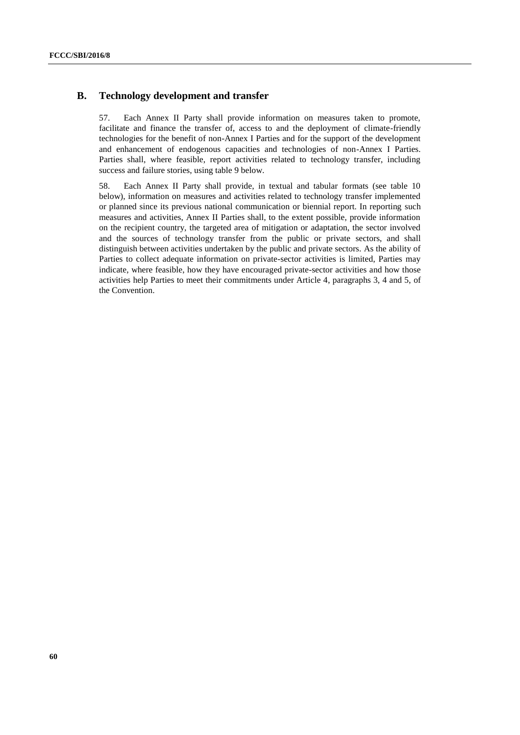## B. Technology development and transfer

57. Each Annex II Party shall provide information on measures taken to promote, facilitate and finance the transfer of, access to and the deployment of climate-friendly technologies for the benefit of non-Annex I Parties and for the support of the development and enhancement of endogenous capacities and technologies of non-Annex I Parties. Parties shall, where feasible, report activities related to technology transfer, including success and failure stories, using table 9 below.

58. Each Annex II Party shall provide, in textual and tabular formats (see table 10 below), information on measures and activities related to technology transfer implemented or planned since its previous national communication or biennial report. In reporting such measures and activities, Annex II Parties shall, to the extent possible, provide information on the recipient country, the targeted area of mitigation or adaptation, the sector involved and the sources of technology transfer from the public or private sectors, and shall distinguish between activities undertaken by the public and private sectors. As the ability of Parties to collect adequate information on private-sector activities is limited, Parties may indicate, where feasible, how they have encouraged private-sector activities and how those activities help Parties to meet their commitments under Article 4, paragraphs 3, 4 and 5, of the Convention.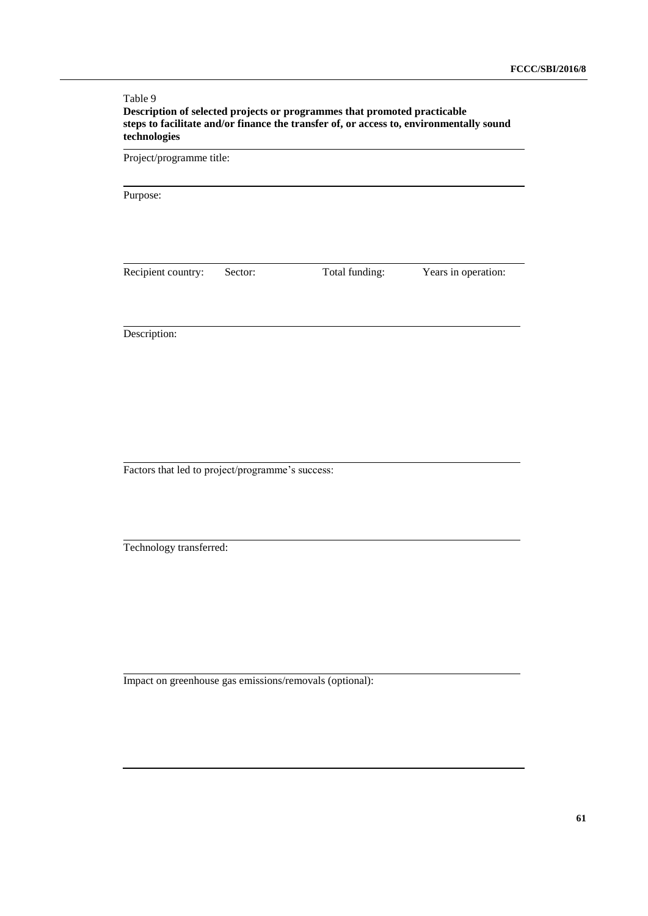Table 9

**Description of selected projects or programmes that promoted practicable steps to facilitate and/or finance the transfer of, or access to, environmentally sound technologies**

| Project/programme title: | | | |
|---|---|---|---|
| Purpose: | | | |
| Recipient country: | Sector: | Total funding: | Years in operation: |
| Description: | | | |
| Factors that led to project/programme's success: | | | |
| Technology transferred: | | | |
| Impact on greenhouse gas emissions/removals (optional): | | | |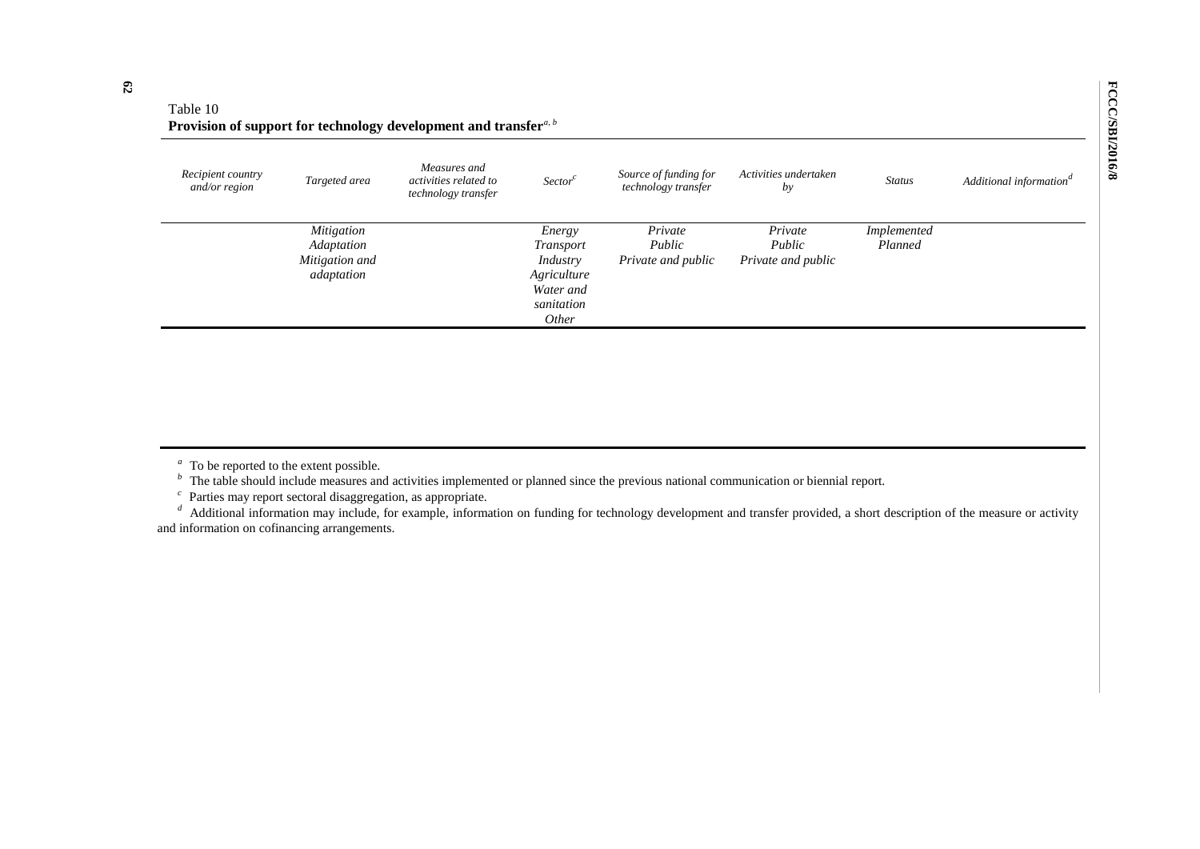Table 10

**Provision of support for technology development and transfer**[a, b]

| *Recipient country and/or region* | *Targeted area* | *Measures and activities related to technology transfer* | *Sector*[c] | *Source of funding for technology transfer* | *Activities undertaken by* | *Status* | *Additional information*[d] |
|---|---|---|---|---|---|---|---|
| | *Mitigation*<br>*Adaptation*<br>*Mitigation and adaptation* | | *Energy*<br>*Transport*<br>*Industry*<br>*Agriculture*<br>*Water and sanitation*<br>*Other* | *Private*<br>*Public*<br>*Private and public* | *Private*<br>*Public*<br>*Private and public* | *Implemented*<br>*Planned* | |

[a] To be reported to the extent possible.

[b] The table should include measures and activities implemented or planned since the previous national communication or biennial report.

[c] Parties may report sectoral disaggregation, as appropriate.

[d] Additional information may include, for example, information on funding for technology development and transfer provided, a short description of the measure or activity and information on cofinancing arrangements.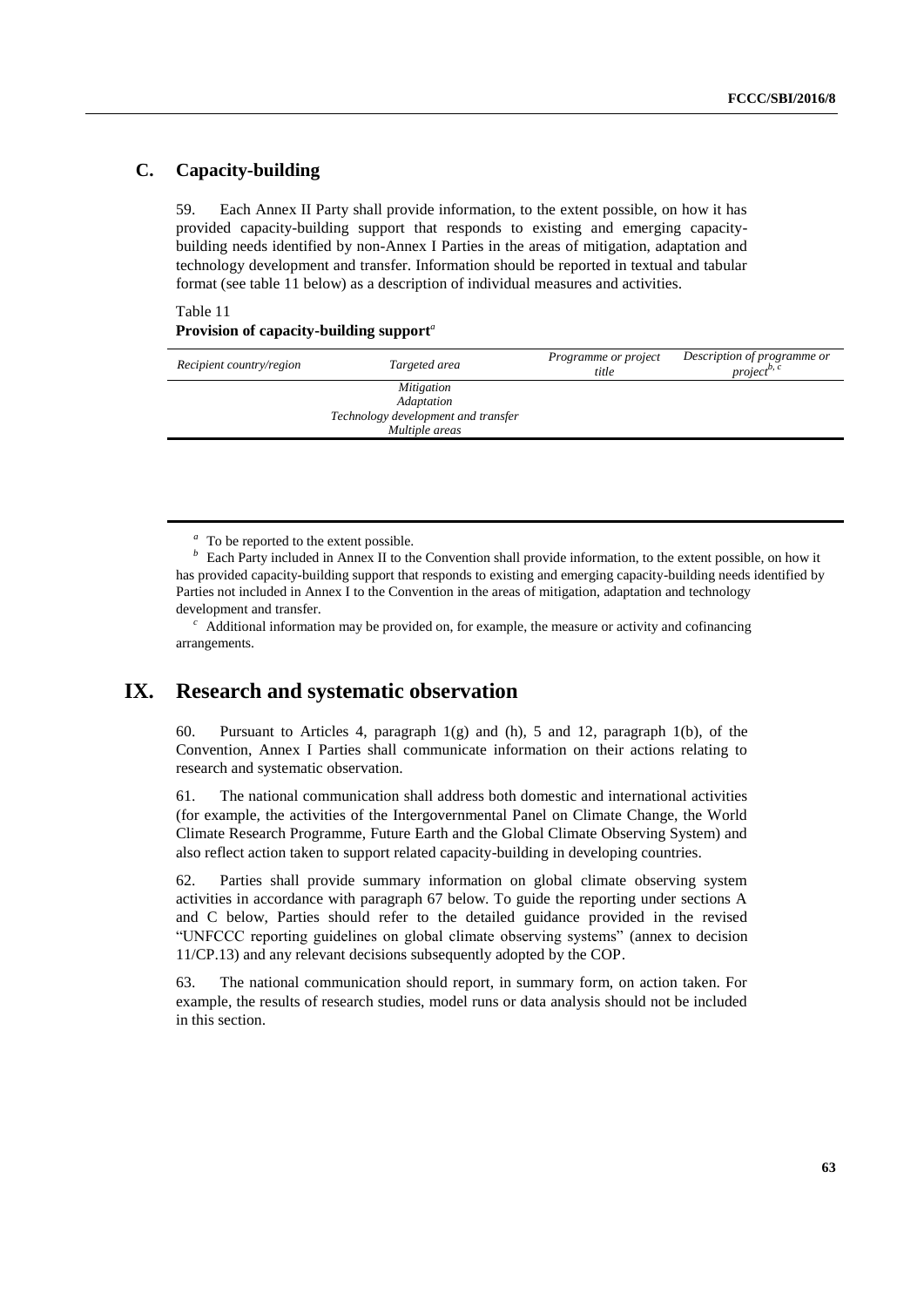## C. Capacity-building

59. Each Annex II Party shall provide information, to the extent possible, on how it has provided capacity-building support that responds to existing and emerging capacity-building needs identified by non-Annex I Parties in the areas of mitigation, adaptation and technology development and transfer. Information should be reported in textual and tabular format (see table 11 below) as a description of individual measures and activities.

Table 11
**Provision of capacity-building support**[a]

| *Recipient country/region* | *Targeted area* | *Programme or project title* | *Description of programme or project*[b, c] |
|---|---|---|---|
| | *Mitigation* | | |
| | *Adaptation* | | |
| | *Technology development and transfer* | | |
| | *Multiple areas* | | |

[a] To be reported to the extent possible.

[b] Each Party included in Annex II to the Convention shall provide information, to the extent possible, on how it has provided capacity-building support that responds to existing and emerging capacity-building needs identified by Parties not included in Annex I to the Convention in the areas of mitigation, adaptation and technology development and transfer.

[c] Additional information may be provided on, for example, the measure or activity and cofinancing arrangements.

# IX. Research and systematic observation

60. Pursuant to Articles 4, paragraph 1(g) and (h), 5 and 12, paragraph 1(b), of the Convention, Annex I Parties shall communicate information on their actions relating to research and systematic observation.

61. The national communication shall address both domestic and international activities (for example, the activities of the Intergovernmental Panel on Climate Change, the World Climate Research Programme, Future Earth and the Global Climate Observing System) and also reflect action taken to support related capacity-building in developing countries.

62. Parties shall provide summary information on global climate observing system activities in accordance with paragraph 67 below. To guide the reporting under sections A and C below, Parties should refer to the detailed guidance provided in the revised "UNFCCC reporting guidelines on global climate observing systems" (annex to decision 11/CP.13) and any relevant decisions subsequently adopted by the COP.

63. The national communication should report, in summary form, on action taken. For example, the results of research studies, model runs or data analysis should not be included in this section.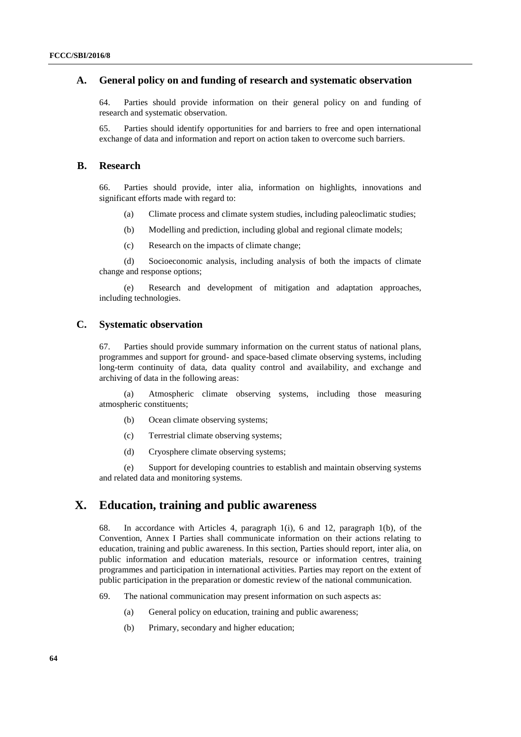### A. General policy on and funding of research and systematic observation

64. Parties should provide information on their general policy on and funding of research and systematic observation.

65. Parties should identify opportunities for and barriers to free and open international exchange of data and information and report on action taken to overcome such barriers.

### B. Research

66. Parties should provide, inter alia, information on highlights, innovations and significant efforts made with regard to:

(a) Climate process and climate system studies, including paleoclimatic studies;

(b) Modelling and prediction, including global and regional climate models;

(c) Research on the impacts of climate change;

(d) Socioeconomic analysis, including analysis of both the impacts of climate change and response options;

(e) Research and development of mitigation and adaptation approaches, including technologies.

### C. Systematic observation

67. Parties should provide summary information on the current status of national plans, programmes and support for ground- and space-based climate observing systems, including long-term continuity of data, data quality control and availability, and exchange and archiving of data in the following areas:

(a) Atmospheric climate observing systems, including those measuring atmospheric constituents;

(b) Ocean climate observing systems;

(c) Terrestrial climate observing systems;

(d) Cryosphere climate observing systems;

(e) Support for developing countries to establish and maintain observing systems and related data and monitoring systems.

## X. Education, training and public awareness

68. In accordance with Articles 4, paragraph 1(i), 6 and 12, paragraph 1(b), of the Convention, Annex I Parties shall communicate information on their actions relating to education, training and public awareness. In this section, Parties should report, inter alia, on public information and education materials, resource or information centres, training programmes and participation in international activities. Parties may report on the extent of public participation in the preparation or domestic review of the national communication.

69. The national communication may present information on such aspects as:

(a) General policy on education, training and public awareness;

(b) Primary, secondary and higher education;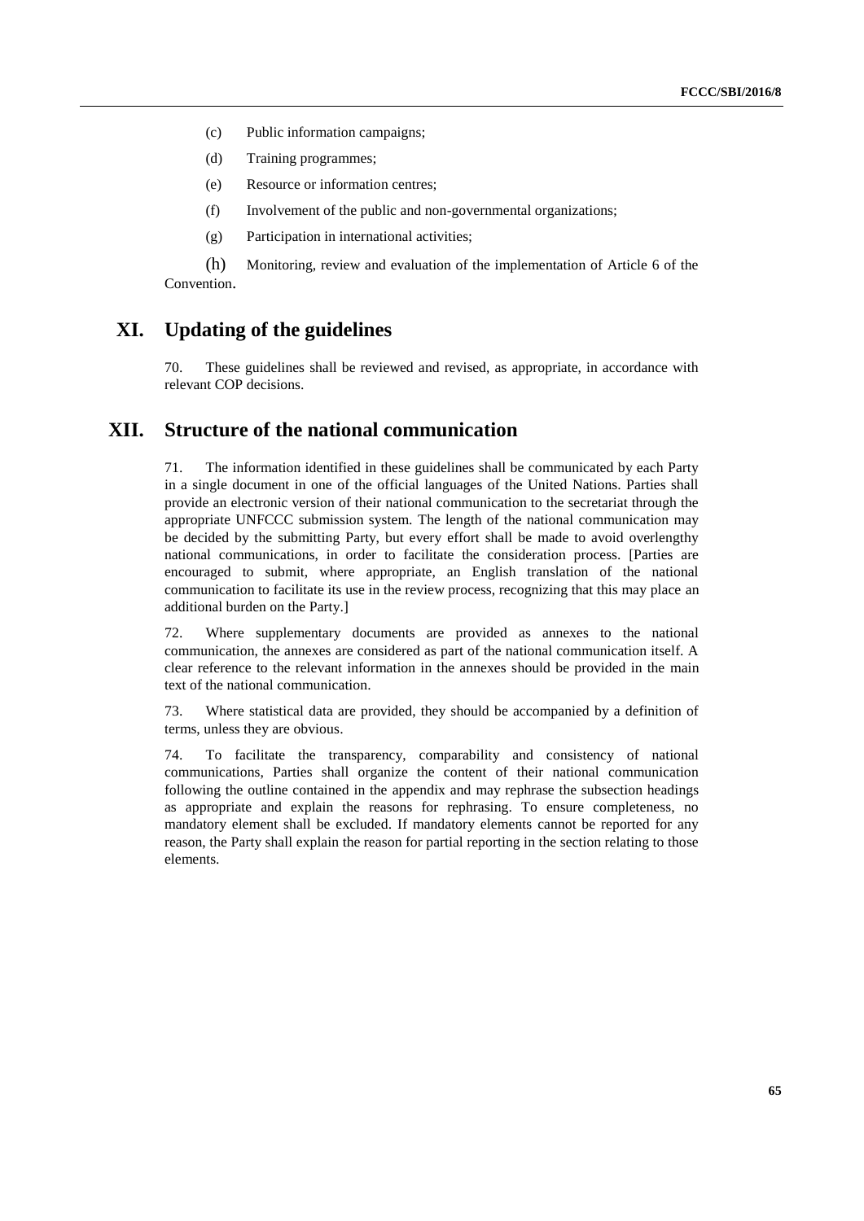(c) Public information campaigns;

(d) Training programmes;

(e) Resource or information centres;

(f) Involvement of the public and non-governmental organizations;

(g) Participation in international activities;

(h) Monitoring, review and evaluation of the implementation of Article 6 of the Convention.

## XI. Updating of the guidelines

70. These guidelines shall be reviewed and revised, as appropriate, in accordance with relevant COP decisions.

## XII. Structure of the national communication

71. The information identified in these guidelines shall be communicated by each Party in a single document in one of the official languages of the United Nations. Parties shall provide an electronic version of their national communication to the secretariat through the appropriate UNFCCC submission system. The length of the national communication may be decided by the submitting Party, but every effort shall be made to avoid overlengthy national communications, in order to facilitate the consideration process. [Parties are encouraged to submit, where appropriate, an English translation of the national communication to facilitate its use in the review process, recognizing that this may place an additional burden on the Party.]

72. Where supplementary documents are provided as annexes to the national communication, the annexes are considered as part of the national communication itself. A clear reference to the relevant information in the annexes should be provided in the main text of the national communication.

73. Where statistical data are provided, they should be accompanied by a definition of terms, unless they are obvious.

74. To facilitate the transparency, comparability and consistency of national communications, Parties shall organize the content of their national communication following the outline contained in the appendix and may rephrase the subsection headings as appropriate and explain the reasons for rephrasing. To ensure completeness, no mandatory element shall be excluded. If mandatory elements cannot be reported for any reason, the Party shall explain the reason for partial reporting in the section relating to those elements.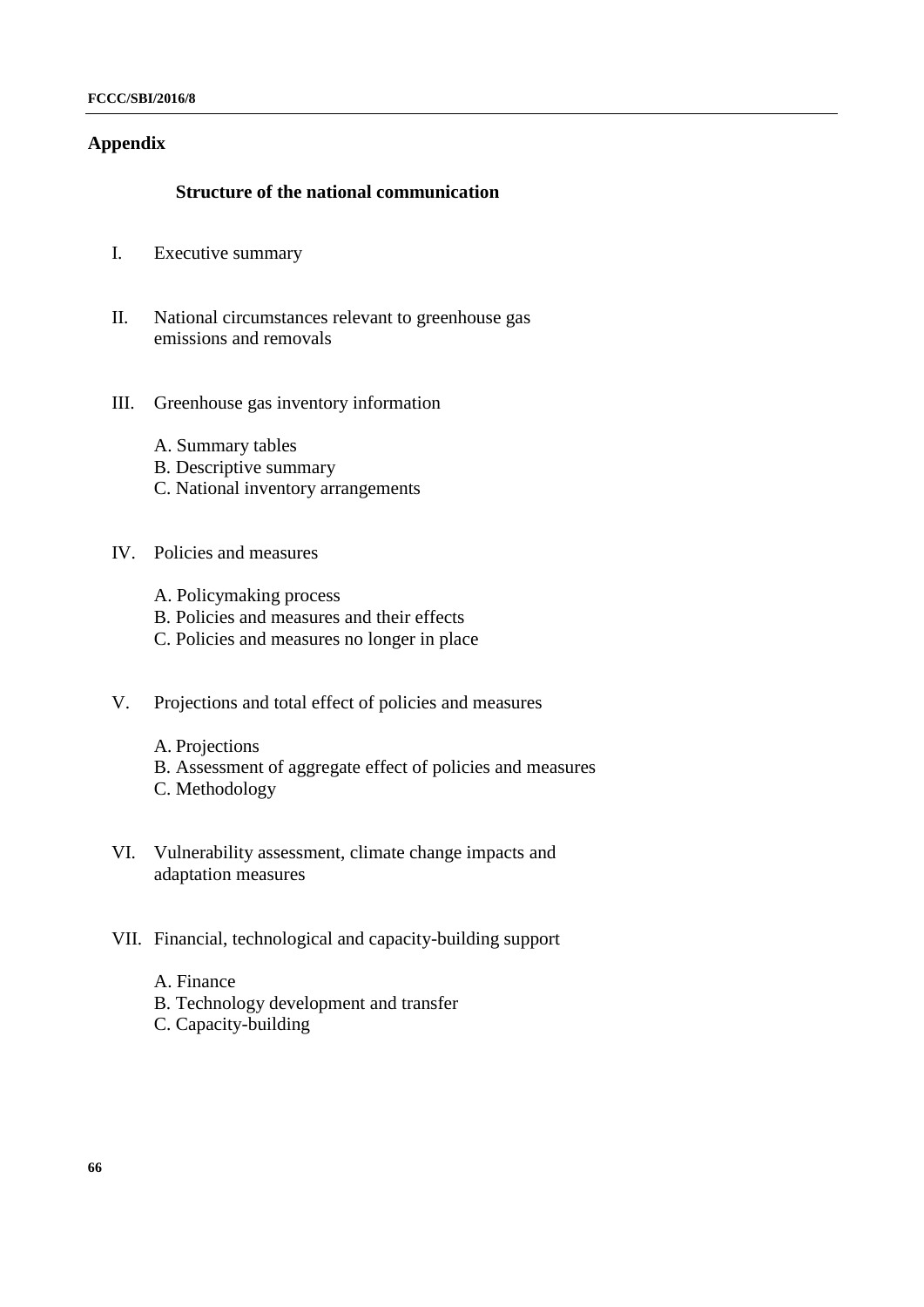## Appendix

### Structure of the national communication

I. Executive summary

II. National circumstances relevant to greenhouse gas emissions and removals

III. Greenhouse gas inventory information

A. Summary tables
B. Descriptive summary
C. National inventory arrangements

IV. Policies and measures

A. Policymaking process
B. Policies and measures and their effects
C. Policies and measures no longer in place

V. Projections and total effect of policies and measures

A. Projections
B. Assessment of aggregate effect of policies and measures
C. Methodology

VI. Vulnerability assessment, climate change impacts and adaptation measures

VII. Financial, technological and capacity-building support

A. Finance
B. Technology development and transfer
C. Capacity-building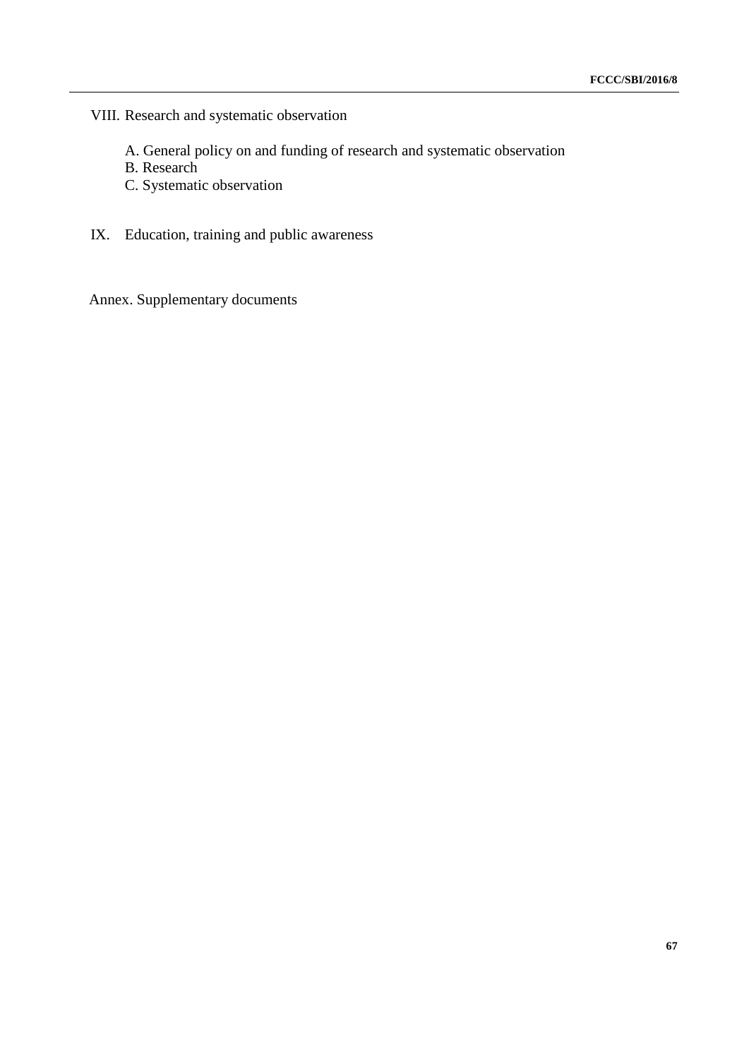VIII. Research and systematic observation

A. General policy on and funding of research and systematic observation
B. Research
C. Systematic observation

IX. Education, training and public awareness

Annex. Supplementary documents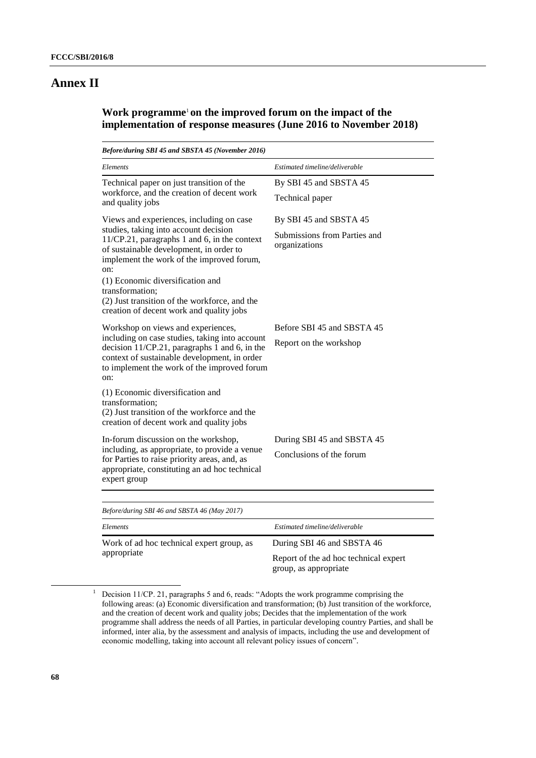# Annex II

## Work programme[1] on the improved forum on the impact of the implementation of response measures (June 2016 to November 2018)

| *Before/during SBI 45 and SBSTA 45 (November 2016)* | |
|---|---|
| *Elements* | *Estimated timeline/deliverable* |
| Technical paper on just transition of the workforce, and the creation of decent work and quality jobs | By SBI 45 and SBSTA 45<br>Technical paper |
| Views and experiences, including on case studies, taking into account decision 11/CP.21, paragraphs 1 and 6, in the context of sustainable development, in order to implement the work of the improved forum, on:<br>(1) Economic diversification and transformation;<br>(2) Just transition of the workforce, and the creation of decent work and quality jobs | By SBI 45 and SBSTA 45<br>Submissions from Parties and organizations |
| Workshop on views and experiences, including on case studies, taking into account decision 11/CP.21, paragraphs 1 and 6, in the context of sustainable development, in order to implement the work of the improved forum on:<br>(1) Economic diversification and transformation;<br>(2) Just transition of the workforce and the creation of decent work and quality jobs | Before SBI 45 and SBSTA 45<br>Report on the workshop |
| In-forum discussion on the workshop, including, as appropriate, to provide a venue for Parties to raise priority areas, and, as appropriate, constituting an ad hoc technical expert group | During SBI 45 and SBSTA 45<br>Conclusions of the forum |

| *Before/during SBI 46 and SBSTA 46 (May 2017)* | |
|---|---|
| *Elements* | *Estimated timeline/deliverable* |
| Work of ad hoc technical expert group, as appropriate | During SBI 46 and SBSTA 46<br>Report of the ad hoc technical expert group, as appropriate |

[1] Decision 11/CP. 21, paragraphs 5 and 6, reads: "Adopts the work programme comprising the following areas: (a) Economic diversification and transformation; (b) Just transition of the workforce, and the creation of decent work and quality jobs; Decides that the implementation of the work programme shall address the needs of all Parties, in particular developing country Parties, and shall be informed, inter alia, by the assessment and analysis of impacts, including the use and development of economic modelling, taking into account all relevant policy issues of concern".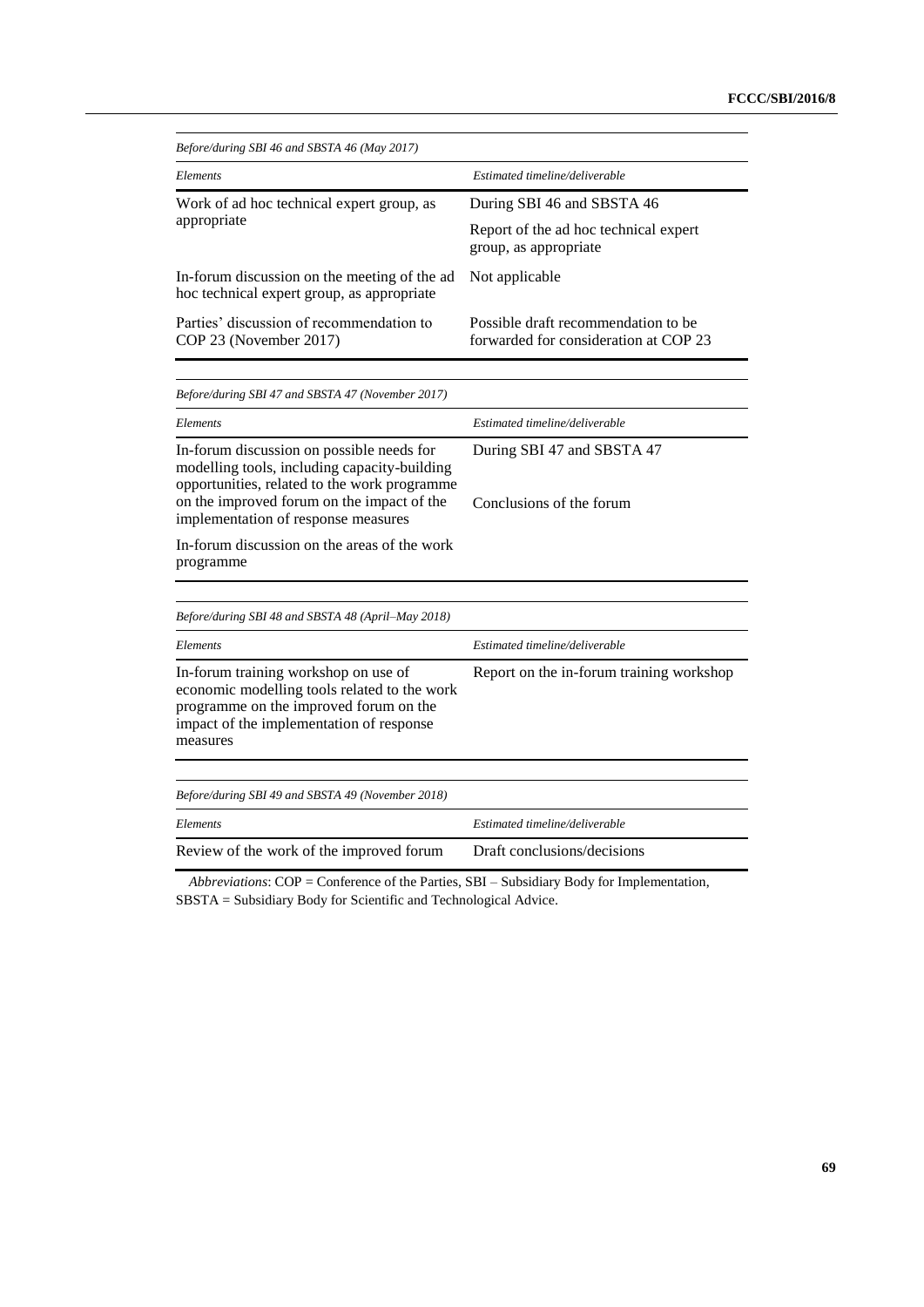| *Before/during SBI 46 and SBSTA 46 (May 2017)* | |
|---|---|
| *Elements* | *Estimated timeline/deliverable* |
| Work of ad hoc technical expert group, as appropriate | During SBI 46 and SBSTA 46<br>Report of the ad hoc technical expert group, as appropriate |
| In-forum discussion on the meeting of the ad hoc technical expert group, as appropriate | Not applicable |
| Parties' discussion of recommendation to COP 23 (November 2017) | Possible draft recommendation to be forwarded for consideration at COP 23 |

| *Before/during SBI 47 and SBSTA 47 (November 2017)* | |
|---|---|
| *Elements* | *Estimated timeline/deliverable* |
| In-forum discussion on possible needs for modelling tools, including capacity-building opportunities, related to the work programme on the improved forum on the impact of the implementation of response measures | During SBI 47 and SBSTA 47<br>Conclusions of the forum |
| In-forum discussion on the areas of the work programme | |

| *Before/during SBI 48 and SBSTA 48 (April–May 2018)* | |
|---|---|
| *Elements* | *Estimated timeline/deliverable* |
| In-forum training workshop on use of economic modelling tools related to the work programme on the improved forum on the impact of the implementation of response measures | Report on the in-forum training workshop |

| *Before/during SBI 49 and SBSTA 49 (November 2018)* | |
|---|---|
| *Elements* | *Estimated timeline/deliverable* |
| Review of the work of the improved forum | Draft conclusions/decisions |

*Abbreviations*: COP = Conference of the Parties, SBI – Subsidiary Body for Implementation, SBSTA = Subsidiary Body for Scientific and Technological Advice.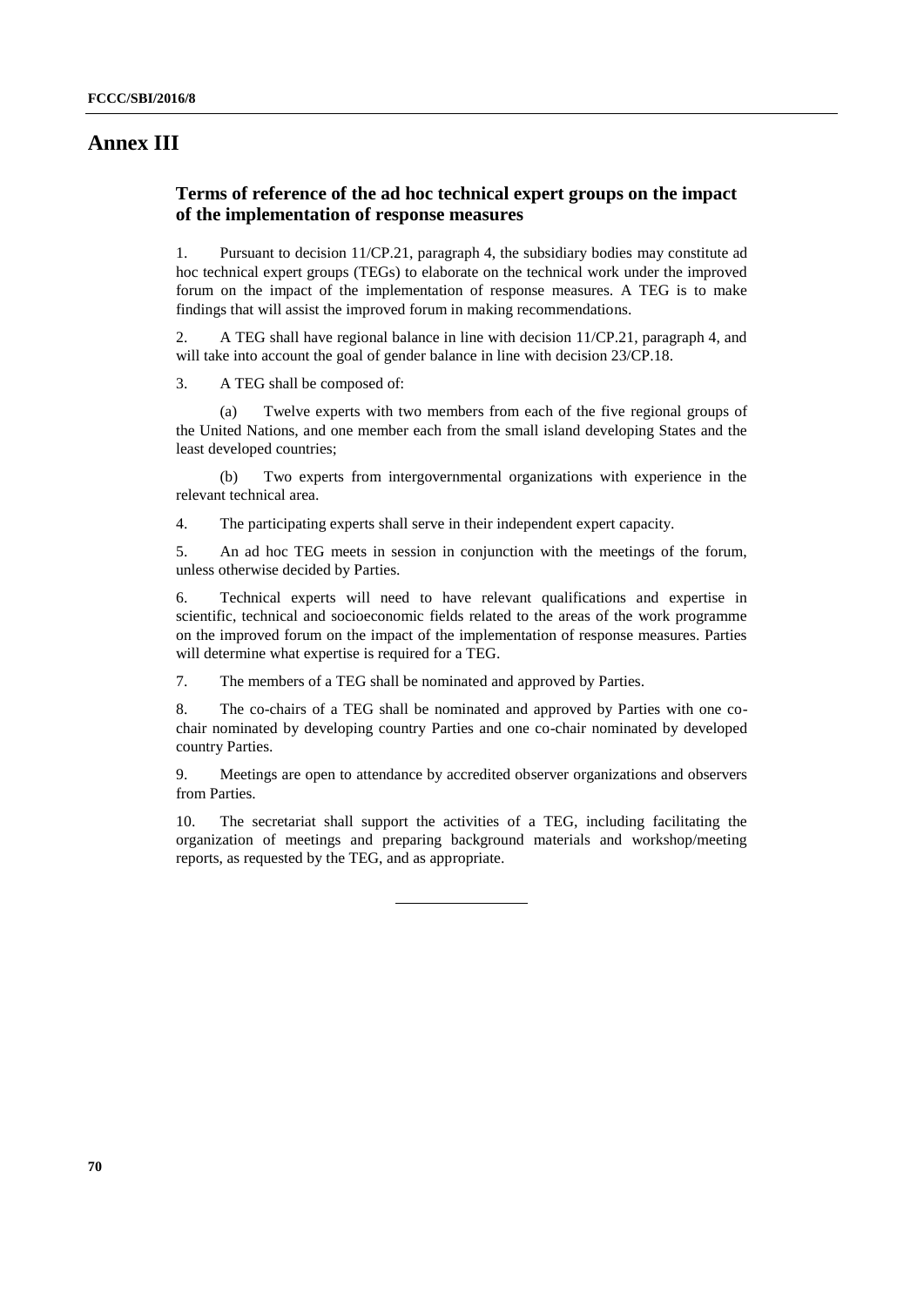# Annex III

## Terms of reference of the ad hoc technical expert groups on the impact of the implementation of response measures

1. Pursuant to decision 11/CP.21, paragraph 4, the subsidiary bodies may constitute ad hoc technical expert groups (TEGs) to elaborate on the technical work under the improved forum on the impact of the implementation of response measures. A TEG is to make findings that will assist the improved forum in making recommendations.

2. A TEG shall have regional balance in line with decision 11/CP.21, paragraph 4, and will take into account the goal of gender balance in line with decision 23/CP.18.

3. A TEG shall be composed of:

   (a) Twelve experts with two members from each of the five regional groups of the United Nations, and one member each from the small island developing States and the least developed countries;

   (b) Two experts from intergovernmental organizations with experience in the relevant technical area.

4. The participating experts shall serve in their independent expert capacity.

5. An ad hoc TEG meets in session in conjunction with the meetings of the forum, unless otherwise decided by Parties.

6. Technical experts will need to have relevant qualifications and expertise in scientific, technical and socioeconomic fields related to the areas of the work programme on the improved forum on the impact of the implementation of response measures. Parties will determine what expertise is required for a TEG.

7. The members of a TEG shall be nominated and approved by Parties.

8. The co-chairs of a TEG shall be nominated and approved by Parties with one co-chair nominated by developing country Parties and one co-chair nominated by developed country Parties.

9. Meetings are open to attendance by accredited observer organizations and observers from Parties.

10. The secretariat shall support the activities of a TEG, including facilitating the organization of meetings and preparing background materials and workshop/meeting reports, as requested by the TEG, and as appropriate.